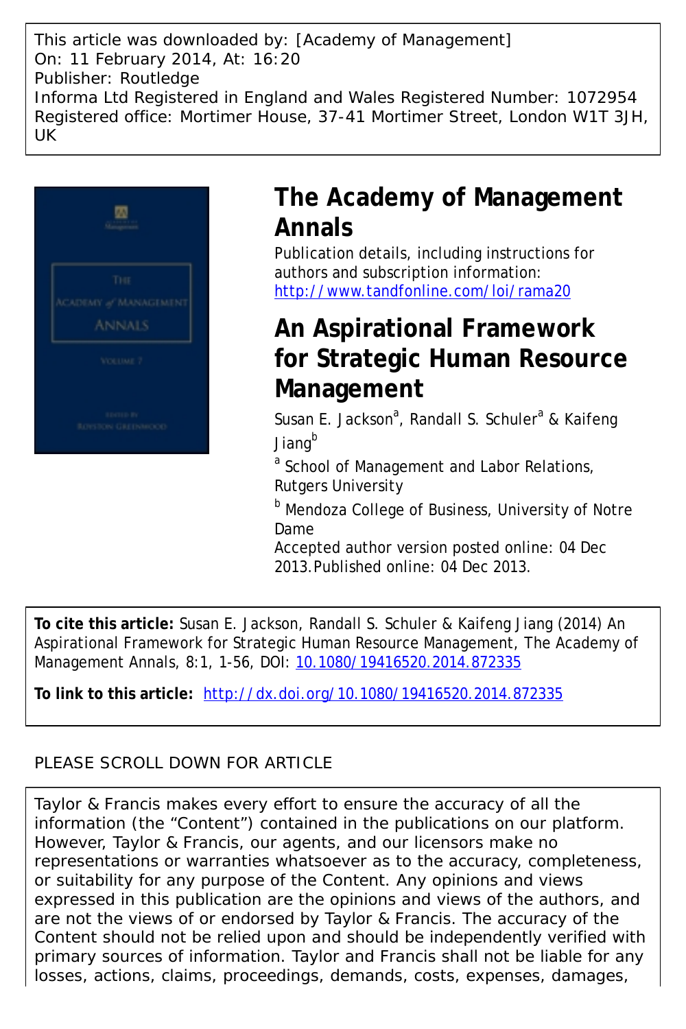This article was downloaded by: [Academy of Management]
On: 11 February 2014, At: 16:20
Publisher: Routledge
Informa Ltd Registered in England and Wales Registered Number: 1072954
Registered office: Mortimer House, 37-41 Mortimer Street, London W1T 3JH, UK

# The Academy of Management Annals

Publication details, including instructions for authors and subscription information:
http://www.tandfonline.com/loi/rama20

# An Aspirational Framework for Strategic Human Resource Management

Susan E. Jackson[a], Randall S. Schuler[a] & Kaifeng Jiang[b]

[a] School of Management and Labor Relations, Rutgers University

[b] Mendoza College of Business, University of Notre Dame

Accepted author version posted online: 04 Dec 2013. Published online: 04 Dec 2013.

**To cite this article:** Susan E. Jackson, Randall S. Schuler & Kaifeng Jiang (2014) An Aspirational Framework for Strategic Human Resource Management, The Academy of Management Annals, 8:1, 1-56, DOI: 10.1080/19416520.2014.872335

**To link to this article:** http://dx.doi.org/10.1080/19416520.2014.872335

PLEASE SCROLL DOWN FOR ARTICLE

Taylor & Francis makes every effort to ensure the accuracy of all the information (the "Content") contained in the publications on our platform. However, Taylor & Francis, our agents, and our licensors make no representations or warranties whatsoever as to the accuracy, completeness, or suitability for any purpose of the Content. Any opinions and views expressed in this publication are the opinions and views of the authors, and are not the views of or endorsed by Taylor & Francis. The accuracy of the Content should not be relied upon and should be independently verified with primary sources of information. Taylor and Francis shall not be liable for any losses, actions, claims, proceedings, demands, costs, expenses, damages,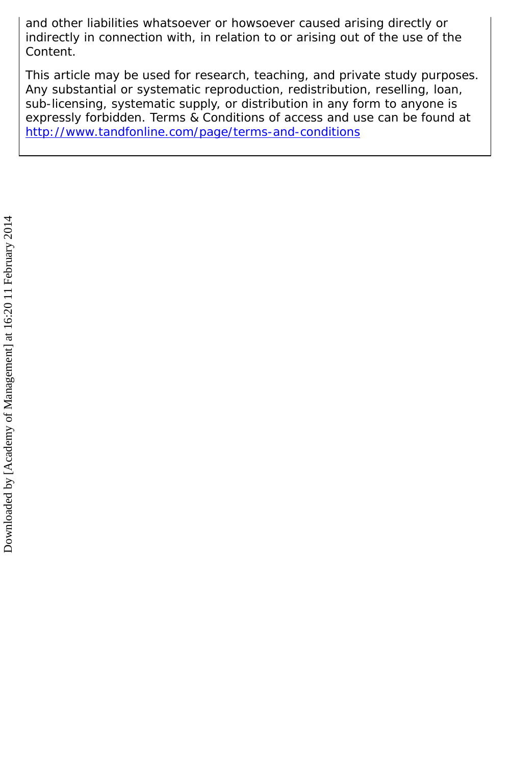and other liabilities whatsoever or howsoever caused arising directly or indirectly in connection with, in relation to or arising out of the use of the Content.

This article may be used for research, teaching, and private study purposes. Any substantial or systematic reproduction, redistribution, reselling, loan, sub-licensing, systematic supply, or distribution in any form to anyone is expressly forbidden. Terms & Conditions of access and use can be found at http://www.tandfonline.com/page/terms-and-conditions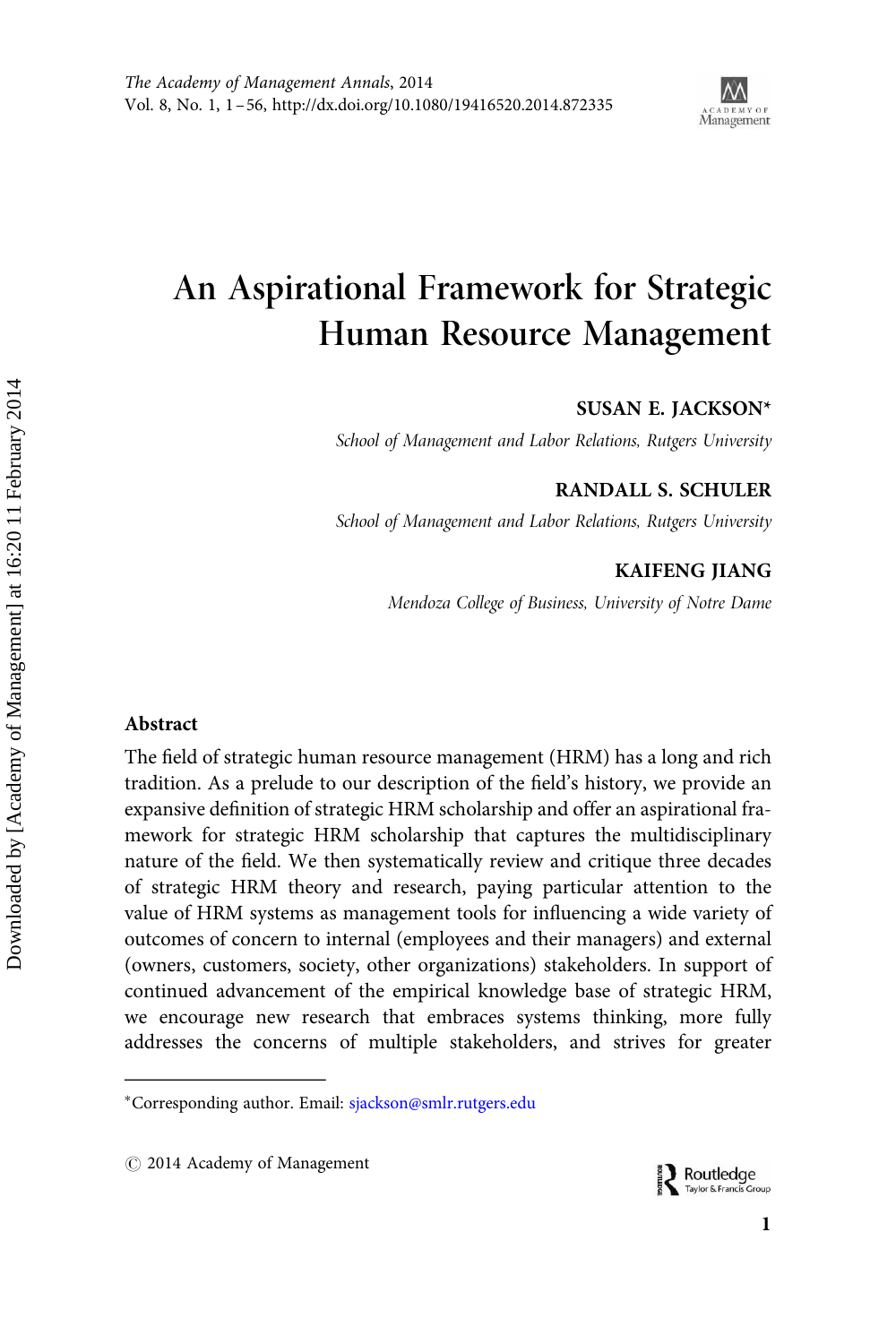# An Aspirational Framework for Strategic Human Resource Management

**SUSAN E. JACKSON***

*School of Management and Labor Relations, Rutgers University*

**RANDALL S. SCHULER**

*School of Management and Labor Relations, Rutgers University*

**KAIFENG JIANG**

*Mendoza College of Business, University of Notre Dame*

## Abstract

The field of strategic human resource management (HRM) has a long and rich tradition. As a prelude to our description of the field's history, we provide an expansive definition of strategic HRM scholarship and offer an aspirational framework for strategic HRM scholarship that captures the multidisciplinary nature of the field. We then systematically review and critique three decades of strategic HRM theory and research, paying particular attention to the value of HRM systems as management tools for influencing a wide variety of outcomes of concern to internal (employees and their managers) and external (owners, customers, society, other organizations) stakeholders. In support of continued advancement of the empirical knowledge base of strategic HRM, we encourage new research that embraces systems thinking, more fully addresses the concerns of multiple stakeholders, and strives for greater

*Corresponding author. Email: sjackson@smlr.rutgers.edu

© 2014 Academy of Management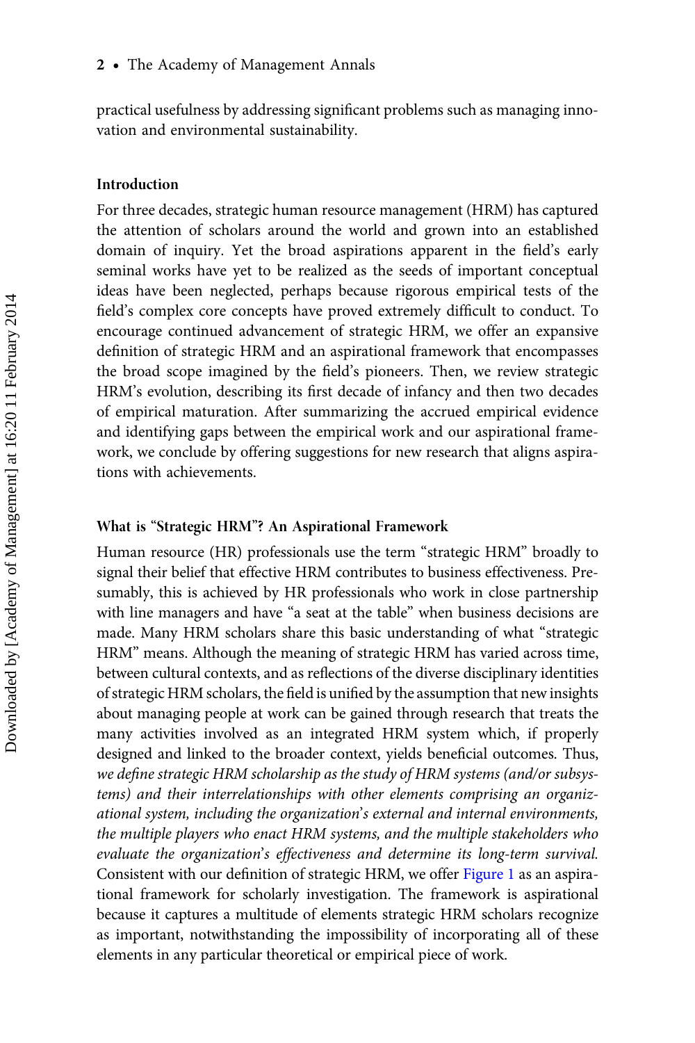practical usefulness by addressing significant problems such as managing innovation and environmental sustainability.

## Introduction

For three decades, strategic human resource management (HRM) has captured the attention of scholars around the world and grown into an established domain of inquiry. Yet the broad aspirations apparent in the field's early seminal works have yet to be realized as the seeds of important conceptual ideas have been neglected, perhaps because rigorous empirical tests of the field's complex core concepts have proved extremely difficult to conduct. To encourage continued advancement of strategic HRM, we offer an expansive definition of strategic HRM and an aspirational framework that encompasses the broad scope imagined by the field's pioneers. Then, we review strategic HRM's evolution, describing its first decade of infancy and then two decades of empirical maturation. After summarizing the accrued empirical evidence and identifying gaps between the empirical work and our aspirational framework, we conclude by offering suggestions for new research that aligns aspirations with achievements.

## What is "Strategic HRM"? An Aspirational Framework

Human resource (HR) professionals use the term "strategic HRM" broadly to signal their belief that effective HRM contributes to business effectiveness. Presumably, this is achieved by HR professionals who work in close partnership with line managers and have "a seat at the table" when business decisions are made. Many HRM scholars share this basic understanding of what "strategic HRM" means. Although the meaning of strategic HRM has varied across time, between cultural contexts, and as reflections of the diverse disciplinary identities of strategic HRM scholars, the field is unified by the assumption that new insights about managing people at work can be gained through research that treats the many activities involved as an integrated HRM system which, if properly designed and linked to the broader context, yields beneficial outcomes. Thus, *we define strategic HRM scholarship as the study of HRM systems (and/or subsystems) and their interrelationships with other elements comprising an organizational system, including the organization's external and internal environments, the multiple players who enact HRM systems, and the multiple stakeholders who evaluate the organization's effectiveness and determine its long-term survival.* Consistent with our definition of strategic HRM, we offer Figure 1 as an aspirational framework for scholarly investigation. The framework is aspirational because it captures a multitude of elements strategic HRM scholars recognize as important, notwithstanding the impossibility of incorporating all of these elements in any particular theoretical or empirical piece of work.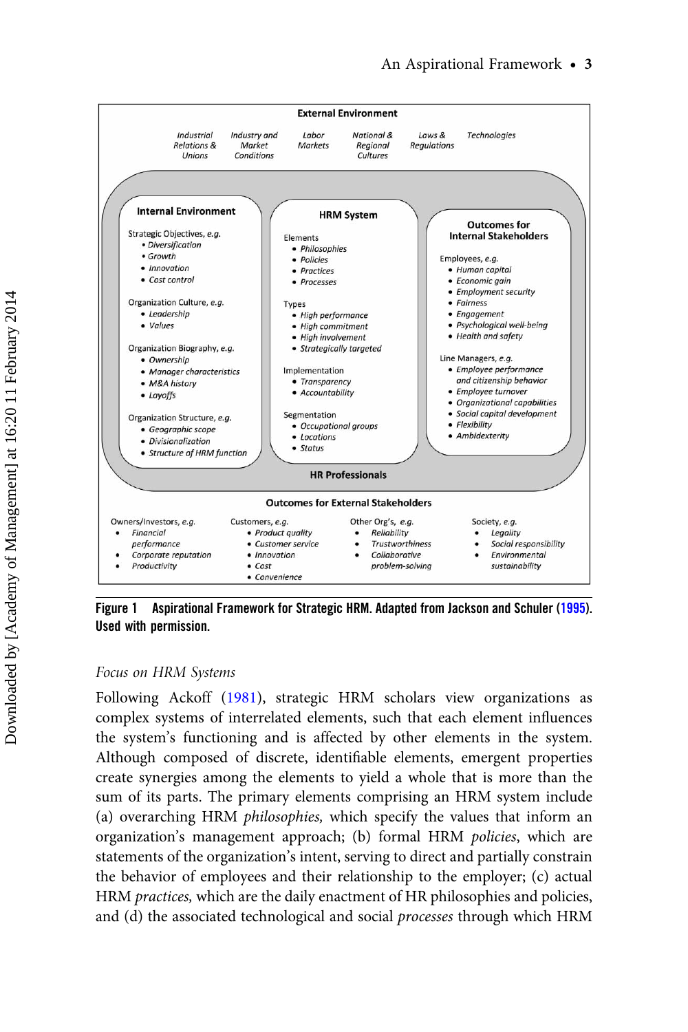**External Environment**

*Industrial Relations & Unions* · *Industry and Market Conditions* · *Labor Markets* · *National & Regional Cultures* · *Laws & Regulations* · *Technologies*

**Internal Environment**

Strategic Objectives, e.g.
- *Diversification*
- *Growth*
- *Innovation*
- *Cost control*

Organization Culture, e.g.
- *Leadership*
- *Values*

Organization Biography, e.g.
- *Ownership*
- *Manager characteristics*
- *M&A history*
- *Layoffs*

Organization Structure, e.g.
- *Geographic scope*
- *Divisionalization*
- *Structure of HRM function*

**HRM System**

Elements
- *Philosophies*
- *Policies*
- *Practices*
- *Processes*

Types
- *High performance*
- *High commitment*
- *High involvement*
- *Strategically targeted*

Implementation
- *Transparency*
- *Accountability*

Segmentation
- *Occupational groups*
- *Locations*
- *Status*

**Outcomes for Internal Stakeholders**

Employees, e.g.
- *Human capital*
- *Economic gain*
- *Employment security*
- *Fairness*
- *Engagement*
- *Psychological well-being*
- *Health and safety*

Line Managers, e.g.
- *Employee performance and citizenship behavior*
- *Employee turnover*
- *Organizational capabilities*
- *Social capital development*
- *Flexibility*
- *Ambidexterity*

**HR Professionals**

**Outcomes for External Stakeholders**

Owners/Investors, e.g.
- *Financial performance*
- *Corporate reputation*
- *Productivity*

Customers, e.g.
- *Product quality*
- *Customer service*
- *Innovation*
- *Cost*
- *Convenience*

Other Org's, e.g.
- *Reliability*
- *Trustworthiness*
- *Collaborative problem-solving*

Society, e.g.
- *Legality*
- *Social responsibility*
- *Environmental sustainability*

**Figure 1 Aspirational Framework for Strategic HRM. Adapted from Jackson and Schuler (1995). Used with permission.**

### *Focus on HRM Systems*

Following Ackoff (1981), strategic HRM scholars view organizations as complex systems of interrelated elements, such that each element influences the system's functioning and is affected by other elements in the system. Although composed of discrete, identifiable elements, emergent properties create synergies among the elements to yield a whole that is more than the sum of its parts. The primary elements comprising an HRM system include (a) overarching HRM *philosophies,* which specify the values that inform an organization's management approach; (b) formal HRM *policies*, which are statements of the organization's intent, serving to direct and partially constrain the behavior of employees and their relationship to the employer; (c) actual HRM *practices,* which are the daily enactment of HR philosophies and policies, and (d) the associated technological and social *processes* through which HRM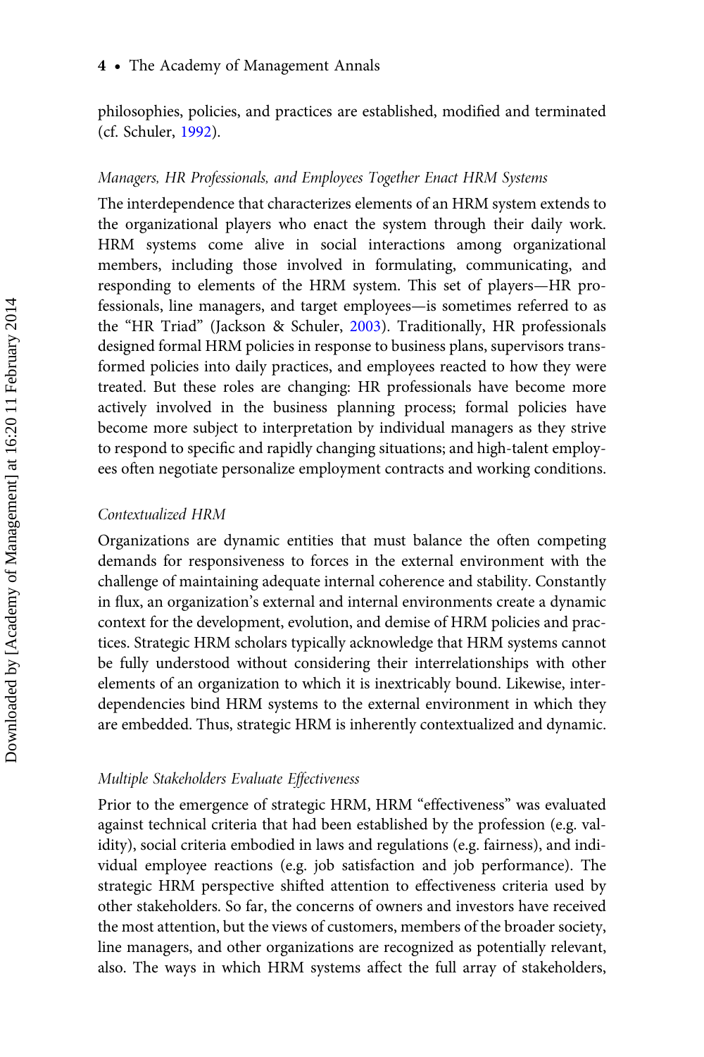philosophies, policies, and practices are established, modified and terminated (cf. Schuler, 1992).

### *Managers, HR Professionals, and Employees Together Enact HRM Systems*

The interdependence that characterizes elements of an HRM system extends to the organizational players who enact the system through their daily work. HRM systems come alive in social interactions among organizational members, including those involved in formulating, communicating, and responding to elements of the HRM system. This set of players—HR professionals, line managers, and target employees—is sometimes referred to as the "HR Triad" (Jackson & Schuler, 2003). Traditionally, HR professionals designed formal HRM policies in response to business plans, supervisors transformed policies into daily practices, and employees reacted to how they were treated. But these roles are changing: HR professionals have become more actively involved in the business planning process; formal policies have become more subject to interpretation by individual managers as they strive to respond to specific and rapidly changing situations; and high-talent employees often negotiate personalize employment contracts and working conditions.

### *Contextualized HRM*

Organizations are dynamic entities that must balance the often competing demands for responsiveness to forces in the external environment with the challenge of maintaining adequate internal coherence and stability. Constantly in flux, an organization's external and internal environments create a dynamic context for the development, evolution, and demise of HRM policies and practices. Strategic HRM scholars typically acknowledge that HRM systems cannot be fully understood without considering their interrelationships with other elements of an organization to which it is inextricably bound. Likewise, interdependencies bind HRM systems to the external environment in which they are embedded. Thus, strategic HRM is inherently contextualized and dynamic.

### *Multiple Stakeholders Evaluate Effectiveness*

Prior to the emergence of strategic HRM, HRM "effectiveness" was evaluated against technical criteria that had been established by the profession (e.g. validity), social criteria embodied in laws and regulations (e.g. fairness), and individual employee reactions (e.g. job satisfaction and job performance). The strategic HRM perspective shifted attention to effectiveness criteria used by other stakeholders. So far, the concerns of owners and investors have received the most attention, but the views of customers, members of the broader society, line managers, and other organizations are recognized as potentially relevant, also. The ways in which HRM systems affect the full array of stakeholders,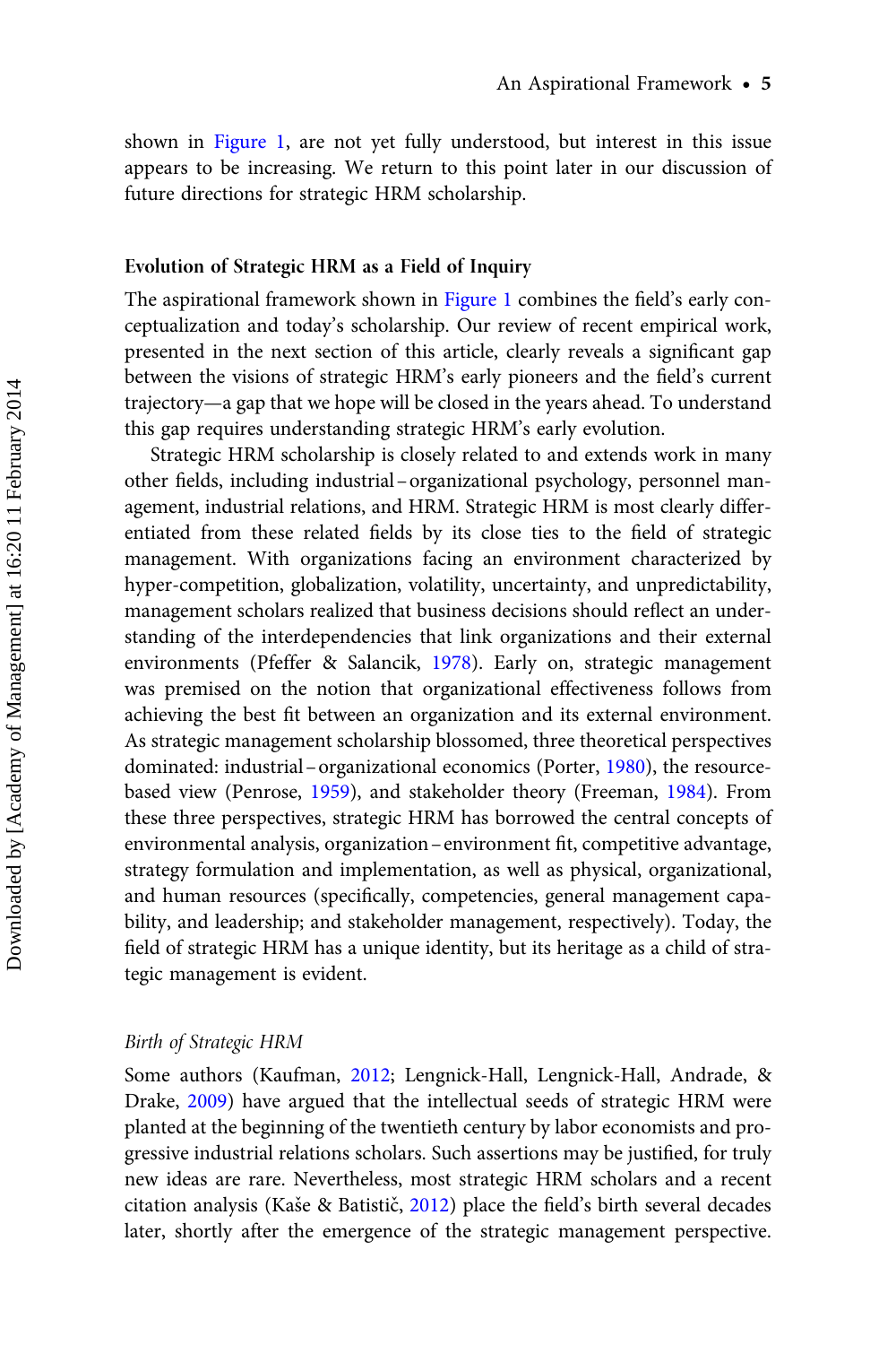shown in Figure 1, are not yet fully understood, but interest in this issue appears to be increasing. We return to this point later in our discussion of future directions for strategic HRM scholarship.

## Evolution of Strategic HRM as a Field of Inquiry

The aspirational framework shown in Figure 1 combines the field's early conceptualization and today's scholarship. Our review of recent empirical work, presented in the next section of this article, clearly reveals a significant gap between the visions of strategic HRM's early pioneers and the field's current trajectory—a gap that we hope will be closed in the years ahead. To understand this gap requires understanding strategic HRM's early evolution.

Strategic HRM scholarship is closely related to and extends work in many other fields, including industrial–organizational psychology, personnel management, industrial relations, and HRM. Strategic HRM is most clearly differentiated from these related fields by its close ties to the field of strategic management. With organizations facing an environment characterized by hyper-competition, globalization, volatility, uncertainty, and unpredictability, management scholars realized that business decisions should reflect an understanding of the interdependencies that link organizations and their external environments (Pfeffer & Salancik, 1978). Early on, strategic management was premised on the notion that organizational effectiveness follows from achieving the best fit between an organization and its external environment. As strategic management scholarship blossomed, three theoretical perspectives dominated: industrial–organizational economics (Porter, 1980), the resource-based view (Penrose, 1959), and stakeholder theory (Freeman, 1984). From these three perspectives, strategic HRM has borrowed the central concepts of environmental analysis, organization–environment fit, competitive advantage, strategy formulation and implementation, as well as physical, organizational, and human resources (specifically, competencies, general management capability, and leadership; and stakeholder management, respectively). Today, the field of strategic HRM has a unique identity, but its heritage as a child of strategic management is evident.

### *Birth of Strategic HRM*

Some authors (Kaufman, 2012; Lengnick-Hall, Lengnick-Hall, Andrade, & Drake, 2009) have argued that the intellectual seeds of strategic HRM were planted at the beginning of the twentieth century by labor economists and progressive industrial relations scholars. Such assertions may be justified, for truly new ideas are rare. Nevertheless, most strategic HRM scholars and a recent citation analysis (Kaše & Batistič, 2012) place the field's birth several decades later, shortly after the emergence of the strategic management perspective.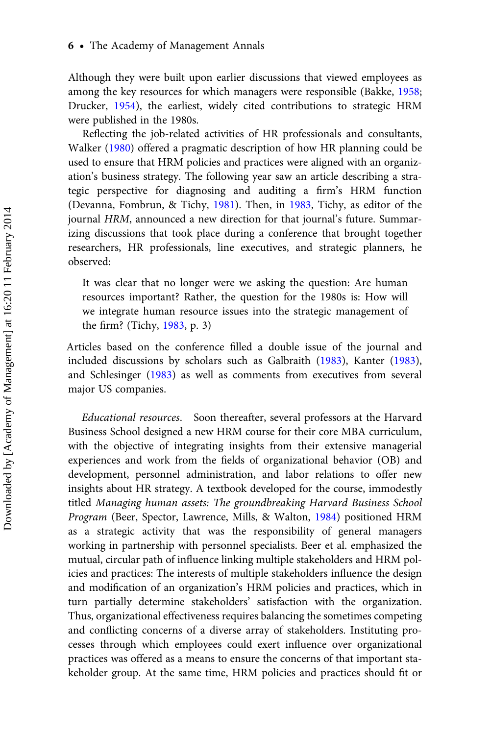Although they were built upon earlier discussions that viewed employees as among the key resources for which managers were responsible (Bakke, 1958; Drucker, 1954), the earliest, widely cited contributions to strategic HRM were published in the 1980s.

Reflecting the job-related activities of HR professionals and consultants, Walker (1980) offered a pragmatic description of how HR planning could be used to ensure that HRM policies and practices were aligned with an organization's business strategy. The following year saw an article describing a strategic perspective for diagnosing and auditing a firm's HRM function (Devanna, Fombrun, & Tichy, 1981). Then, in 1983, Tichy, as editor of the journal *HRM*, announced a new direction for that journal's future. Summarizing discussions that took place during a conference that brought together researchers, HR professionals, line executives, and strategic planners, he observed:

> It was clear that no longer were we asking the question: Are human resources important? Rather, the question for the 1980s is: How will we integrate human resource issues into the strategic management of the firm? (Tichy, 1983, p. 3)

Articles based on the conference filled a double issue of the journal and included discussions by scholars such as Galbraith (1983), Kanter (1983), and Schlesinger (1983) as well as comments from executives from several major US companies.

*Educational resources*. Soon thereafter, several professors at the Harvard Business School designed a new HRM course for their core MBA curriculum, with the objective of integrating insights from their extensive managerial experiences and work from the fields of organizational behavior (OB) and development, personnel administration, and labor relations to offer new insights about HR strategy. A textbook developed for the course, immodestly titled *Managing human assets: The groundbreaking Harvard Business School Program* (Beer, Spector, Lawrence, Mills, & Walton, 1984) positioned HRM as a strategic activity that was the responsibility of general managers working in partnership with personnel specialists. Beer et al. emphasized the mutual, circular path of influence linking multiple stakeholders and HRM policies and practices: The interests of multiple stakeholders influence the design and modification of an organization's HRM policies and practices, which in turn partially determine stakeholders' satisfaction with the organization. Thus, organizational effectiveness requires balancing the sometimes competing and conflicting concerns of a diverse array of stakeholders. Instituting processes through which employees could exert influence over organizational practices was offered as a means to ensure the concerns of that important stakeholder group. At the same time, HRM policies and practices should fit or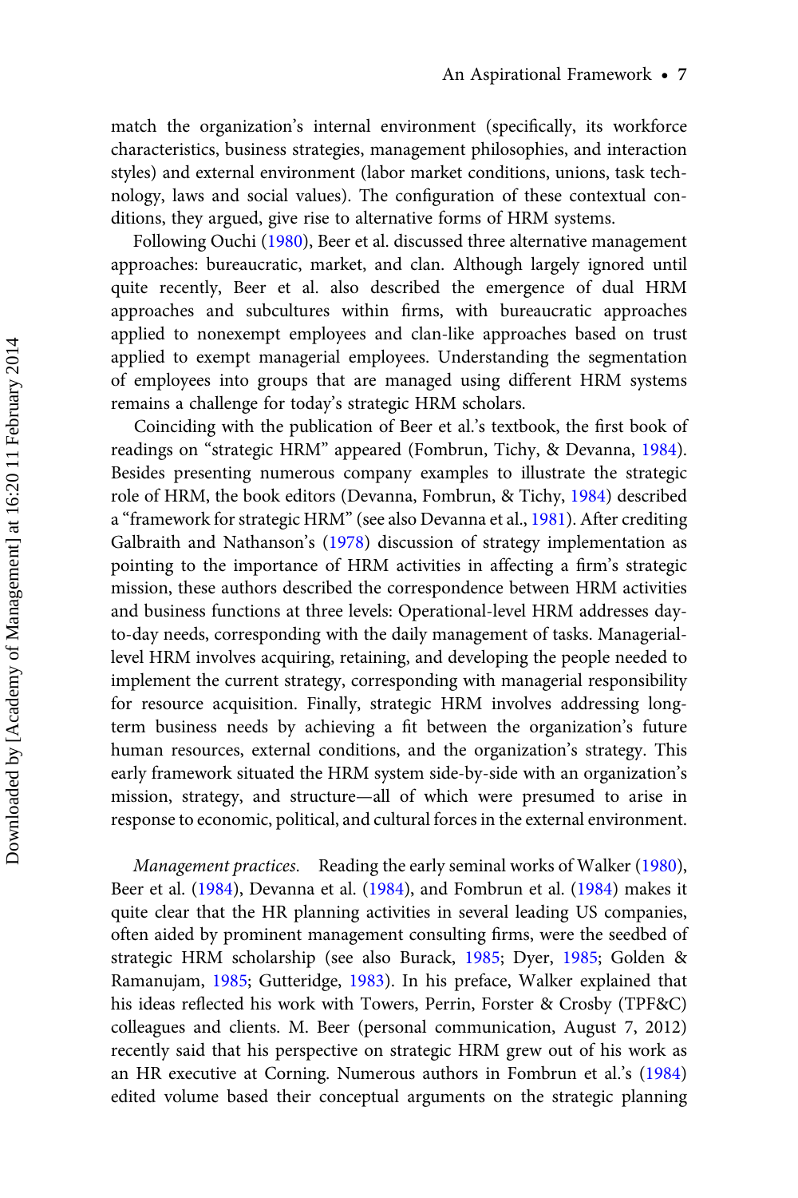match the organization's internal environment (specifically, its workforce characteristics, business strategies, management philosophies, and interaction styles) and external environment (labor market conditions, unions, task technology, laws and social values). The configuration of these contextual conditions, they argued, give rise to alternative forms of HRM systems.

Following Ouchi (1980), Beer et al. discussed three alternative management approaches: bureaucratic, market, and clan. Although largely ignored until quite recently, Beer et al. also described the emergence of dual HRM approaches and subcultures within firms, with bureaucratic approaches applied to nonexempt employees and clan-like approaches based on trust applied to exempt managerial employees. Understanding the segmentation of employees into groups that are managed using different HRM systems remains a challenge for today's strategic HRM scholars.

Coinciding with the publication of Beer et al.'s textbook, the first book of readings on "strategic HRM" appeared (Fombrun, Tichy, & Devanna, 1984). Besides presenting numerous company examples to illustrate the strategic role of HRM, the book editors (Devanna, Fombrun, & Tichy, 1984) described a "framework for strategic HRM" (see also Devanna et al., 1981). After crediting Galbraith and Nathanson's (1978) discussion of strategy implementation as pointing to the importance of HRM activities in affecting a firm's strategic mission, these authors described the correspondence between HRM activities and business functions at three levels: Operational-level HRM addresses day-to-day needs, corresponding with the daily management of tasks. Managerial-level HRM involves acquiring, retaining, and developing the people needed to implement the current strategy, corresponding with managerial responsibility for resource acquisition. Finally, strategic HRM involves addressing long-term business needs by achieving a fit between the organization's future human resources, external conditions, and the organization's strategy. This early framework situated the HRM system side-by-side with an organization's mission, strategy, and structure—all of which were presumed to arise in response to economic, political, and cultural forces in the external environment.

*Management practices.* Reading the early seminal works of Walker (1980), Beer et al. (1984), Devanna et al. (1984), and Fombrun et al. (1984) makes it quite clear that the HR planning activities in several leading US companies, often aided by prominent management consulting firms, were the seedbed of strategic HRM scholarship (see also Burack, 1985; Dyer, 1985; Golden & Ramanujam, 1985; Gutteridge, 1983). In his preface, Walker explained that his ideas reflected his work with Towers, Perrin, Forster & Crosby (TPF&C) colleagues and clients. M. Beer (personal communication, August 7, 2012) recently said that his perspective on strategic HRM grew out of his work as an HR executive at Corning. Numerous authors in Fombrun et al.'s (1984) edited volume based their conceptual arguments on the strategic planning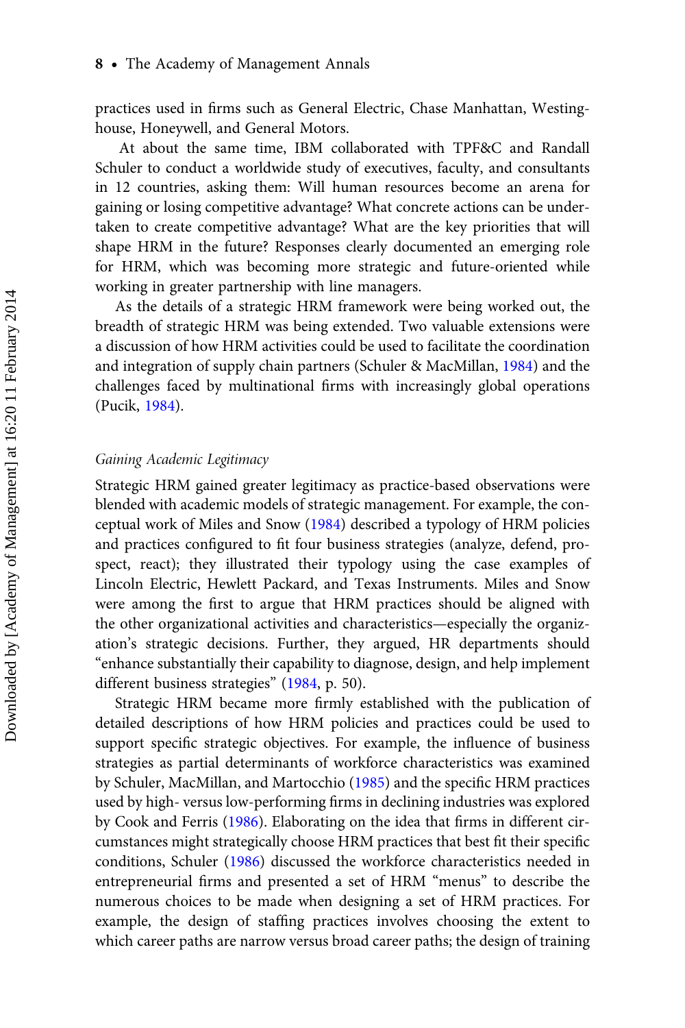practices used in firms such as General Electric, Chase Manhattan, Westinghouse, Honeywell, and General Motors.

At about the same time, IBM collaborated with TPF&C and Randall Schuler to conduct a worldwide study of executives, faculty, and consultants in 12 countries, asking them: Will human resources become an arena for gaining or losing competitive advantage? What concrete actions can be undertaken to create competitive advantage? What are the key priorities that will shape HRM in the future? Responses clearly documented an emerging role for HRM, which was becoming more strategic and future-oriented while working in greater partnership with line managers.

As the details of a strategic HRM framework were being worked out, the breadth of strategic HRM was being extended. Two valuable extensions were a discussion of how HRM activities could be used to facilitate the coordination and integration of supply chain partners (Schuler & MacMillan, 1984) and the challenges faced by multinational firms with increasingly global operations (Pucik, 1984).

### *Gaining Academic Legitimacy*

Strategic HRM gained greater legitimacy as practice-based observations were blended with academic models of strategic management. For example, the conceptual work of Miles and Snow (1984) described a typology of HRM policies and practices configured to fit four business strategies (analyze, defend, prospect, react); they illustrated their typology using the case examples of Lincoln Electric, Hewlett Packard, and Texas Instruments. Miles and Snow were among the first to argue that HRM practices should be aligned with the other organizational activities and characteristics—especially the organization's strategic decisions. Further, they argued, HR departments should "enhance substantially their capability to diagnose, design, and help implement different business strategies" (1984, p. 50).

Strategic HRM became more firmly established with the publication of detailed descriptions of how HRM policies and practices could be used to support specific strategic objectives. For example, the influence of business strategies as partial determinants of workforce characteristics was examined by Schuler, MacMillan, and Martocchio (1985) and the specific HRM practices used by high- versus low-performing firms in declining industries was explored by Cook and Ferris (1986). Elaborating on the idea that firms in different circumstances might strategically choose HRM practices that best fit their specific conditions, Schuler (1986) discussed the workforce characteristics needed in entrepreneurial firms and presented a set of HRM "menus" to describe the numerous choices to be made when designing a set of HRM practices. For example, the design of staffing practices involves choosing the extent to which career paths are narrow versus broad career paths; the design of training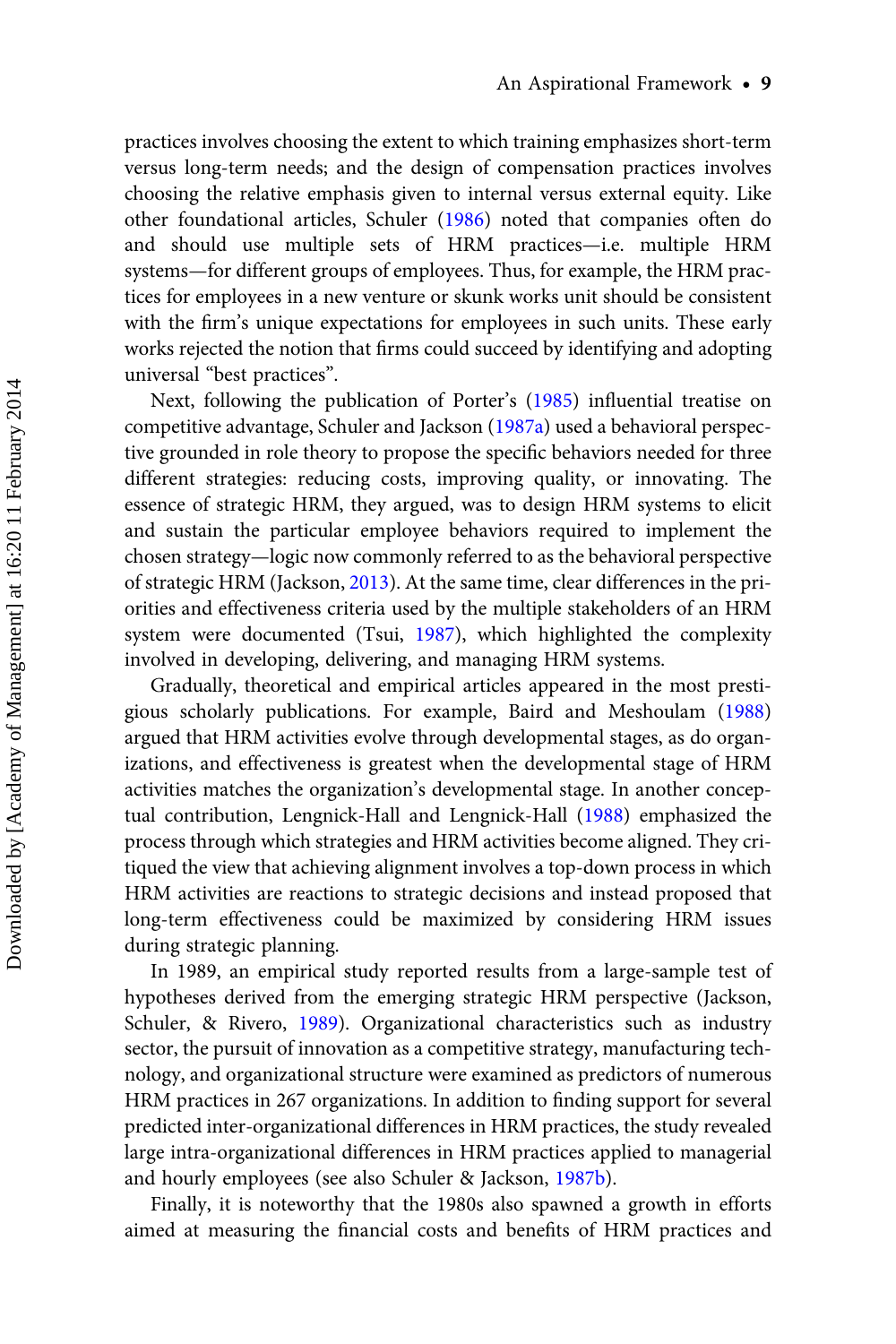practices involves choosing the extent to which training emphasizes short-term versus long-term needs; and the design of compensation practices involves choosing the relative emphasis given to internal versus external equity. Like other foundational articles, Schuler (1986) noted that companies often do and should use multiple sets of HRM practices—i.e. multiple HRM systems—for different groups of employees. Thus, for example, the HRM practices for employees in a new venture or skunk works unit should be consistent with the firm's unique expectations for employees in such units. These early works rejected the notion that firms could succeed by identifying and adopting universal "best practices".

Next, following the publication of Porter's (1985) influential treatise on competitive advantage, Schuler and Jackson (1987a) used a behavioral perspective grounded in role theory to propose the specific behaviors needed for three different strategies: reducing costs, improving quality, or innovating. The essence of strategic HRM, they argued, was to design HRM systems to elicit and sustain the particular employee behaviors required to implement the chosen strategy—logic now commonly referred to as the behavioral perspective of strategic HRM (Jackson, 2013). At the same time, clear differences in the priorities and effectiveness criteria used by the multiple stakeholders of an HRM system were documented (Tsui, 1987), which highlighted the complexity involved in developing, delivering, and managing HRM systems.

Gradually, theoretical and empirical articles appeared in the most prestigious scholarly publications. For example, Baird and Meshoulam (1988) argued that HRM activities evolve through developmental stages, as do organizations, and effectiveness is greatest when the developmental stage of HRM activities matches the organization's developmental stage. In another conceptual contribution, Lengnick-Hall and Lengnick-Hall (1988) emphasized the process through which strategies and HRM activities become aligned. They critiqued the view that achieving alignment involves a top-down process in which HRM activities are reactions to strategic decisions and instead proposed that long-term effectiveness could be maximized by considering HRM issues during strategic planning.

In 1989, an empirical study reported results from a large-sample test of hypotheses derived from the emerging strategic HRM perspective (Jackson, Schuler, & Rivero, 1989). Organizational characteristics such as industry sector, the pursuit of innovation as a competitive strategy, manufacturing technology, and organizational structure were examined as predictors of numerous HRM practices in 267 organizations. In addition to finding support for several predicted inter-organizational differences in HRM practices, the study revealed large intra-organizational differences in HRM practices applied to managerial and hourly employees (see also Schuler & Jackson, 1987b).

Finally, it is noteworthy that the 1980s also spawned a growth in efforts aimed at measuring the financial costs and benefits of HRM practices and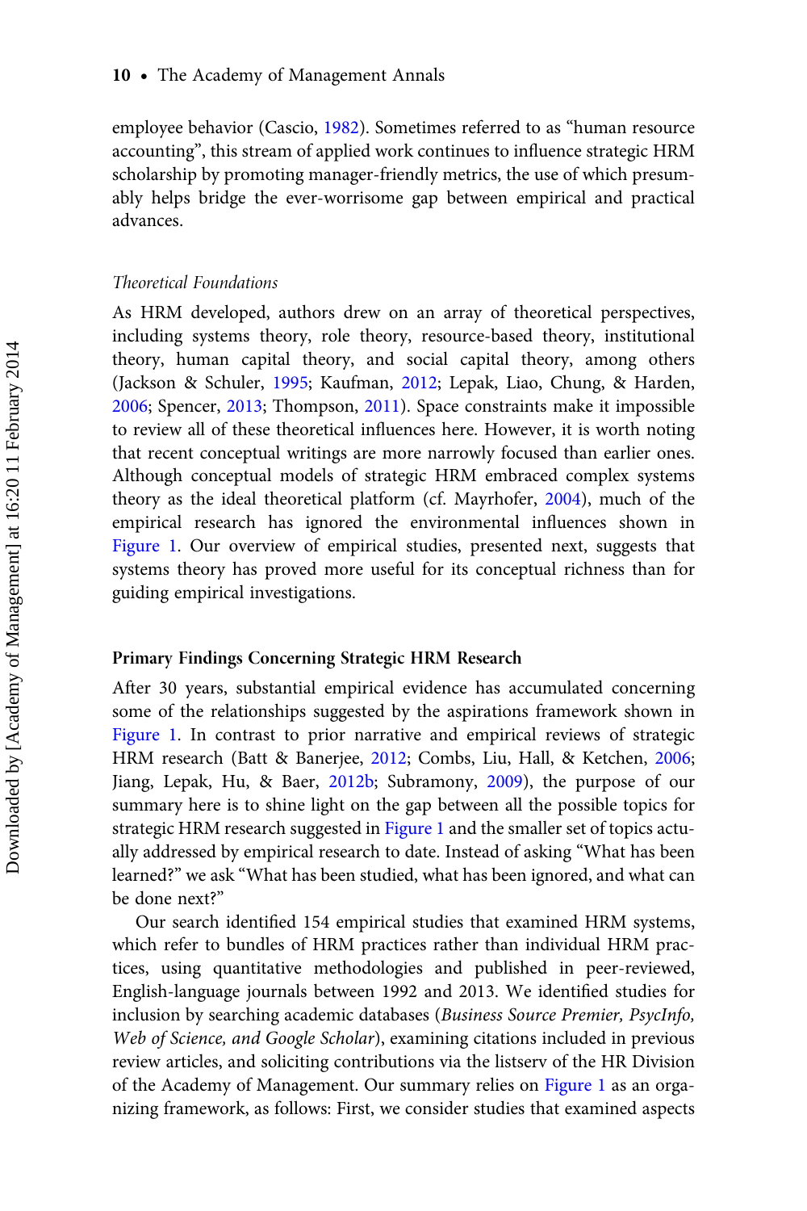employee behavior (Cascio, 1982). Sometimes referred to as "human resource accounting", this stream of applied work continues to influence strategic HRM scholarship by promoting manager-friendly metrics, the use of which presumably helps bridge the ever-worrisome gap between empirical and practical advances.

### *Theoretical Foundations*

As HRM developed, authors drew on an array of theoretical perspectives, including systems theory, role theory, resource-based theory, institutional theory, human capital theory, and social capital theory, among others (Jackson & Schuler, 1995; Kaufman, 2012; Lepak, Liao, Chung, & Harden, 2006; Spencer, 2013; Thompson, 2011). Space constraints make it impossible to review all of these theoretical influences here. However, it is worth noting that recent conceptual writings are more narrowly focused than earlier ones. Although conceptual models of strategic HRM embraced complex systems theory as the ideal theoretical platform (cf. Mayrhofer, 2004), much of the empirical research has ignored the environmental influences shown in Figure 1. Our overview of empirical studies, presented next, suggests that systems theory has proved more useful for its conceptual richness than for guiding empirical investigations.

## **Primary Findings Concerning Strategic HRM Research**

After 30 years, substantial empirical evidence has accumulated concerning some of the relationships suggested by the aspirations framework shown in Figure 1. In contrast to prior narrative and empirical reviews of strategic HRM research (Batt & Banerjee, 2012; Combs, Liu, Hall, & Ketchen, 2006; Jiang, Lepak, Hu, & Baer, 2012b; Subramony, 2009), the purpose of our summary here is to shine light on the gap between all the possible topics for strategic HRM research suggested in Figure 1 and the smaller set of topics actually addressed by empirical research to date. Instead of asking "What has been learned?" we ask "What has been studied, what has been ignored, and what can be done next?"

Our search identified 154 empirical studies that examined HRM systems, which refer to bundles of HRM practices rather than individual HRM practices, using quantitative methodologies and published in peer-reviewed, English-language journals between 1992 and 2013. We identified studies for inclusion by searching academic databases (*Business Source Premier, PsycInfo, Web of Science, and Google Scholar*), examining citations included in previous review articles, and soliciting contributions via the listserv of the HR Division of the Academy of Management. Our summary relies on Figure 1 as an organizing framework, as follows: First, we consider studies that examined aspects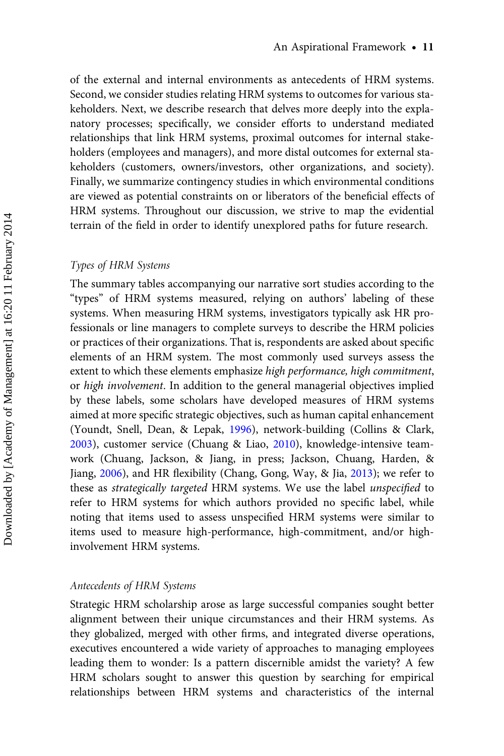of the external and internal environments as antecedents of HRM systems. Second, we consider studies relating HRM systems to outcomes for various stakeholders. Next, we describe research that delves more deeply into the explanatory processes; specifically, we consider efforts to understand mediated relationships that link HRM systems, proximal outcomes for internal stakeholders (employees and managers), and more distal outcomes for external stakeholders (customers, owners/investors, other organizations, and society). Finally, we summarize contingency studies in which environmental conditions are viewed as potential constraints on or liberators of the beneficial effects of HRM systems. Throughout our discussion, we strive to map the evidential terrain of the field in order to identify unexplored paths for future research.

### *Types of HRM Systems*

The summary tables accompanying our narrative sort studies according to the "types" of HRM systems measured, relying on authors' labeling of these systems. When measuring HRM systems, investigators typically ask HR professionals or line managers to complete surveys to describe the HRM policies or practices of their organizations. That is, respondents are asked about specific elements of an HRM system. The most commonly used surveys assess the extent to which these elements emphasize *high performance, high commitment*, or *high involvement*. In addition to the general managerial objectives implied by these labels, some scholars have developed measures of HRM systems aimed at more specific strategic objectives, such as human capital enhancement (Youndt, Snell, Dean, & Lepak, 1996), network-building (Collins & Clark, 2003), customer service (Chuang & Liao, 2010), knowledge-intensive teamwork (Chuang, Jackson, & Jiang, in press; Jackson, Chuang, Harden, & Jiang, 2006), and HR flexibility (Chang, Gong, Way, & Jia, 2013); we refer to these as *strategically targeted* HRM systems. We use the label *unspecified* to refer to HRM systems for which authors provided no specific label, while noting that items used to assess unspecified HRM systems were similar to items used to measure high-performance, high-commitment, and/or high-involvement HRM systems.

### *Antecedents of HRM Systems*

Strategic HRM scholarship arose as large successful companies sought better alignment between their unique circumstances and their HRM systems. As they globalized, merged with other firms, and integrated diverse operations, executives encountered a wide variety of approaches to managing employees leading them to wonder: Is a pattern discernible amidst the variety? A few HRM scholars sought to answer this question by searching for empirical relationships between HRM systems and characteristics of the internal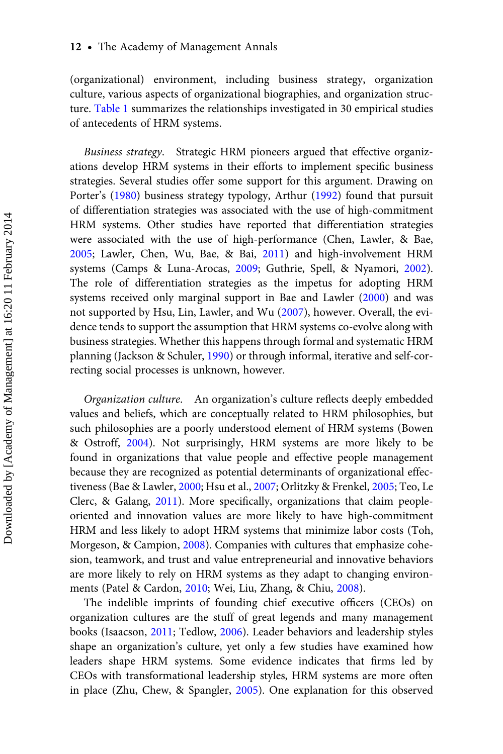(organizational) environment, including business strategy, organization culture, various aspects of organizational biographies, and organization structure. Table 1 summarizes the relationships investigated in 30 empirical studies of antecedents of HRM systems.

*Business strategy.* Strategic HRM pioneers argued that effective organizations develop HRM systems in their efforts to implement specific business strategies. Several studies offer some support for this argument. Drawing on Porter's (1980) business strategy typology, Arthur (1992) found that pursuit of differentiation strategies was associated with the use of high-commitment HRM systems. Other studies have reported that differentiation strategies were associated with the use of high-performance (Chen, Lawler, & Bae, 2005; Lawler, Chen, Wu, Bae, & Bai, 2011) and high-involvement HRM systems (Camps & Luna-Arocas, 2009; Guthrie, Spell, & Nyamori, 2002). The role of differentiation strategies as the impetus for adopting HRM systems received only marginal support in Bae and Lawler (2000) and was not supported by Hsu, Lin, Lawler, and Wu (2007), however. Overall, the evidence tends to support the assumption that HRM systems co-evolve along with business strategies. Whether this happens through formal and systematic HRM planning (Jackson & Schuler, 1990) or through informal, iterative and self-correcting social processes is unknown, however.

*Organization culture.* An organization's culture reflects deeply embedded values and beliefs, which are conceptually related to HRM philosophies, but such philosophies are a poorly understood element of HRM systems (Bowen & Ostroff, 2004). Not surprisingly, HRM systems are more likely to be found in organizations that value people and effective people management because they are recognized as potential determinants of organizational effectiveness (Bae & Lawler, 2000; Hsu et al., 2007; Orlitzky & Frenkel, 2005; Teo, Le Clerc, & Galang, 2011). More specifically, organizations that claim people-oriented and innovation values are more likely to have high-commitment HRM and less likely to adopt HRM systems that minimize labor costs (Toh, Morgeson, & Campion, 2008). Companies with cultures that emphasize cohesion, teamwork, and trust and value entrepreneurial and innovative behaviors are more likely to rely on HRM systems as they adapt to changing environments (Patel & Cardon, 2010; Wei, Liu, Zhang, & Chiu, 2008).

The indelible imprints of founding chief executive officers (CEOs) on organization cultures are the stuff of great legends and many management books (Isaacson, 2011; Tedlow, 2006). Leader behaviors and leadership styles shape an organization's culture, yet only a few studies have examined how leaders shape HRM systems. Some evidence indicates that firms led by CEOs with transformational leadership styles, HRM systems are more often in place (Zhu, Chew, & Spangler, 2005). One explanation for this observed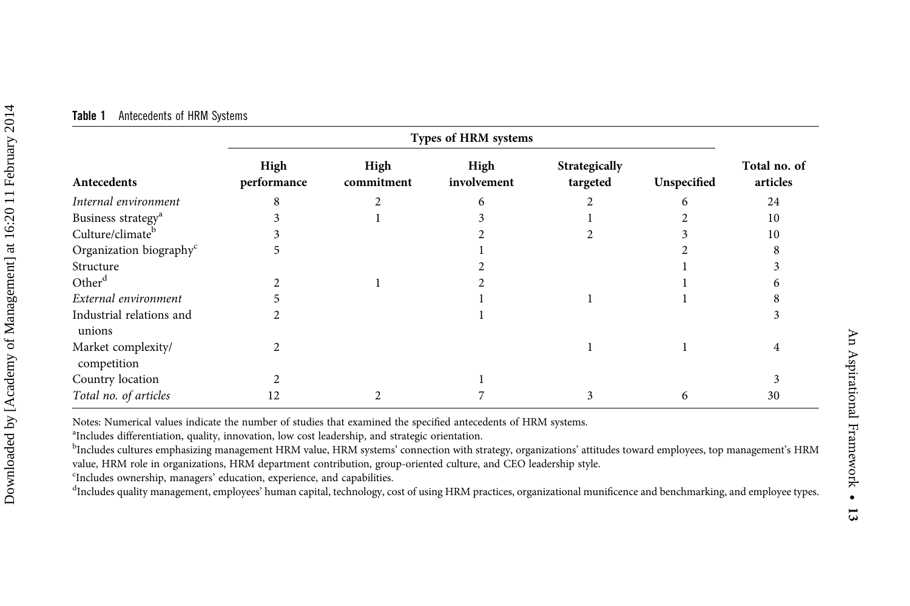**Table 1** Antecedents of HRM Systems

| Antecedents | Types of HRM systems | | | | | Total no. of articles |
|---|---|---|---|---|---|---|
| | High performance | High commitment | High involvement | Strategically targeted | Unspecified | |
| *Internal environment* | 8 | 2 | 6 | 2 | 6 | 24 |
| Business strategy[a] | 3 | 1 | 3 | 1 | 2 | 10 |
| Culture/climate[b] | 3 | | 2 | 2 | 3 | 10 |
| Organization biography[c] | 5 | | 1 | | 2 | 8 |
| Structure | | | 2 | | 1 | 3 |
| Other[d] | 2 | 1 | 2 | | 1 | 6 |
| *External environment* | 5 | | 1 | 1 | 1 | 8 |
| Industrial relations and unions | 2 | | 1 | | | 3 |
| Market complexity/ competition | 2 | | | 1 | 1 | 4 |
| Country location | 2 | | 1 | | | 3 |
| *Total no. of articles* | 12 | 2 | 7 | 3 | 6 | 30 |

Notes: Numerical values indicate the number of studies that examined the specified antecedents of HRM systems.

[a]Includes differentiation, quality, innovation, low cost leadership, and strategic orientation.

[b]Includes cultures emphasizing management HRM value, HRM systems' connection with strategy, organizations' attitudes toward employees, top management's HRM value, HRM role in organizations, HRM department contribution, group-oriented culture, and CEO leadership style.

[c]Includes ownership, managers' education, experience, and capabilities.

[d]Includes quality management, employees' human capital, technology, cost of using HRM practices, organizational munificence and benchmarking, and employee types.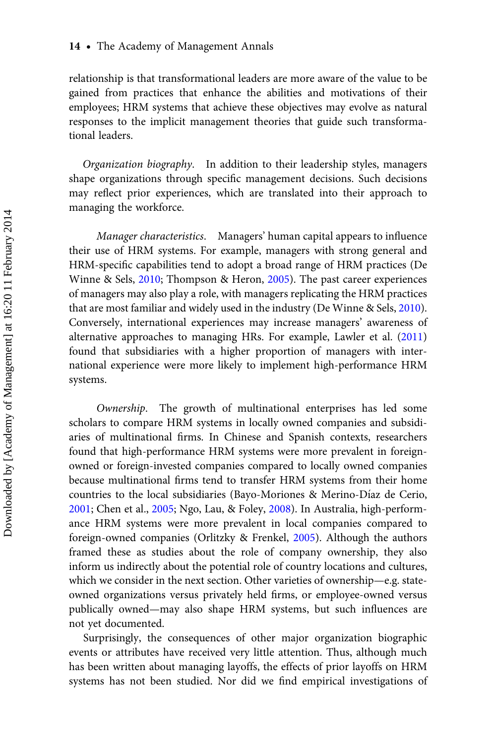relationship is that transformational leaders are more aware of the value to be gained from practices that enhance the abilities and motivations of their employees; HRM systems that achieve these objectives may evolve as natural responses to the implicit management theories that guide such transformational leaders.

*Organization biography*. In addition to their leadership styles, managers shape organizations through specific management decisions. Such decisions may reflect prior experiences, which are translated into their approach to managing the workforce.

*Manager characteristics*. Managers' human capital appears to influence their use of HRM systems. For example, managers with strong general and HRM-specific capabilities tend to adopt a broad range of HRM practices (De Winne & Sels, 2010; Thompson & Heron, 2005). The past career experiences of managers may also play a role, with managers replicating the HRM practices that are most familiar and widely used in the industry (De Winne & Sels, 2010). Conversely, international experiences may increase managers' awareness of alternative approaches to managing HRs. For example, Lawler et al. (2011) found that subsidiaries with a higher proportion of managers with international experience were more likely to implement high-performance HRM systems.

*Ownership*. The growth of multinational enterprises has led some scholars to compare HRM systems in locally owned companies and subsidiaries of multinational firms. In Chinese and Spanish contexts, researchers found that high-performance HRM systems were more prevalent in foreign-owned or foreign-invested companies compared to locally owned companies because multinational firms tend to transfer HRM systems from their home countries to the local subsidiaries (Bayo-Moriones & Merino-Díaz de Cerio, 2001; Chen et al., 2005; Ngo, Lau, & Foley, 2008). In Australia, high-performance HRM systems were more prevalent in local companies compared to foreign-owned companies (Orlitzky & Frenkel, 2005). Although the authors framed these as studies about the role of company ownership, they also inform us indirectly about the potential role of country locations and cultures, which we consider in the next section. Other varieties of ownership—e.g. state-owned organizations versus privately held firms, or employee-owned versus publically owned—may also shape HRM systems, but such influences are not yet documented.

Surprisingly, the consequences of other major organization biographic events or attributes have received very little attention. Thus, although much has been written about managing layoffs, the effects of prior layoffs on HRM systems has not been studied. Nor did we find empirical investigations of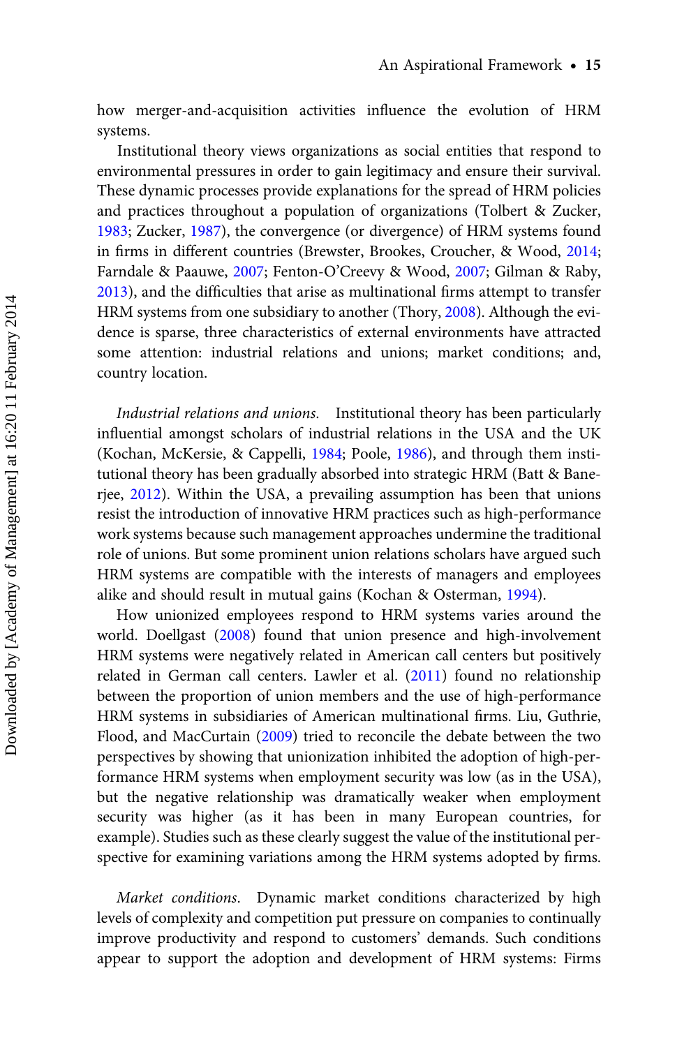how merger-and-acquisition activities influence the evolution of HRM systems.

Institutional theory views organizations as social entities that respond to environmental pressures in order to gain legitimacy and ensure their survival. These dynamic processes provide explanations for the spread of HRM policies and practices throughout a population of organizations (Tolbert & Zucker, 1983; Zucker, 1987), the convergence (or divergence) of HRM systems found in firms in different countries (Brewster, Brookes, Croucher, & Wood, 2014; Farndale & Paauwe, 2007; Fenton-O'Creevy & Wood, 2007; Gilman & Raby, 2013), and the difficulties that arise as multinational firms attempt to transfer HRM systems from one subsidiary to another (Thory, 2008). Although the evidence is sparse, three characteristics of external environments have attracted some attention: industrial relations and unions; market conditions; and, country location.

*Industrial relations and unions.* Institutional theory has been particularly influential amongst scholars of industrial relations in the USA and the UK (Kochan, McKersie, & Cappelli, 1984; Poole, 1986), and through them institutional theory has been gradually absorbed into strategic HRM (Batt & Banerjee, 2012). Within the USA, a prevailing assumption has been that unions resist the introduction of innovative HRM practices such as high-performance work systems because such management approaches undermine the traditional role of unions. But some prominent union relations scholars have argued such HRM systems are compatible with the interests of managers and employees alike and should result in mutual gains (Kochan & Osterman, 1994).

How unionized employees respond to HRM systems varies around the world. Doellgast (2008) found that union presence and high-involvement HRM systems were negatively related in American call centers but positively related in German call centers. Lawler et al. (2011) found no relationship between the proportion of union members and the use of high-performance HRM systems in subsidiaries of American multinational firms. Liu, Guthrie, Flood, and MacCurtain (2009) tried to reconcile the debate between the two perspectives by showing that unionization inhibited the adoption of high-performance HRM systems when employment security was low (as in the USA), but the negative relationship was dramatically weaker when employment security was higher (as it has been in many European countries, for example). Studies such as these clearly suggest the value of the institutional perspective for examining variations among the HRM systems adopted by firms.

*Market conditions.* Dynamic market conditions characterized by high levels of complexity and competition put pressure on companies to continually improve productivity and respond to customers' demands. Such conditions appear to support the adoption and development of HRM systems: Firms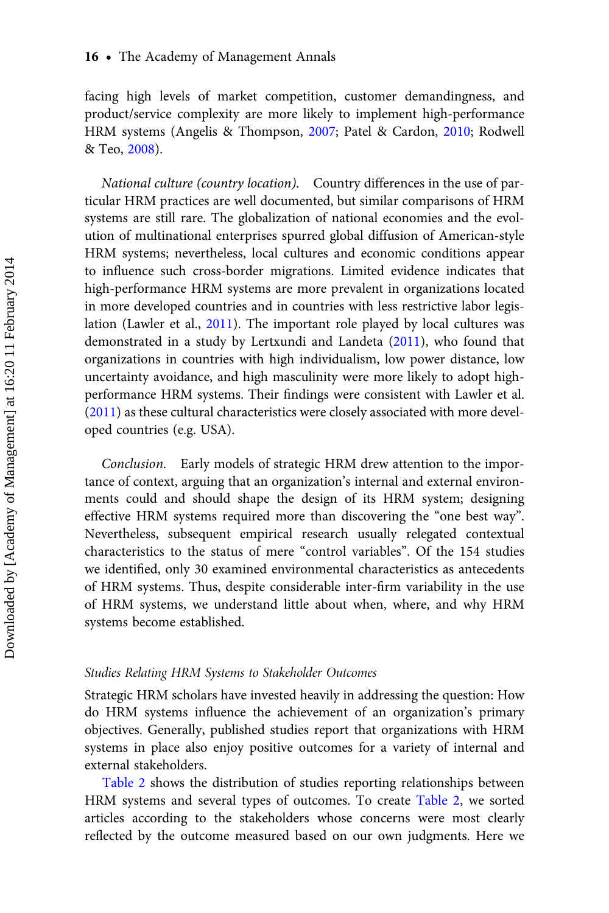facing high levels of market competition, customer demandingness, and product/service complexity are more likely to implement high-performance HRM systems (Angelis & Thompson, 2007; Patel & Cardon, 2010; Rodwell & Teo, 2008).

*National culture (country location).* Country differences in the use of particular HRM practices are well documented, but similar comparisons of HRM systems are still rare. The globalization of national economies and the evolution of multinational enterprises spurred global diffusion of American-style HRM systems; nevertheless, local cultures and economic conditions appear to influence such cross-border migrations. Limited evidence indicates that high-performance HRM systems are more prevalent in organizations located in more developed countries and in countries with less restrictive labor legislation (Lawler et al., 2011). The important role played by local cultures was demonstrated in a study by Lertxundi and Landeta (2011), who found that organizations in countries with high individualism, low power distance, low uncertainty avoidance, and high masculinity were more likely to adopt high-performance HRM systems. Their findings were consistent with Lawler et al. (2011) as these cultural characteristics were closely associated with more developed countries (e.g. USA).

*Conclusion.* Early models of strategic HRM drew attention to the importance of context, arguing that an organization's internal and external environments could and should shape the design of its HRM system; designing effective HRM systems required more than discovering the "one best way". Nevertheless, subsequent empirical research usually relegated contextual characteristics to the status of mere "control variables". Of the 154 studies we identified, only 30 examined environmental characteristics as antecedents of HRM systems. Thus, despite considerable inter-firm variability in the use of HRM systems, we understand little about when, where, and why HRM systems become established.

### *Studies Relating HRM Systems to Stakeholder Outcomes*

Strategic HRM scholars have invested heavily in addressing the question: How do HRM systems influence the achievement of an organization's primary objectives. Generally, published studies report that organizations with HRM systems in place also enjoy positive outcomes for a variety of internal and external stakeholders.

Table 2 shows the distribution of studies reporting relationships between HRM systems and several types of outcomes. To create Table 2, we sorted articles according to the stakeholders whose concerns were most clearly reflected by the outcome measured based on our own judgments. Here we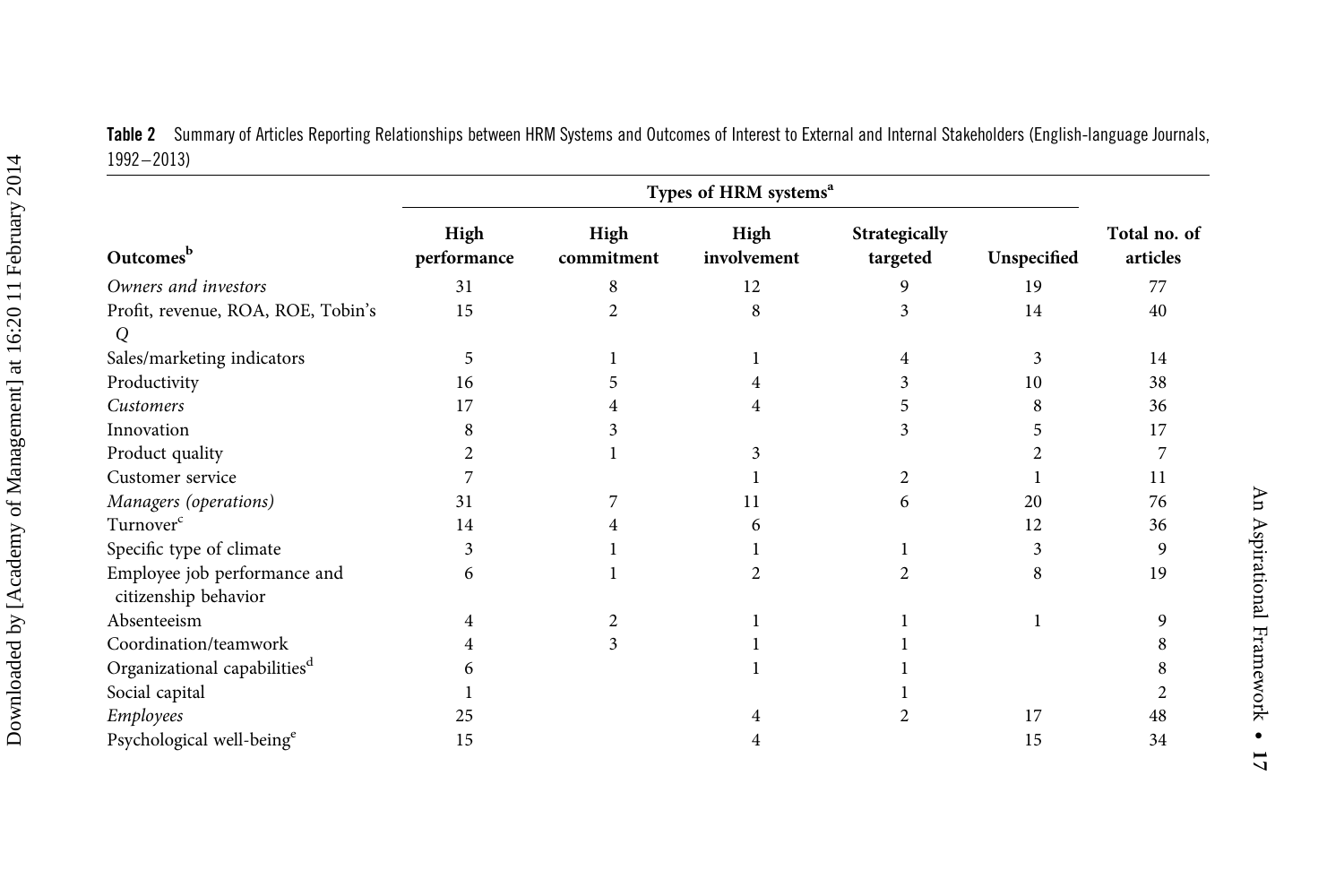**Table 2** Summary of Articles Reporting Relationships between HRM Systems and Outcomes of Interest to External and Internal Stakeholders (English-language Journals, 1992–2013)

| Outcomes[b] | Types of HRM systems[a] | | | | | Total no. of articles |
|---|---|---|---|---|---|---|
| | High performance | High commitment | High involvement | Strategically targeted | Unspecified | |
| *Owners and investors* | 31 | 8 | 12 | 9 | 19 | 77 |
| Profit, revenue, ROA, ROE, Tobin's *Q* | 15 | 2 | 8 | 3 | 14 | 40 |
| Sales/marketing indicators | 5 | 1 | 1 | 4 | 3 | 14 |
| Productivity | 16 | 5 | 4 | 3 | 10 | 38 |
| *Customers* | 17 | 4 | 4 | 5 | 8 | 36 |
| Innovation | 8 | 3 | | 3 | 5 | 17 |
| Product quality | 2 | 1 | 3 | | 2 | 7 |
| Customer service | 7 | | 1 | 2 | 1 | 11 |
| *Managers (operations)* | 31 | 7 | 11 | 6 | 20 | 76 |
| Turnover[c] | 14 | 4 | 6 | | 12 | 36 |
| Specific type of climate | 3 | 1 | 1 | 1 | 3 | 9 |
| Employee job performance and citizenship behavior | 6 | 1 | 2 | 2 | 8 | 19 |
| Absenteeism | 4 | 2 | 1 | 1 | 1 | 9 |
| Coordination/teamwork | 4 | 3 | 1 | 1 | | 8 |
| Organizational capabilities[d] | 6 | | 1 | 1 | | 8 |
| Social capital | 1 | | | 1 | | 2 |
| *Employees* | 25 | | 4 | 2 | 17 | 48 |
| Psychological well-being[e] | 15 | | 4 | | 15 | 34 |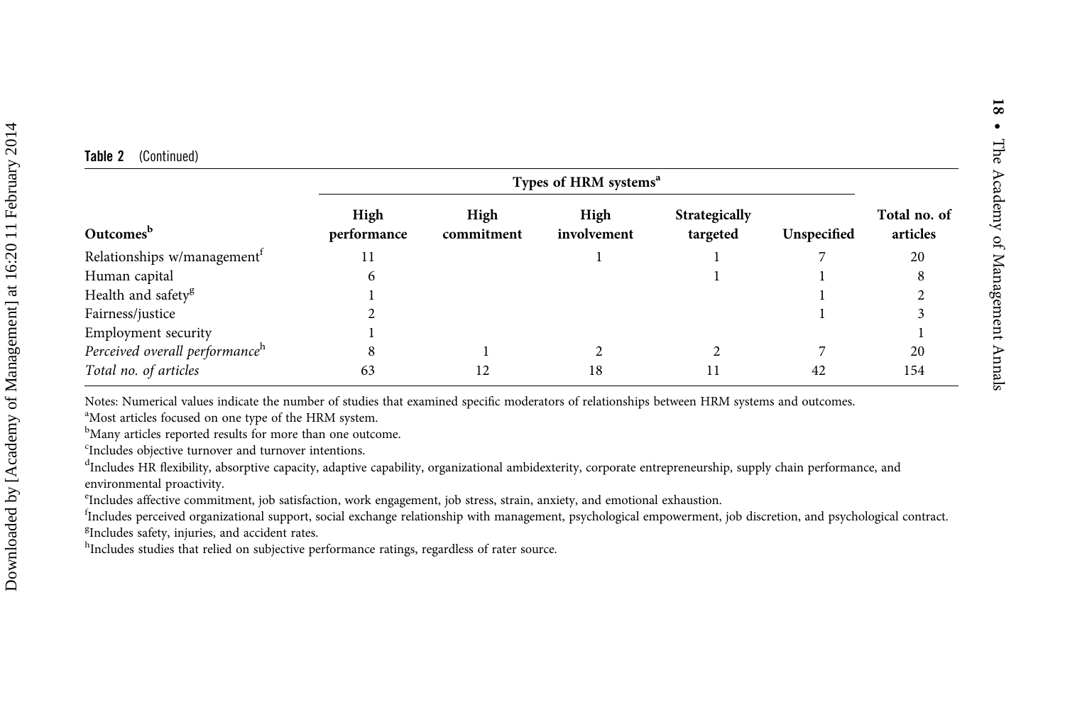**Table 2** (Continued)

| Outcomes[b] | Types of HRM systems[a] | | | | | Total no. of articles |
|---|---|---|---|---|---|---|
| | High performance | High commitment | High involvement | Strategically targeted | Unspecified | |
| Relationships w/management[f] | 11 | | 1 | 1 | 7 | 20 |
| Human capital | 6 | | | 1 | 1 | 8 |
| Health and safety[g] | 1 | | | | 1 | 2 |
| Fairness/justice | 2 | | | | 1 | 3 |
| Employment security | 1 | | | | | 1 |
| *Perceived overall performance*[h] | 8 | 1 | 2 | 2 | 7 | 20 |
| *Total no. of articles* | 63 | 12 | 18 | 11 | 42 | 154 |

Notes: Numerical values indicate the number of studies that examined specific moderators of relationships between HRM systems and outcomes.
[a]Most articles focused on one type of the HRM system.
[b]Many articles reported results for more than one outcome.
[c]Includes objective turnover and turnover intentions.
[d]Includes HR flexibility, absorptive capacity, adaptive capability, organizational ambidexterity, corporate entrepreneurship, supply chain performance, and environmental proactivity.
[e]Includes affective commitment, job satisfaction, work engagement, job stress, strain, anxiety, and emotional exhaustion.
[f]Includes perceived organizational support, social exchange relationship with management, psychological empowerment, job discretion, and psychological contract.
[g]Includes safety, injuries, and accident rates.
[h]Includes studies that relied on subjective performance ratings, regardless of rater source.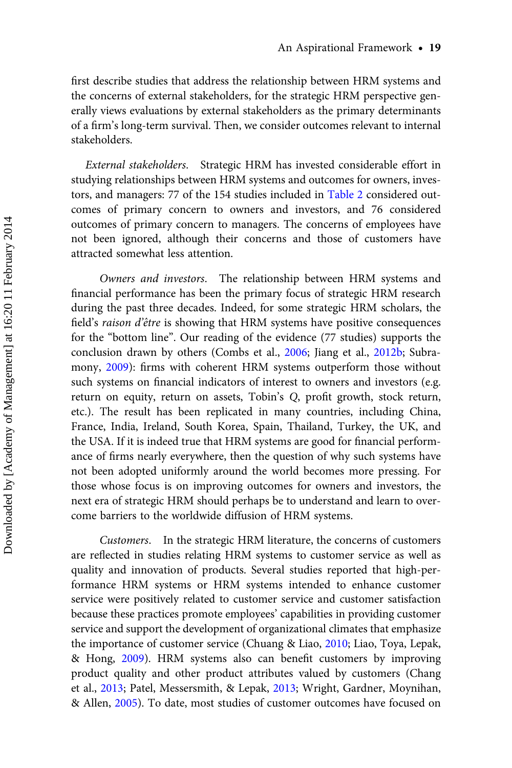first describe studies that address the relationship between HRM systems and the concerns of external stakeholders, for the strategic HRM perspective generally views evaluations by external stakeholders as the primary determinants of a firm's long-term survival. Then, we consider outcomes relevant to internal stakeholders.

*External stakeholders.* Strategic HRM has invested considerable effort in studying relationships between HRM systems and outcomes for owners, investors, and managers: 77 of the 154 studies included in Table 2 considered outcomes of primary concern to owners and investors, and 76 considered outcomes of primary concern to managers. The concerns of employees have not been ignored, although their concerns and those of customers have attracted somewhat less attention.

*Owners and investors.* The relationship between HRM systems and financial performance has been the primary focus of strategic HRM research during the past three decades. Indeed, for some strategic HRM scholars, the field's *raison d'être* is showing that HRM systems have positive consequences for the "bottom line". Our reading of the evidence (77 studies) supports the conclusion drawn by others (Combs et al., 2006; Jiang et al., 2012b; Subramony, 2009): firms with coherent HRM systems outperform those without such systems on financial indicators of interest to owners and investors (e.g. return on equity, return on assets, Tobin's Q, profit growth, stock return, etc.). The result has been replicated in many countries, including China, France, India, Ireland, South Korea, Spain, Thailand, Turkey, the UK, and the USA. If it is indeed true that HRM systems are good for financial performance of firms nearly everywhere, then the question of why such systems have not been adopted uniformly around the world becomes more pressing. For those whose focus is on improving outcomes for owners and investors, the next era of strategic HRM should perhaps be to understand and learn to overcome barriers to the worldwide diffusion of HRM systems.

*Customers.* In the strategic HRM literature, the concerns of customers are reflected in studies relating HRM systems to customer service as well as quality and innovation of products. Several studies reported that high-performance HRM systems or HRM systems intended to enhance customer service were positively related to customer service and customer satisfaction because these practices promote employees' capabilities in providing customer service and support the development of organizational climates that emphasize the importance of customer service (Chuang & Liao, 2010; Liao, Toya, Lepak, & Hong, 2009). HRM systems also can benefit customers by improving product quality and other product attributes valued by customers (Chang et al., 2013; Patel, Messersmith, & Lepak, 2013; Wright, Gardner, Moynihan, & Allen, 2005). To date, most studies of customer outcomes have focused on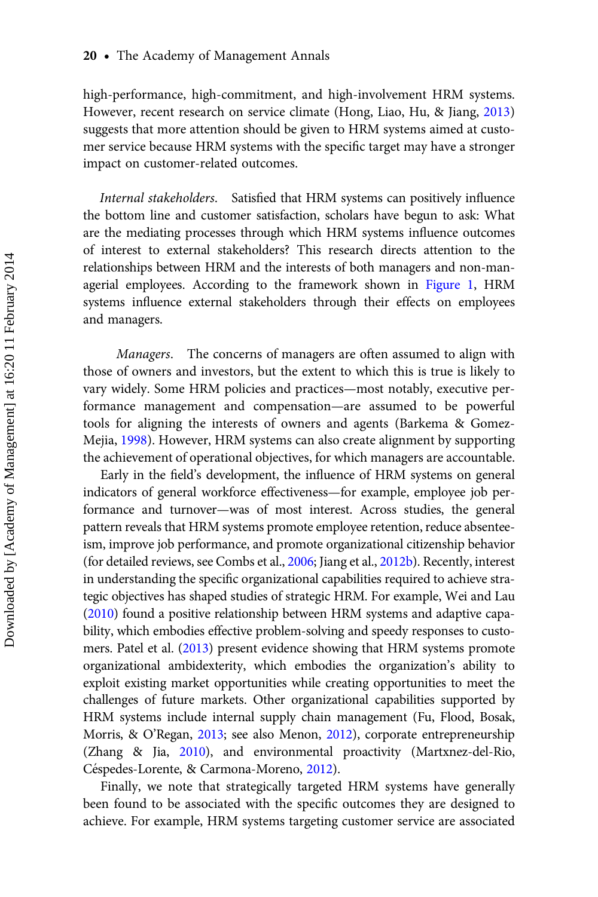high-performance, high-commitment, and high-involvement HRM systems. However, recent research on service climate (Hong, Liao, Hu, & Jiang, 2013) suggests that more attention should be given to HRM systems aimed at customer service because HRM systems with the specific target may have a stronger impact on customer-related outcomes.

*Internal stakeholders*. Satisfied that HRM systems can positively influence the bottom line and customer satisfaction, scholars have begun to ask: What are the mediating processes through which HRM systems influence outcomes of interest to external stakeholders? This research directs attention to the relationships between HRM and the interests of both managers and non-managerial employees. According to the framework shown in Figure 1, HRM systems influence external stakeholders through their effects on employees and managers.

*Managers*. The concerns of managers are often assumed to align with those of owners and investors, but the extent to which this is true is likely to vary widely. Some HRM policies and practices—most notably, executive performance management and compensation—are assumed to be powerful tools for aligning the interests of owners and agents (Barkema & Gomez-Mejia, 1998). However, HRM systems can also create alignment by supporting the achievement of operational objectives, for which managers are accountable.

Early in the field's development, the influence of HRM systems on general indicators of general workforce effectiveness—for example, employee job performance and turnover—was of most interest. Across studies, the general pattern reveals that HRM systems promote employee retention, reduce absenteeism, improve job performance, and promote organizational citizenship behavior (for detailed reviews, see Combs et al., 2006; Jiang et al., 2012b). Recently, interest in understanding the specific organizational capabilities required to achieve strategic objectives has shaped studies of strategic HRM. For example, Wei and Lau (2010) found a positive relationship between HRM systems and adaptive capability, which embodies effective problem-solving and speedy responses to customers. Patel et al. (2013) present evidence showing that HRM systems promote organizational ambidexterity, which embodies the organization's ability to exploit existing market opportunities while creating opportunities to meet the challenges of future markets. Other organizational capabilities supported by HRM systems include internal supply chain management (Fu, Flood, Bosak, Morris, & O'Regan, 2013; see also Menon, 2012), corporate entrepreneurship (Zhang & Jia, 2010), and environmental proactivity (Martxnez-del-Rio, Céspedes-Lorente, & Carmona-Moreno, 2012).

Finally, we note that strategically targeted HRM systems have generally been found to be associated with the specific outcomes they are designed to achieve. For example, HRM systems targeting customer service are associated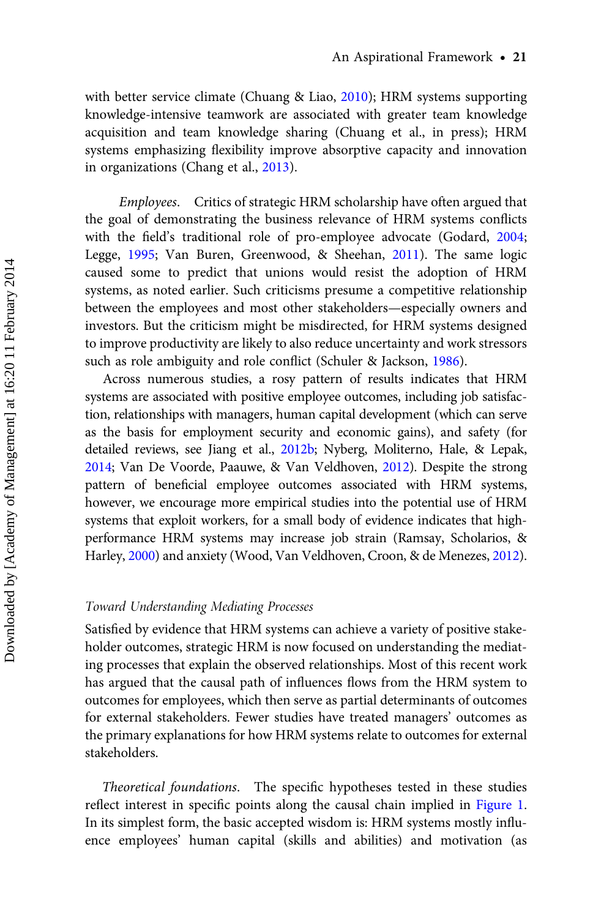with better service climate (Chuang & Liao, 2010); HRM systems supporting knowledge-intensive teamwork are associated with greater team knowledge acquisition and team knowledge sharing (Chuang et al., in press); HRM systems emphasizing flexibility improve absorptive capacity and innovation in organizations (Chang et al., 2013).

*Employees*. Critics of strategic HRM scholarship have often argued that the goal of demonstrating the business relevance of HRM systems conflicts with the field's traditional role of pro-employee advocate (Godard, 2004; Legge, 1995; Van Buren, Greenwood, & Sheehan, 2011). The same logic caused some to predict that unions would resist the adoption of HRM systems, as noted earlier. Such criticisms presume a competitive relationship between the employees and most other stakeholders—especially owners and investors. But the criticism might be misdirected, for HRM systems designed to improve productivity are likely to also reduce uncertainty and work stressors such as role ambiguity and role conflict (Schuler & Jackson, 1986).

Across numerous studies, a rosy pattern of results indicates that HRM systems are associated with positive employee outcomes, including job satisfaction, relationships with managers, human capital development (which can serve as the basis for employment security and economic gains), and safety (for detailed reviews, see Jiang et al., 2012b; Nyberg, Moliterno, Hale, & Lepak, 2014; Van De Voorde, Paauwe, & Van Veldhoven, 2012). Despite the strong pattern of beneficial employee outcomes associated with HRM systems, however, we encourage more empirical studies into the potential use of HRM systems that exploit workers, for a small body of evidence indicates that high-performance HRM systems may increase job strain (Ramsay, Scholarios, & Harley, 2000) and anxiety (Wood, Van Veldhoven, Croon, & de Menezes, 2012).

### *Toward Understanding Mediating Processes*

Satisfied by evidence that HRM systems can achieve a variety of positive stakeholder outcomes, strategic HRM is now focused on understanding the mediating processes that explain the observed relationships. Most of this recent work has argued that the causal path of influences flows from the HRM system to outcomes for employees, which then serve as partial determinants of outcomes for external stakeholders. Fewer studies have treated managers' outcomes as the primary explanations for how HRM systems relate to outcomes for external stakeholders.

*Theoretical foundations*. The specific hypotheses tested in these studies reflect interest in specific points along the causal chain implied in Figure 1. In its simplest form, the basic accepted wisdom is: HRM systems mostly influence employees' human capital (skills and abilities) and motivation (as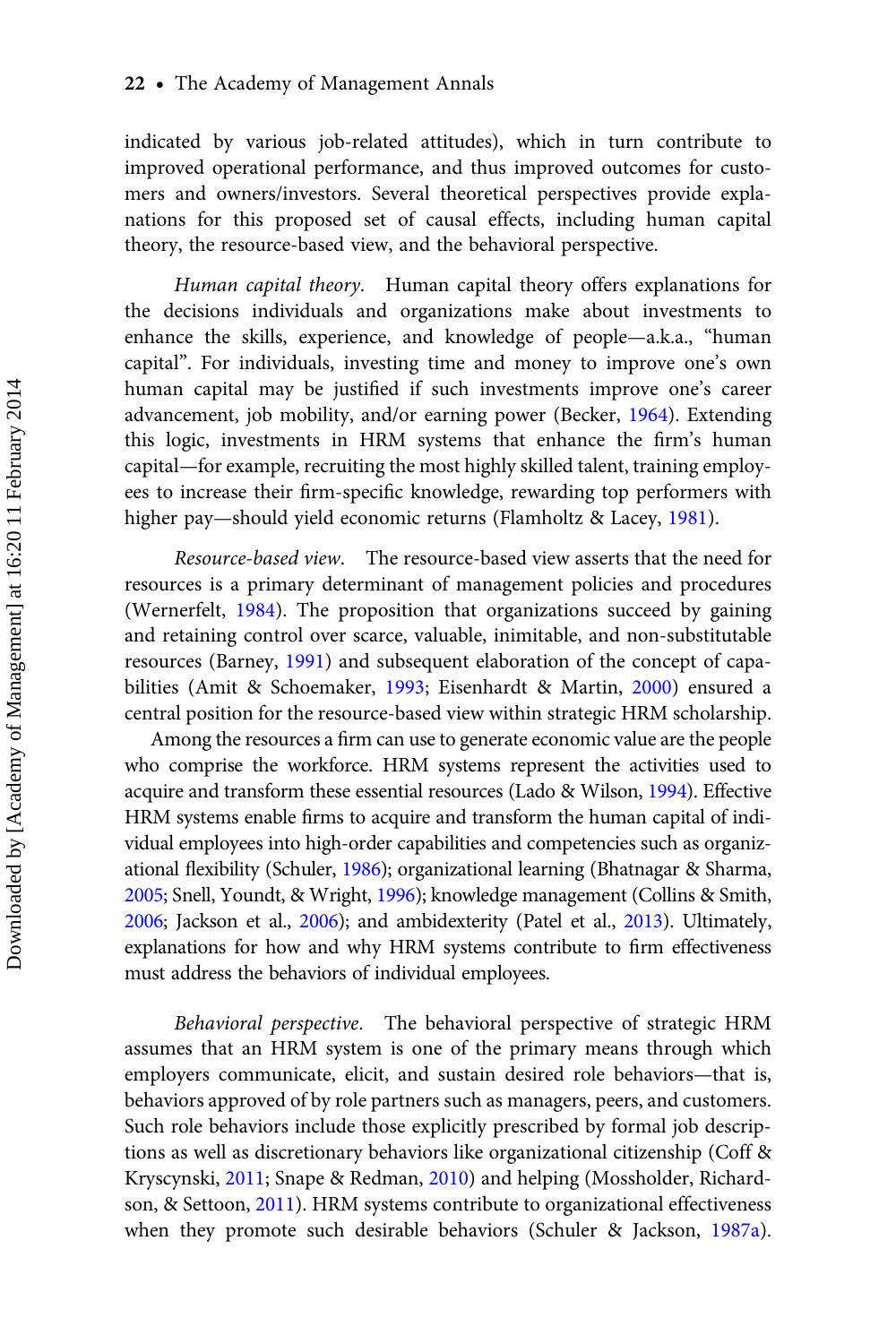indicated by various job-related attitudes), which in turn contribute to improved operational performance, and thus improved outcomes for customers and owners/investors. Several theoretical perspectives provide explanations for this proposed set of causal effects, including human capital theory, the resource-based view, and the behavioral perspective.

*Human capital theory.* Human capital theory offers explanations for the decisions individuals and organizations make about investments to enhance the skills, experience, and knowledge of people—a.k.a., "human capital". For individuals, investing time and money to improve one's own human capital may be justified if such investments improve one's career advancement, job mobility, and/or earning power (Becker, 1964). Extending this logic, investments in HRM systems that enhance the firm's human capital—for example, recruiting the most highly skilled talent, training employees to increase their firm-specific knowledge, rewarding top performers with higher pay—should yield economic returns (Flamholtz & Lacey, 1981).

*Resource-based view.* The resource-based view asserts that the need for resources is a primary determinant of management policies and procedures (Wernerfelt, 1984). The proposition that organizations succeed by gaining and retaining control over scarce, valuable, inimitable, and non-substitutable resources (Barney, 1991) and subsequent elaboration of the concept of capabilities (Amit & Schoemaker, 1993; Eisenhardt & Martin, 2000) ensured a central position for the resource-based view within strategic HRM scholarship.

Among the resources a firm can use to generate economic value are the people who comprise the workforce. HRM systems represent the activities used to acquire and transform these essential resources (Lado & Wilson, 1994). Effective HRM systems enable firms to acquire and transform the human capital of individual employees into high-order capabilities and competencies such as organizational flexibility (Schuler, 1986); organizational learning (Bhatnagar & Sharma, 2005; Snell, Youndt, & Wright, 1996); knowledge management (Collins & Smith, 2006; Jackson et al., 2006); and ambidexterity (Patel et al., 2013). Ultimately, explanations for how and why HRM systems contribute to firm effectiveness must address the behaviors of individual employees.

*Behavioral perspective.* The behavioral perspective of strategic HRM assumes that an HRM system is one of the primary means through which employers communicate, elicit, and sustain desired role behaviors—that is, behaviors approved of by role partners such as managers, peers, and customers. Such role behaviors include those explicitly prescribed by formal job descriptions as well as discretionary behaviors like organizational citizenship (Coff & Kryscynski, 2011; Snape & Redman, 2010) and helping (Mossholder, Richardson, & Settoon, 2011). HRM systems contribute to organizational effectiveness when they promote such desirable behaviors (Schuler & Jackson, 1987a).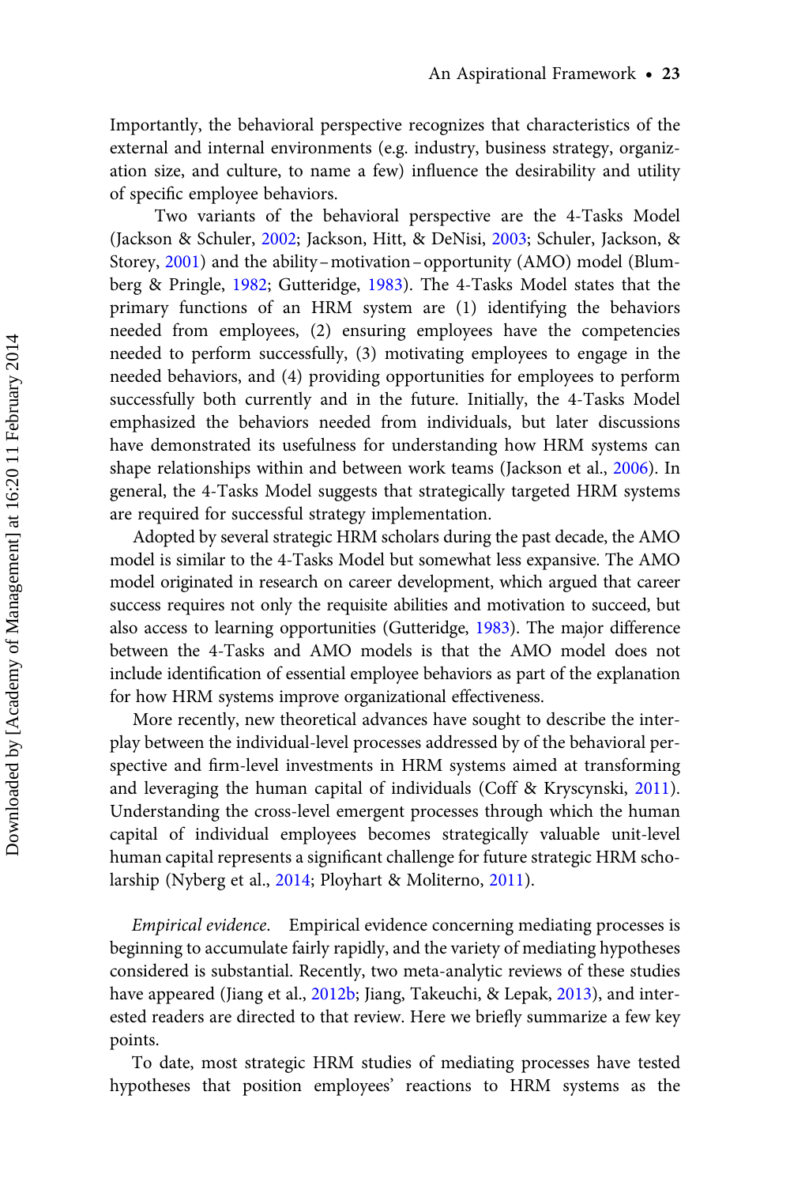Importantly, the behavioral perspective recognizes that characteristics of the external and internal environments (e.g. industry, business strategy, organization size, and culture, to name a few) influence the desirability and utility of specific employee behaviors.

Two variants of the behavioral perspective are the 4-Tasks Model (Jackson & Schuler, 2002; Jackson, Hitt, & DeNisi, 2003; Schuler, Jackson, & Storey, 2001) and the ability – motivation – opportunity (AMO) model (Blumberg & Pringle, 1982; Gutteridge, 1983). The 4-Tasks Model states that the primary functions of an HRM system are (1) identifying the behaviors needed from employees, (2) ensuring employees have the competencies needed to perform successfully, (3) motivating employees to engage in the needed behaviors, and (4) providing opportunities for employees to perform successfully both currently and in the future. Initially, the 4-Tasks Model emphasized the behaviors needed from individuals, but later discussions have demonstrated its usefulness for understanding how HRM systems can shape relationships within and between work teams (Jackson et al., 2006). In general, the 4-Tasks Model suggests that strategically targeted HRM systems are required for successful strategy implementation.

Adopted by several strategic HRM scholars during the past decade, the AMO model is similar to the 4-Tasks Model but somewhat less expansive. The AMO model originated in research on career development, which argued that career success requires not only the requisite abilities and motivation to succeed, but also access to learning opportunities (Gutteridge, 1983). The major difference between the 4-Tasks and AMO models is that the AMO model does not include identification of essential employee behaviors as part of the explanation for how HRM systems improve organizational effectiveness.

More recently, new theoretical advances have sought to describe the interplay between the individual-level processes addressed by of the behavioral perspective and firm-level investments in HRM systems aimed at transforming and leveraging the human capital of individuals (Coff & Kryscynski, 2011). Understanding the cross-level emergent processes through which the human capital of individual employees becomes strategically valuable unit-level human capital represents a significant challenge for future strategic HRM scholarship (Nyberg et al., 2014; Ployhart & Moliterno, 2011).

*Empirical evidence.* Empirical evidence concerning mediating processes is beginning to accumulate fairly rapidly, and the variety of mediating hypotheses considered is substantial. Recently, two meta-analytic reviews of these studies have appeared (Jiang et al., 2012b; Jiang, Takeuchi, & Lepak, 2013), and interested readers are directed to that review. Here we briefly summarize a few key points.

To date, most strategic HRM studies of mediating processes have tested hypotheses that position employees' reactions to HRM systems as the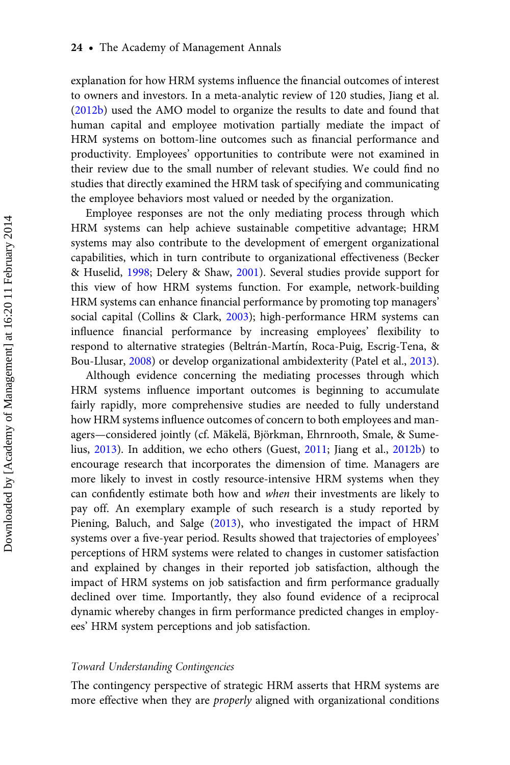explanation for how HRM systems influence the financial outcomes of interest to owners and investors. In a meta-analytic review of 120 studies, Jiang et al. (2012b) used the AMO model to organize the results to date and found that human capital and employee motivation partially mediate the impact of HRM systems on bottom-line outcomes such as financial performance and productivity. Employees' opportunities to contribute were not examined in their review due to the small number of relevant studies. We could find no studies that directly examined the HRM task of specifying and communicating the employee behaviors most valued or needed by the organization.

Employee responses are not the only mediating process through which HRM systems can help achieve sustainable competitive advantage; HRM systems may also contribute to the development of emergent organizational capabilities, which in turn contribute to organizational effectiveness (Becker & Huselid, 1998; Delery & Shaw, 2001). Several studies provide support for this view of how HRM systems function. For example, network-building HRM systems can enhance financial performance by promoting top managers' social capital (Collins & Clark, 2003); high-performance HRM systems can influence financial performance by increasing employees' flexibility to respond to alternative strategies (Beltrán-Martín, Roca-Puig, Escrig-Tena, & Bou-Llusar, 2008) or develop organizational ambidexterity (Patel et al., 2013).

Although evidence concerning the mediating processes through which HRM systems influence important outcomes is beginning to accumulate fairly rapidly, more comprehensive studies are needed to fully understand how HRM systems influence outcomes of concern to both employees and managers—considered jointly (cf. Mäkelä, Björkman, Ehrnrooth, Smale, & Sumelius, 2013). In addition, we echo others (Guest, 2011; Jiang et al., 2012b) to encourage research that incorporates the dimension of time. Managers are more likely to invest in costly resource-intensive HRM systems when they can confidently estimate both how and *when* their investments are likely to pay off. An exemplary example of such research is a study reported by Piening, Baluch, and Salge (2013), who investigated the impact of HRM systems over a five-year period. Results showed that trajectories of employees' perceptions of HRM systems were related to changes in customer satisfaction and explained by changes in their reported job satisfaction, although the impact of HRM systems on job satisfaction and firm performance gradually declined over time. Importantly, they also found evidence of a reciprocal dynamic whereby changes in firm performance predicted changes in employees' HRM system perceptions and job satisfaction.

### *Toward Understanding Contingencies*

The contingency perspective of strategic HRM asserts that HRM systems are more effective when they are *properly* aligned with organizational conditions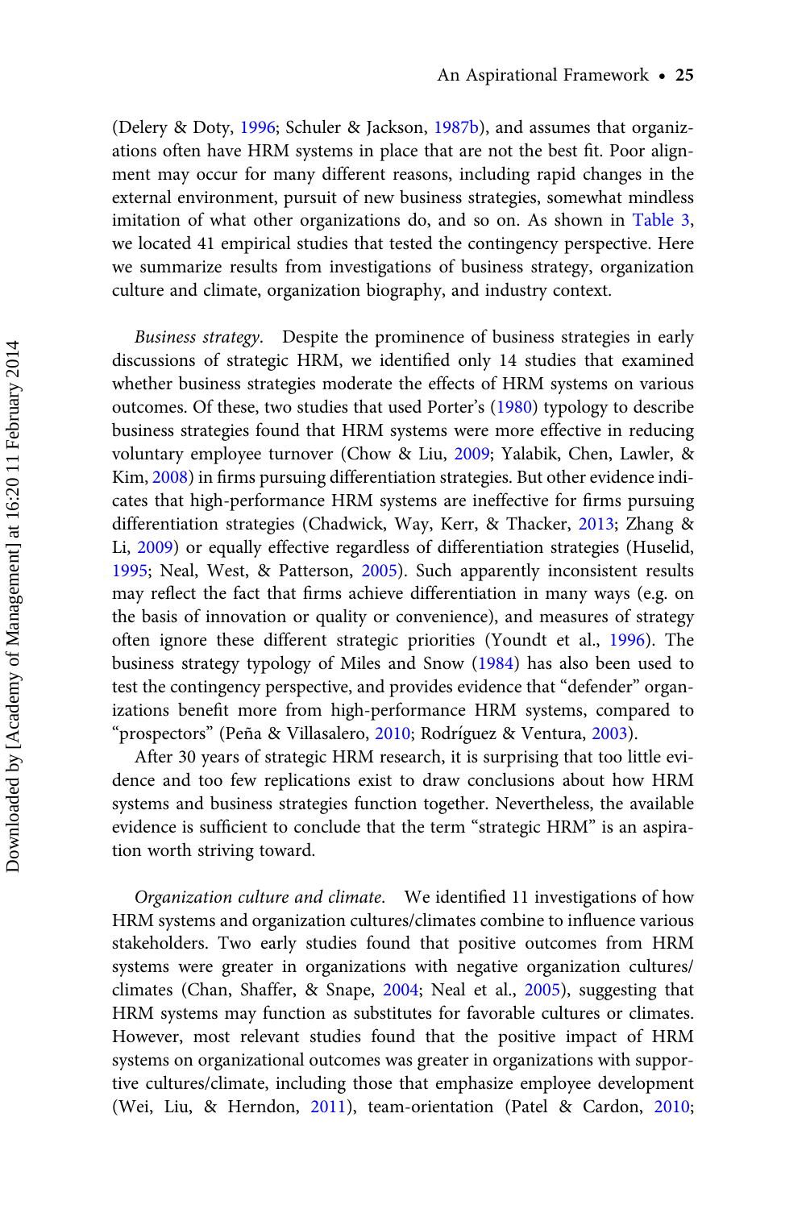(Delery & Doty, 1996; Schuler & Jackson, 1987b), and assumes that organizations often have HRM systems in place that are not the best fit. Poor alignment may occur for many different reasons, including rapid changes in the external environment, pursuit of new business strategies, somewhat mindless imitation of what other organizations do, and so on. As shown in Table 3, we located 41 empirical studies that tested the contingency perspective. Here we summarize results from investigations of business strategy, organization culture and climate, organization biography, and industry context.

*Business strategy*. Despite the prominence of business strategies in early discussions of strategic HRM, we identified only 14 studies that examined whether business strategies moderate the effects of HRM systems on various outcomes. Of these, two studies that used Porter's (1980) typology to describe business strategies found that HRM systems were more effective in reducing voluntary employee turnover (Chow & Liu, 2009; Yalabik, Chen, Lawler, & Kim, 2008) in firms pursuing differentiation strategies. But other evidence indicates that high-performance HRM systems are ineffective for firms pursuing differentiation strategies (Chadwick, Way, Kerr, & Thacker, 2013; Zhang & Li, 2009) or equally effective regardless of differentiation strategies (Huselid, 1995; Neal, West, & Patterson, 2005). Such apparently inconsistent results may reflect the fact that firms achieve differentiation in many ways (e.g. on the basis of innovation or quality or convenience), and measures of strategy often ignore these different strategic priorities (Youndt et al., 1996). The business strategy typology of Miles and Snow (1984) has also been used to test the contingency perspective, and provides evidence that "defender" organizations benefit more from high-performance HRM systems, compared to "prospectors" (Peña & Villasalero, 2010; Rodríguez & Ventura, 2003).

After 30 years of strategic HRM research, it is surprising that too little evidence and too few replications exist to draw conclusions about how HRM systems and business strategies function together. Nevertheless, the available evidence is sufficient to conclude that the term "strategic HRM" is an aspiration worth striving toward.

*Organization culture and climate*. We identified 11 investigations of how HRM systems and organization cultures/climates combine to influence various stakeholders. Two early studies found that positive outcomes from HRM systems were greater in organizations with negative organization cultures/climates (Chan, Shaffer, & Snape, 2004; Neal et al., 2005), suggesting that HRM systems may function as substitutes for favorable cultures or climates. However, most relevant studies found that the positive impact of HRM systems on organizational outcomes was greater in organizations with supportive cultures/climate, including those that emphasize employee development (Wei, Liu, & Herndon, 2011), team-orientation (Patel & Cardon, 2010;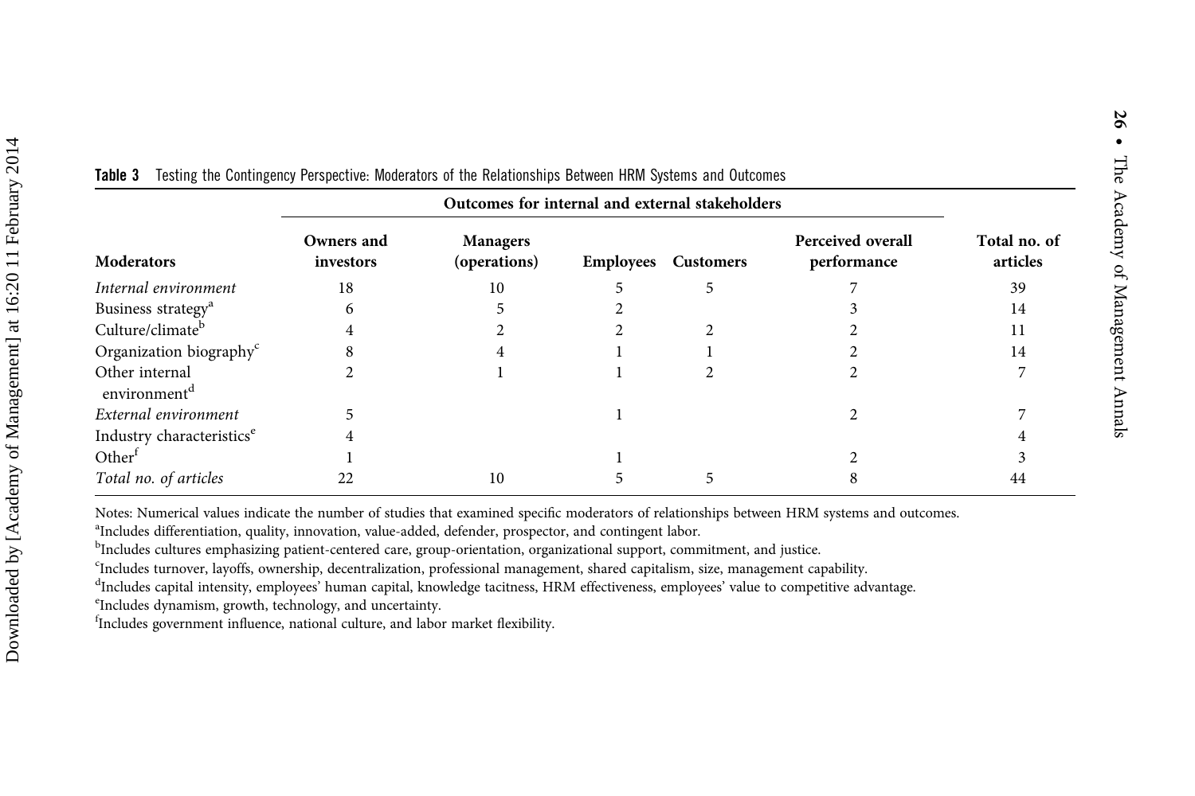**Table 3** Testing the Contingency Perspective: Moderators of the Relationships Between HRM Systems and Outcomes

| Moderators | Outcomes for internal and external stakeholders | | | | | Total no. of articles |
|---|---|---|---|---|---|---|
| | Owners and investors | Managers (operations) | Employees | Customers | Perceived overall performance | |
| *Internal environment* | 18 | 10 | 5 | 5 | 7 | 39 |
| Business strategy[a] | 6 | 5 | 2 | | 3 | 14 |
| Culture/climate[b] | 4 | 2 | 2 | 2 | 2 | 11 |
| Organization biography[c] | 8 | 4 | 1 | 1 | 2 | 14 |
| Other internal environment[d] | 2 | 1 | 1 | 2 | 2 | 7 |
| *External environment* | 5 | | 1 | | 2 | 7 |
| Industry characteristics[e] | 4 | | | | | 4 |
| Other[f] | 1 | | 1 | | 2 | 3 |
| *Total no. of articles* | 22 | 10 | 5 | 5 | 8 | 44 |

Notes: Numerical values indicate the number of studies that examined specific moderators of relationships between HRM systems and outcomes.

[a]Includes differentiation, quality, innovation, value-added, defender, prospector, and contingent labor.

[b]Includes cultures emphasizing patient-centered care, group-orientation, organizational support, commitment, and justice.

[c]Includes turnover, layoffs, ownership, decentralization, professional management, shared capitalism, size, management capability.

[d]Includes capital intensity, employees' human capital, knowledge tacitness, HRM effectiveness, employees' value to competitive advantage.

[e]Includes dynamism, growth, technology, and uncertainty.

[f]Includes government influence, national culture, and labor market flexibility.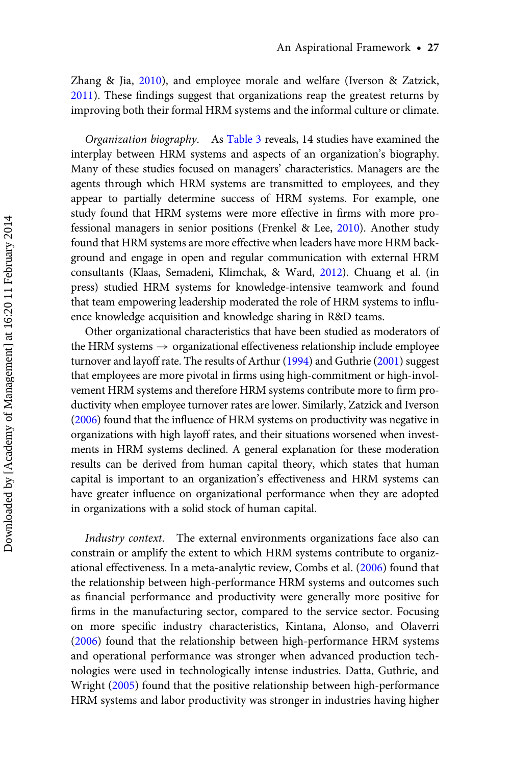Zhang & Jia, 2010), and employee morale and welfare (Iverson & Zatzick, 2011). These findings suggest that organizations reap the greatest returns by improving both their formal HRM systems and the informal culture or climate.

*Organization biography*. As Table 3 reveals, 14 studies have examined the interplay between HRM systems and aspects of an organization's biography. Many of these studies focused on managers' characteristics. Managers are the agents through which HRM systems are transmitted to employees, and they appear to partially determine success of HRM systems. For example, one study found that HRM systems were more effective in firms with more professional managers in senior positions (Frenkel & Lee, 2010). Another study found that HRM systems are more effective when leaders have more HRM background and engage in open and regular communication with external HRM consultants (Klaas, Semadeni, Klimchak, & Ward, 2012). Chuang et al. (in press) studied HRM systems for knowledge-intensive teamwork and found that team empowering leadership moderated the role of HRM systems to influence knowledge acquisition and knowledge sharing in R&D teams.

Other organizational characteristics that have been studied as moderators of the HRM systems → organizational effectiveness relationship include employee turnover and layoff rate. The results of Arthur (1994) and Guthrie (2001) suggest that employees are more pivotal in firms using high-commitment or high-involvement HRM systems and therefore HRM systems contribute more to firm productivity when employee turnover rates are lower. Similarly, Zatzick and Iverson (2006) found that the influence of HRM systems on productivity was negative in organizations with high layoff rates, and their situations worsened when investments in HRM systems declined. A general explanation for these moderation results can be derived from human capital theory, which states that human capital is important to an organization's effectiveness and HRM systems can have greater influence on organizational performance when they are adopted in organizations with a solid stock of human capital.

*Industry context*. The external environments organizations face also can constrain or amplify the extent to which HRM systems contribute to organizational effectiveness. In a meta-analytic review, Combs et al. (2006) found that the relationship between high-performance HRM systems and outcomes such as financial performance and productivity were generally more positive for firms in the manufacturing sector, compared to the service sector. Focusing on more specific industry characteristics, Kintana, Alonso, and Olaverri (2006) found that the relationship between high-performance HRM systems and operational performance was stronger when advanced production technologies were used in technologically intense industries. Datta, Guthrie, and Wright (2005) found that the positive relationship between high-performance HRM systems and labor productivity was stronger in industries having higher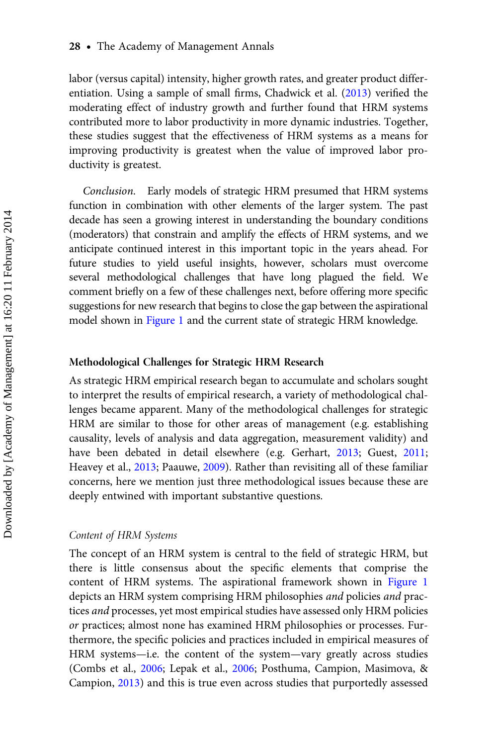labor (versus capital) intensity, higher growth rates, and greater product differentiation. Using a sample of small firms, Chadwick et al. (2013) verified the moderating effect of industry growth and further found that HRM systems contributed more to labor productivity in more dynamic industries. Together, these studies suggest that the effectiveness of HRM systems as a means for improving productivity is greatest when the value of improved labor productivity is greatest.

*Conclusion.* Early models of strategic HRM presumed that HRM systems function in combination with other elements of the larger system. The past decade has seen a growing interest in understanding the boundary conditions (moderators) that constrain and amplify the effects of HRM systems, and we anticipate continued interest in this important topic in the years ahead. For future studies to yield useful insights, however, scholars must overcome several methodological challenges that have long plagued the field. We comment briefly on a few of these challenges next, before offering more specific suggestions for new research that begins to close the gap between the aspirational model shown in Figure 1 and the current state of strategic HRM knowledge.

## Methodological Challenges for Strategic HRM Research

As strategic HRM empirical research began to accumulate and scholars sought to interpret the results of empirical research, a variety of methodological challenges became apparent. Many of the methodological challenges for strategic HRM are similar to those for other areas of management (e.g. establishing causality, levels of analysis and data aggregation, measurement validity) and have been debated in detail elsewhere (e.g. Gerhart, 2013; Guest, 2011; Heavey et al., 2013; Paauwe, 2009). Rather than revisiting all of these familiar concerns, here we mention just three methodological issues because these are deeply entwined with important substantive questions.

### *Content of HRM Systems*

The concept of an HRM system is central to the field of strategic HRM, but there is little consensus about the specific elements that comprise the content of HRM systems. The aspirational framework shown in Figure 1 depicts an HRM system comprising HRM philosophies *and* policies *and* practices *and* processes, yet most empirical studies have assessed only HRM policies *or* practices; almost none has examined HRM philosophies or processes. Furthermore, the specific policies and practices included in empirical measures of HRM systems—i.e. the content of the system—vary greatly across studies (Combs et al., 2006; Lepak et al., 2006; Posthuma, Campion, Masimova, & Campion, 2013) and this is true even across studies that purportedly assessed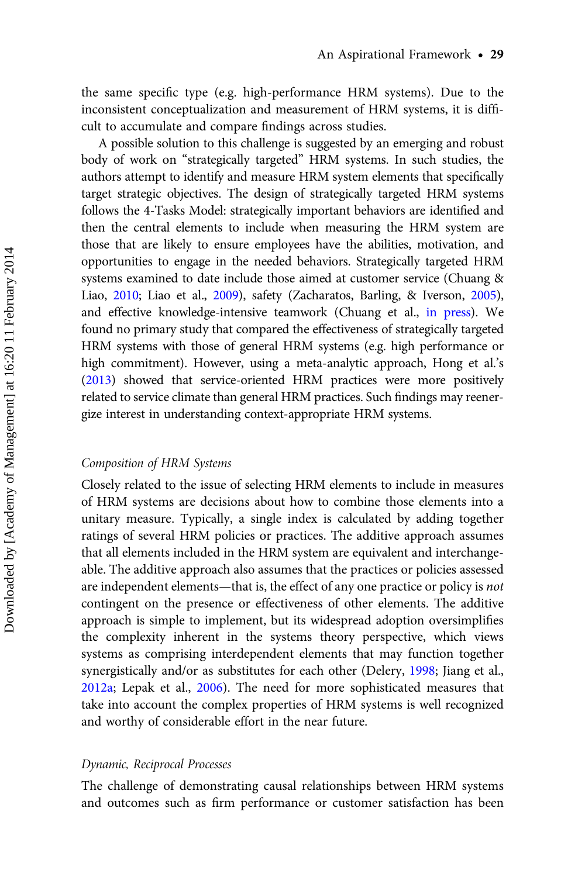the same specific type (e.g. high-performance HRM systems). Due to the inconsistent conceptualization and measurement of HRM systems, it is difficult to accumulate and compare findings across studies.

A possible solution to this challenge is suggested by an emerging and robust body of work on "strategically targeted" HRM systems. In such studies, the authors attempt to identify and measure HRM system elements that specifically target strategic objectives. The design of strategically targeted HRM systems follows the 4-Tasks Model: strategically important behaviors are identified and then the central elements to include when measuring the HRM system are those that are likely to ensure employees have the abilities, motivation, and opportunities to engage in the needed behaviors. Strategically targeted HRM systems examined to date include those aimed at customer service (Chuang & Liao, 2010; Liao et al., 2009), safety (Zacharatos, Barling, & Iverson, 2005), and effective knowledge-intensive teamwork (Chuang et al., in press). We found no primary study that compared the effectiveness of strategically targeted HRM systems with those of general HRM systems (e.g. high performance or high commitment). However, using a meta-analytic approach, Hong et al.'s (2013) showed that service-oriented HRM practices were more positively related to service climate than general HRM practices. Such findings may reenergize interest in understanding context-appropriate HRM systems.

### *Composition of HRM Systems*

Closely related to the issue of selecting HRM elements to include in measures of HRM systems are decisions about how to combine those elements into a unitary measure. Typically, a single index is calculated by adding together ratings of several HRM policies or practices. The additive approach assumes that all elements included in the HRM system are equivalent and interchangeable. The additive approach also assumes that the practices or policies assessed are independent elements—that is, the effect of any one practice or policy is *not* contingent on the presence or effectiveness of other elements. The additive approach is simple to implement, but its widespread adoption oversimplifies the complexity inherent in the systems theory perspective, which views systems as comprising interdependent elements that may function together synergistically and/or as substitutes for each other (Delery, 1998; Jiang et al., 2012a; Lepak et al., 2006). The need for more sophisticated measures that take into account the complex properties of HRM systems is well recognized and worthy of considerable effort in the near future.

### *Dynamic, Reciprocal Processes*

The challenge of demonstrating causal relationships between HRM systems and outcomes such as firm performance or customer satisfaction has been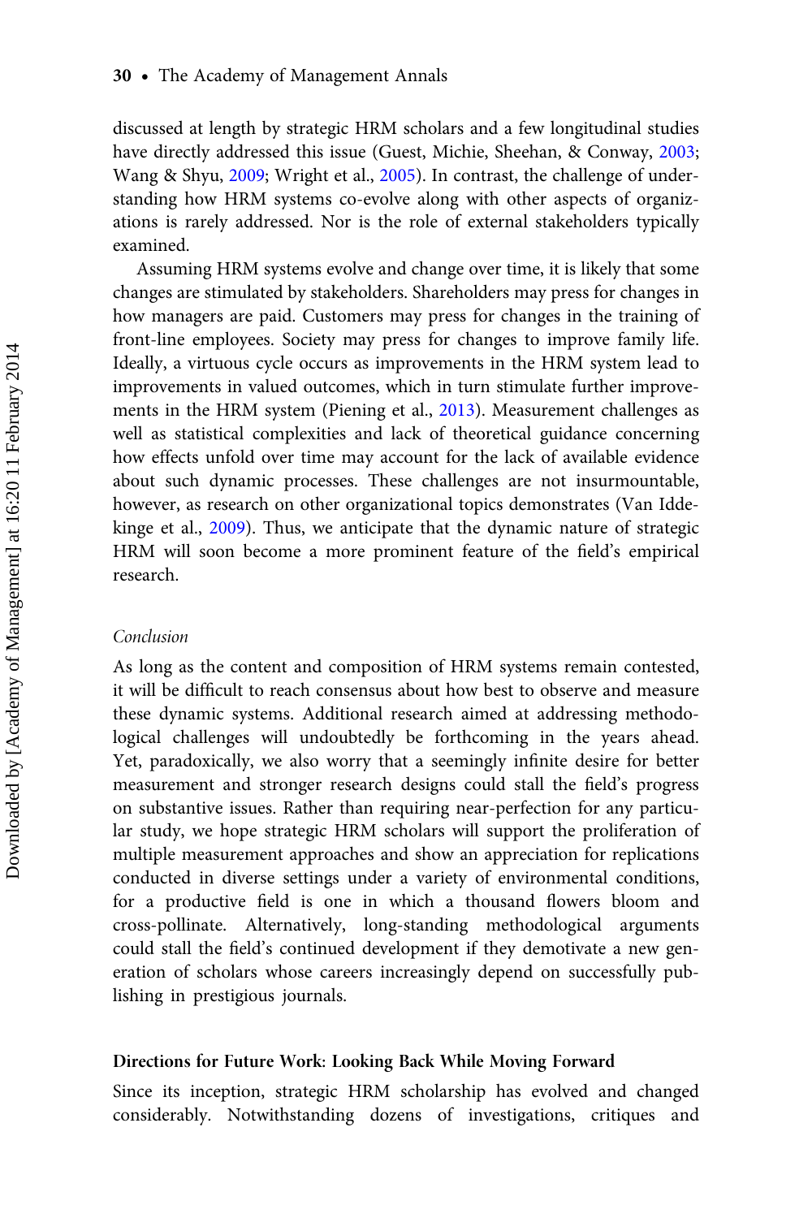discussed at length by strategic HRM scholars and a few longitudinal studies have directly addressed this issue (Guest, Michie, Sheehan, & Conway, 2003; Wang & Shyu, 2009; Wright et al., 2005). In contrast, the challenge of understanding how HRM systems co-evolve along with other aspects of organizations is rarely addressed. Nor is the role of external stakeholders typically examined.

Assuming HRM systems evolve and change over time, it is likely that some changes are stimulated by stakeholders. Shareholders may press for changes in how managers are paid. Customers may press for changes in the training of front-line employees. Society may press for changes to improve family life. Ideally, a virtuous cycle occurs as improvements in the HRM system lead to improvements in valued outcomes, which in turn stimulate further improvements in the HRM system (Piening et al., 2013). Measurement challenges as well as statistical complexities and lack of theoretical guidance concerning how effects unfold over time may account for the lack of available evidence about such dynamic processes. These challenges are not insurmountable, however, as research on other organizational topics demonstrates (Van Iddekinge et al., 2009). Thus, we anticipate that the dynamic nature of strategic HRM will soon become a more prominent feature of the field's empirical research.

#### *Conclusion*

As long as the content and composition of HRM systems remain contested, it will be difficult to reach consensus about how best to observe and measure these dynamic systems. Additional research aimed at addressing methodological challenges will undoubtedly be forthcoming in the years ahead. Yet, paradoxically, we also worry that a seemingly infinite desire for better measurement and stronger research designs could stall the field's progress on substantive issues. Rather than requiring near-perfection for any particular study, we hope strategic HRM scholars will support the proliferation of multiple measurement approaches and show an appreciation for replications conducted in diverse settings under a variety of environmental conditions, for a productive field is one in which a thousand flowers bloom and cross-pollinate. Alternatively, long-standing methodological arguments could stall the field's continued development if they demotivate a new generation of scholars whose careers increasingly depend on successfully publishing in prestigious journals.

### **Directions for Future Work: Looking Back While Moving Forward**

Since its inception, strategic HRM scholarship has evolved and changed considerably. Notwithstanding dozens of investigations, critiques and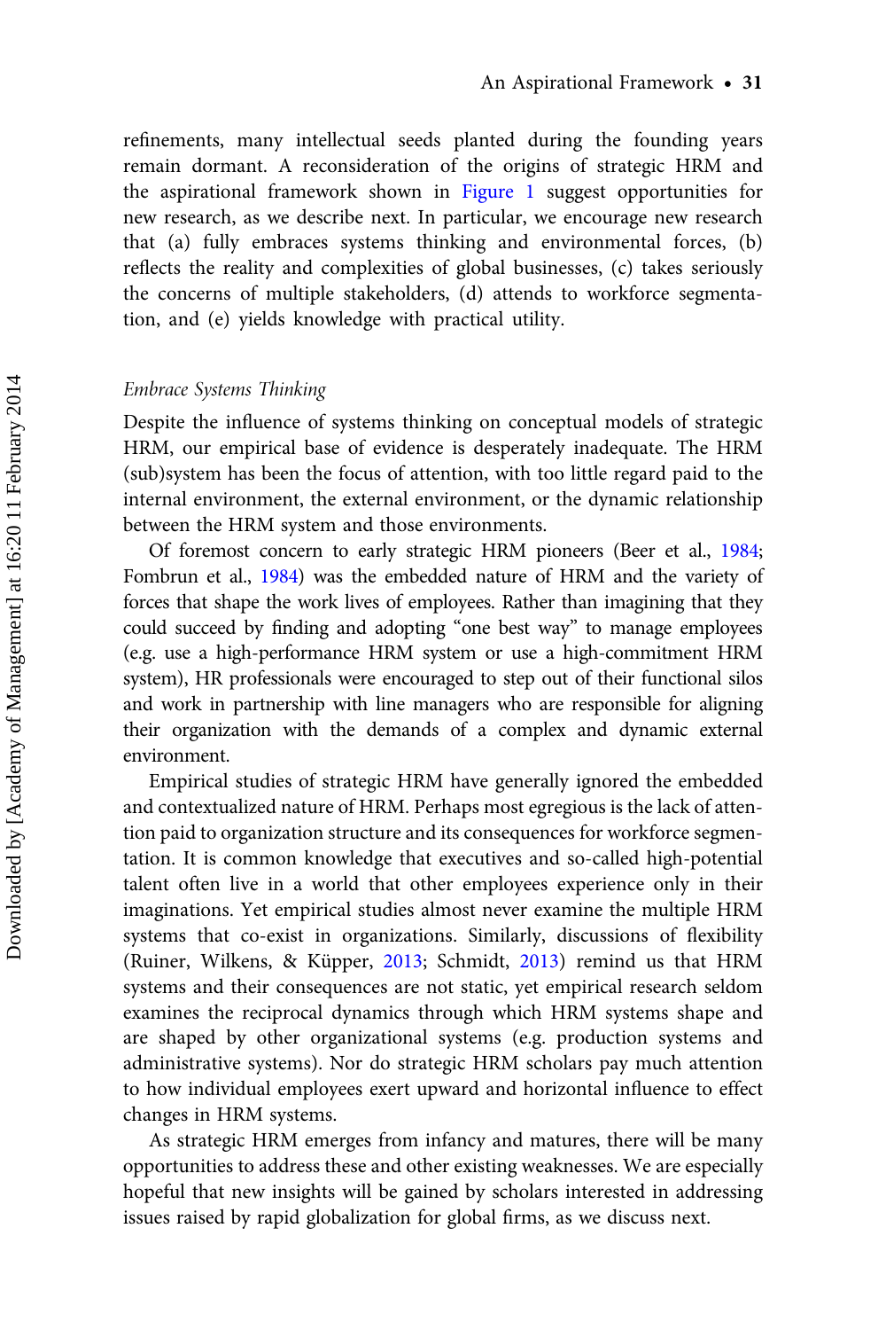refinements, many intellectual seeds planted during the founding years remain dormant. A reconsideration of the origins of strategic HRM and the aspirational framework shown in Figure 1 suggest opportunities for new research, as we describe next. In particular, we encourage new research that (a) fully embraces systems thinking and environmental forces, (b) reflects the reality and complexities of global businesses, (c) takes seriously the concerns of multiple stakeholders, (d) attends to workforce segmentation, and (e) yields knowledge with practical utility.

### *Embrace Systems Thinking*

Despite the influence of systems thinking on conceptual models of strategic HRM, our empirical base of evidence is desperately inadequate. The HRM (sub)system has been the focus of attention, with too little regard paid to the internal environment, the external environment, or the dynamic relationship between the HRM system and those environments.

Of foremost concern to early strategic HRM pioneers (Beer et al., 1984; Fombrun et al., 1984) was the embedded nature of HRM and the variety of forces that shape the work lives of employees. Rather than imagining that they could succeed by finding and adopting "one best way" to manage employees (e.g. use a high-performance HRM system or use a high-commitment HRM system), HR professionals were encouraged to step out of their functional silos and work in partnership with line managers who are responsible for aligning their organization with the demands of a complex and dynamic external environment.

Empirical studies of strategic HRM have generally ignored the embedded and contextualized nature of HRM. Perhaps most egregious is the lack of attention paid to organization structure and its consequences for workforce segmentation. It is common knowledge that executives and so-called high-potential talent often live in a world that other employees experience only in their imaginations. Yet empirical studies almost never examine the multiple HRM systems that co-exist in organizations. Similarly, discussions of flexibility (Ruiner, Wilkens, & Küpper, 2013; Schmidt, 2013) remind us that HRM systems and their consequences are not static, yet empirical research seldom examines the reciprocal dynamics through which HRM systems shape and are shaped by other organizational systems (e.g. production systems and administrative systems). Nor do strategic HRM scholars pay much attention to how individual employees exert upward and horizontal influence to effect changes in HRM systems.

As strategic HRM emerges from infancy and matures, there will be many opportunities to address these and other existing weaknesses. We are especially hopeful that new insights will be gained by scholars interested in addressing issues raised by rapid globalization for global firms, as we discuss next.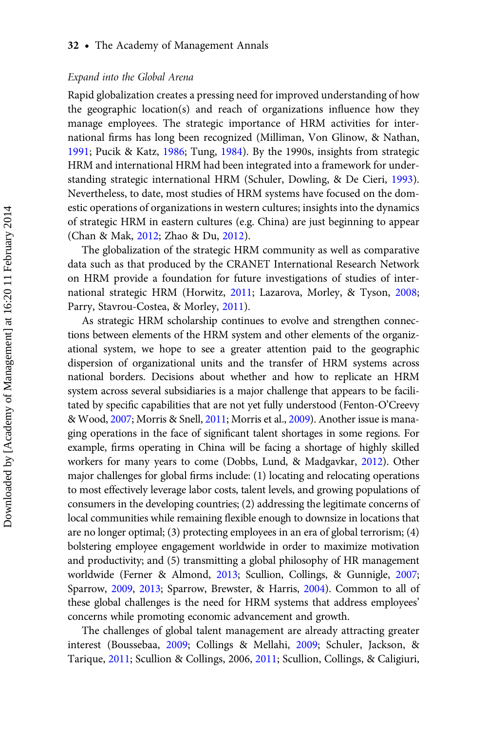*Expand into the Global Arena*

Rapid globalization creates a pressing need for improved understanding of how the geographic location(s) and reach of organizations influence how they manage employees. The strategic importance of HRM activities for international firms has long been recognized (Milliman, Von Glinow, & Nathan, 1991; Pucik & Katz, 1986; Tung, 1984). By the 1990s, insights from strategic HRM and international HRM had been integrated into a framework for understanding strategic international HRM (Schuler, Dowling, & De Cieri, 1993). Nevertheless, to date, most studies of HRM systems have focused on the domestic operations of organizations in western cultures; insights into the dynamics of strategic HRM in eastern cultures (e.g. China) are just beginning to appear (Chan & Mak, 2012; Zhao & Du, 2012).

The globalization of the strategic HRM community as well as comparative data such as that produced by the CRANET International Research Network on HRM provide a foundation for future investigations of studies of international strategic HRM (Horwitz, 2011; Lazarova, Morley, & Tyson, 2008; Parry, Stavrou-Costea, & Morley, 2011).

As strategic HRM scholarship continues to evolve and strengthen connections between elements of the HRM system and other elements of the organizational system, we hope to see a greater attention paid to the geographic dispersion of organizational units and the transfer of HRM systems across national borders. Decisions about whether and how to replicate an HRM system across several subsidiaries is a major challenge that appears to be facilitated by specific capabilities that are not yet fully understood (Fenton-O'Creevy & Wood, 2007; Morris & Snell, 2011; Morris et al., 2009). Another issue is managing operations in the face of significant talent shortages in some regions. For example, firms operating in China will be facing a shortage of highly skilled workers for many years to come (Dobbs, Lund, & Madgavkar, 2012). Other major challenges for global firms include: (1) locating and relocating operations to most effectively leverage labor costs, talent levels, and growing populations of consumers in the developing countries; (2) addressing the legitimate concerns of local communities while remaining flexible enough to downsize in locations that are no longer optimal; (3) protecting employees in an era of global terrorism; (4) bolstering employee engagement worldwide in order to maximize motivation and productivity; and (5) transmitting a global philosophy of HR management worldwide (Ferner & Almond, 2013; Scullion, Collings, & Gunnigle, 2007; Sparrow, 2009, 2013; Sparrow, Brewster, & Harris, 2004). Common to all of these global challenges is the need for HRM systems that address employees' concerns while promoting economic advancement and growth.

The challenges of global talent management are already attracting greater interest (Boussebaa, 2009; Collings & Mellahi, 2009; Schuler, Jackson, & Tarique, 2011; Scullion & Collings, 2006, 2011; Scullion, Collings, & Caligiuri,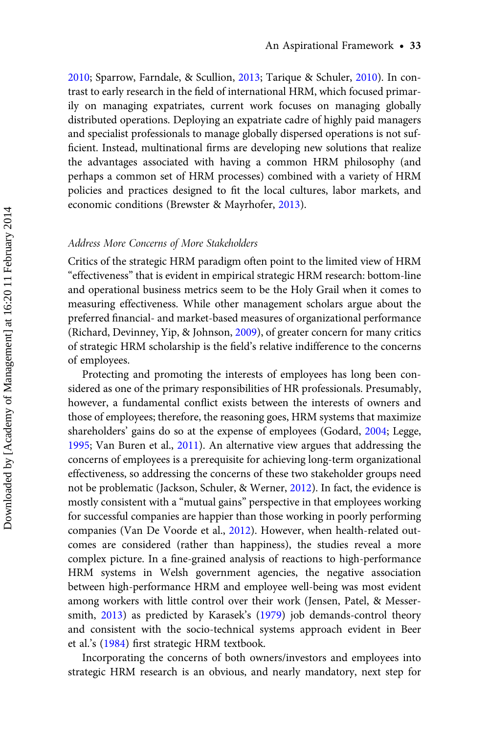2010; Sparrow, Farndale, & Scullion, 2013; Tarique & Schuler, 2010). In contrast to early research in the field of international HRM, which focused primarily on managing expatriates, current work focuses on managing globally distributed operations. Deploying an expatriate cadre of highly paid managers and specialist professionals to manage globally dispersed operations is not sufficient. Instead, multinational firms are developing new solutions that realize the advantages associated with having a common HRM philosophy (and perhaps a common set of HRM processes) combined with a variety of HRM policies and practices designed to fit the local cultures, labor markets, and economic conditions (Brewster & Mayrhofer, 2013).

### *Address More Concerns of More Stakeholders*

Critics of the strategic HRM paradigm often point to the limited view of HRM "effectiveness" that is evident in empirical strategic HRM research: bottom-line and operational business metrics seem to be the Holy Grail when it comes to measuring effectiveness. While other management scholars argue about the preferred financial- and market-based measures of organizational performance (Richard, Devinney, Yip, & Johnson, 2009), of greater concern for many critics of strategic HRM scholarship is the field's relative indifference to the concerns of employees.

Protecting and promoting the interests of employees has long been considered as one of the primary responsibilities of HR professionals. Presumably, however, a fundamental conflict exists between the interests of owners and those of employees; therefore, the reasoning goes, HRM systems that maximize shareholders' gains do so at the expense of employees (Godard, 2004; Legge, 1995; Van Buren et al., 2011). An alternative view argues that addressing the concerns of employees is a prerequisite for achieving long-term organizational effectiveness, so addressing the concerns of these two stakeholder groups need not be problematic (Jackson, Schuler, & Werner, 2012). In fact, the evidence is mostly consistent with a "mutual gains" perspective in that employees working for successful companies are happier than those working in poorly performing companies (Van De Voorde et al., 2012). However, when health-related outcomes are considered (rather than happiness), the studies reveal a more complex picture. In a fine-grained analysis of reactions to high-performance HRM systems in Welsh government agencies, the negative association between high-performance HRM and employee well-being was most evident among workers with little control over their work (Jensen, Patel, & Messersmith, 2013) as predicted by Karasek's (1979) job demands-control theory and consistent with the socio-technical systems approach evident in Beer et al.'s (1984) first strategic HRM textbook.

Incorporating the concerns of both owners/investors and employees into strategic HRM research is an obvious, and nearly mandatory, next step for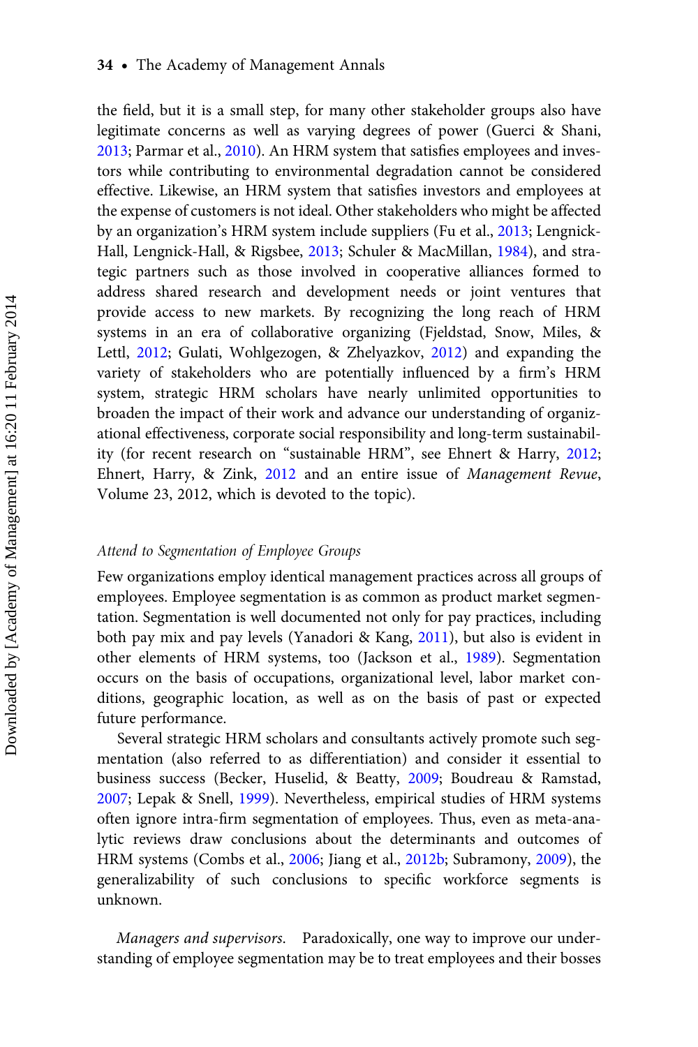the field, but it is a small step, for many other stakeholder groups also have legitimate concerns as well as varying degrees of power (Guerci & Shani, 2013; Parmar et al., 2010). An HRM system that satisfies employees and investors while contributing to environmental degradation cannot be considered effective. Likewise, an HRM system that satisfies investors and employees at the expense of customers is not ideal. Other stakeholders who might be affected by an organization's HRM system include suppliers (Fu et al., 2013; Lengnick-Hall, Lengnick-Hall, & Rigsbee, 2013; Schuler & MacMillan, 1984), and strategic partners such as those involved in cooperative alliances formed to address shared research and development needs or joint ventures that provide access to new markets. By recognizing the long reach of HRM systems in an era of collaborative organizing (Fjeldstad, Snow, Miles, & Lettl, 2012; Gulati, Wohlgezogen, & Zhelyazkov, 2012) and expanding the variety of stakeholders who are potentially influenced by a firm's HRM system, strategic HRM scholars have nearly unlimited opportunities to broaden the impact of their work and advance our understanding of organizational effectiveness, corporate social responsibility and long-term sustainability (for recent research on "sustainable HRM", see Ehnert & Harry, 2012; Ehnert, Harry, & Zink, 2012 and an entire issue of *Management Revue*, Volume 23, 2012, which is devoted to the topic).

### *Attend to Segmentation of Employee Groups*

Few organizations employ identical management practices across all groups of employees. Employee segmentation is as common as product market segmentation. Segmentation is well documented not only for pay practices, including both pay mix and pay levels (Yanadori & Kang, 2011), but also is evident in other elements of HRM systems, too (Jackson et al., 1989). Segmentation occurs on the basis of occupations, organizational level, labor market conditions, geographic location, as well as on the basis of past or expected future performance.

Several strategic HRM scholars and consultants actively promote such segmentation (also referred to as differentiation) and consider it essential to business success (Becker, Huselid, & Beatty, 2009; Boudreau & Ramstad, 2007; Lepak & Snell, 1999). Nevertheless, empirical studies of HRM systems often ignore intra-firm segmentation of employees. Thus, even as meta-analytic reviews draw conclusions about the determinants and outcomes of HRM systems (Combs et al., 2006; Jiang et al., 2012b; Subramony, 2009), the generalizability of such conclusions to specific workforce segments is unknown.

*Managers and supervisors.* Paradoxically, one way to improve our understanding of employee segmentation may be to treat employees and their bosses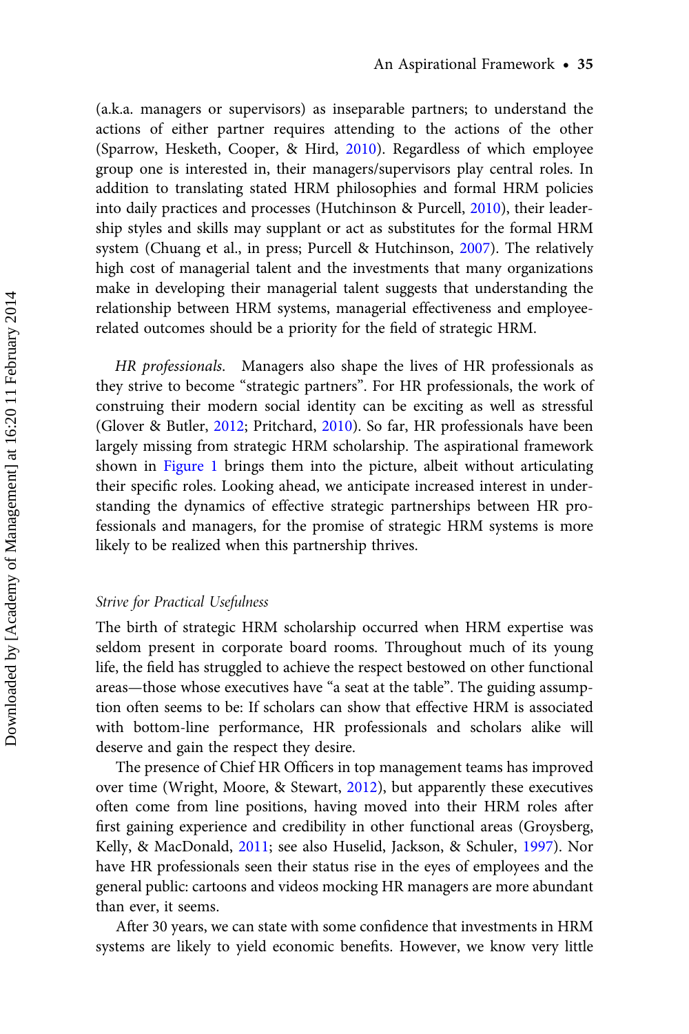(a.k.a. managers or supervisors) as inseparable partners; to understand the actions of either partner requires attending to the actions of the other (Sparrow, Hesketh, Cooper, & Hird, 2010). Regardless of which employee group one is interested in, their managers/supervisors play central roles. In addition to translating stated HRM philosophies and formal HRM policies into daily practices and processes (Hutchinson & Purcell, 2010), their leadership styles and skills may supplant or act as substitutes for the formal HRM system (Chuang et al., in press; Purcell & Hutchinson, 2007). The relatively high cost of managerial talent and the investments that many organizations make in developing their managerial talent suggests that understanding the relationship between HRM systems, managerial effectiveness and employee-related outcomes should be a priority for the field of strategic HRM.

*HR professionals.* Managers also shape the lives of HR professionals as they strive to become "strategic partners". For HR professionals, the work of construing their modern social identity can be exciting as well as stressful (Glover & Butler, 2012; Pritchard, 2010). So far, HR professionals have been largely missing from strategic HRM scholarship. The aspirational framework shown in Figure 1 brings them into the picture, albeit without articulating their specific roles. Looking ahead, we anticipate increased interest in understanding the dynamics of effective strategic partnerships between HR professionals and managers, for the promise of strategic HRM systems is more likely to be realized when this partnership thrives.

### *Strive for Practical Usefulness*

The birth of strategic HRM scholarship occurred when HRM expertise was seldom present in corporate board rooms. Throughout much of its young life, the field has struggled to achieve the respect bestowed on other functional areas—those whose executives have "a seat at the table". The guiding assumption often seems to be: If scholars can show that effective HRM is associated with bottom-line performance, HR professionals and scholars alike will deserve and gain the respect they desire.

The presence of Chief HR Officers in top management teams has improved over time (Wright, Moore, & Stewart, 2012), but apparently these executives often come from line positions, having moved into their HRM roles after first gaining experience and credibility in other functional areas (Groysberg, Kelly, & MacDonald, 2011; see also Huselid, Jackson, & Schuler, 1997). Nor have HR professionals seen their status rise in the eyes of employees and the general public: cartoons and videos mocking HR managers are more abundant than ever, it seems.

After 30 years, we can state with some confidence that investments in HRM systems are likely to yield economic benefits. However, we know very little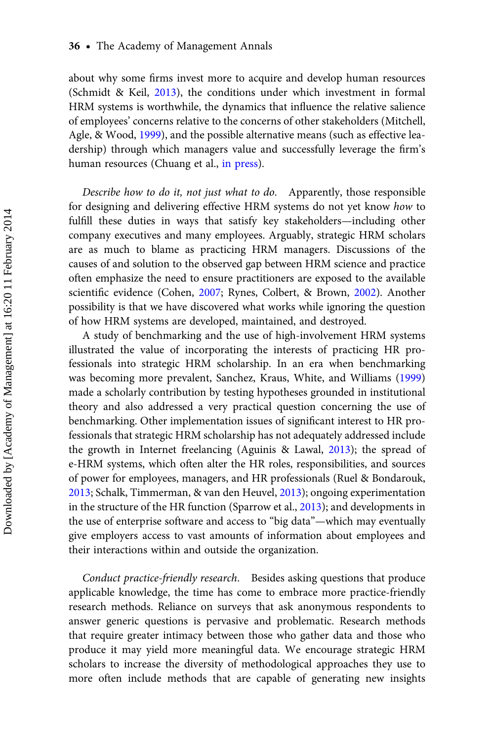about why some firms invest more to acquire and develop human resources (Schmidt & Keil, 2013), the conditions under which investment in formal HRM systems is worthwhile, the dynamics that influence the relative salience of employees' concerns relative to the concerns of other stakeholders (Mitchell, Agle, & Wood, 1999), and the possible alternative means (such as effective leadership) through which managers value and successfully leverage the firm's human resources (Chuang et al., in press).

*Describe how to do it, not just what to do.* Apparently, those responsible for designing and delivering effective HRM systems do not yet know *how* to fulfill these duties in ways that satisfy key stakeholders—including other company executives and many employees. Arguably, strategic HRM scholars are as much to blame as practicing HRM managers. Discussions of the causes of and solution to the observed gap between HRM science and practice often emphasize the need to ensure practitioners are exposed to the available scientific evidence (Cohen, 2007; Rynes, Colbert, & Brown, 2002). Another possibility is that we have discovered what works while ignoring the question of how HRM systems are developed, maintained, and destroyed.

A study of benchmarking and the use of high-involvement HRM systems illustrated the value of incorporating the interests of practicing HR professionals into strategic HRM scholarship. In an era when benchmarking was becoming more prevalent, Sanchez, Kraus, White, and Williams (1999) made a scholarly contribution by testing hypotheses grounded in institutional theory and also addressed a very practical question concerning the use of benchmarking. Other implementation issues of significant interest to HR professionals that strategic HRM scholarship has not adequately addressed include the growth in Internet freelancing (Aguinis & Lawal, 2013); the spread of e-HRM systems, which often alter the HR roles, responsibilities, and sources of power for employees, managers, and HR professionals (Ruel & Bondarouk, 2013; Schalk, Timmerman, & van den Heuvel, 2013); ongoing experimentation in the structure of the HR function (Sparrow et al., 2013); and developments in the use of enterprise software and access to "big data"—which may eventually give employers access to vast amounts of information about employees and their interactions within and outside the organization.

*Conduct practice-friendly research.* Besides asking questions that produce applicable knowledge, the time has come to embrace more practice-friendly research methods. Reliance on surveys that ask anonymous respondents to answer generic questions is pervasive and problematic. Research methods that require greater intimacy between those who gather data and those who produce it may yield more meaningful data. We encourage strategic HRM scholars to increase the diversity of methodological approaches they use to more often include methods that are capable of generating new insights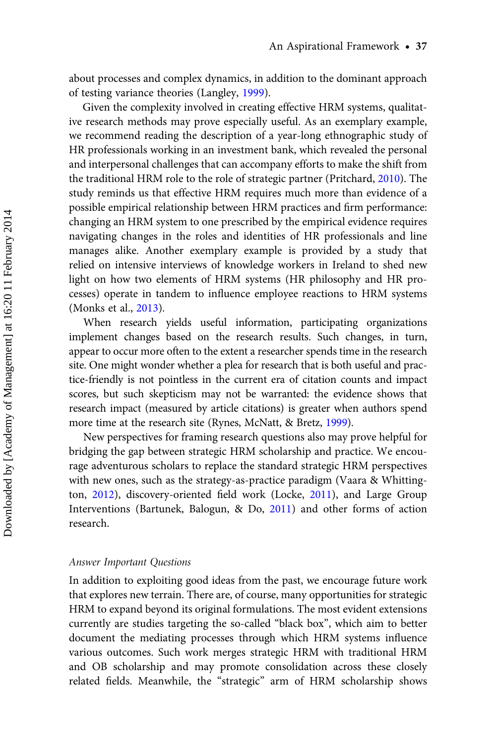about processes and complex dynamics, in addition to the dominant approach of testing variance theories (Langley, 1999).

Given the complexity involved in creating effective HRM systems, qualitative research methods may prove especially useful. As an exemplary example, we recommend reading the description of a year-long ethnographic study of HR professionals working in an investment bank, which revealed the personal and interpersonal challenges that can accompany efforts to make the shift from the traditional HRM role to the role of strategic partner (Pritchard, 2010). The study reminds us that effective HRM requires much more than evidence of a possible empirical relationship between HRM practices and firm performance: changing an HRM system to one prescribed by the empirical evidence requires navigating changes in the roles and identities of HR professionals and line manages alike. Another exemplary example is provided by a study that relied on intensive interviews of knowledge workers in Ireland to shed new light on how two elements of HRM systems (HR philosophy and HR processes) operate in tandem to influence employee reactions to HRM systems (Monks et al., 2013).

When research yields useful information, participating organizations implement changes based on the research results. Such changes, in turn, appear to occur more often to the extent a researcher spends time in the research site. One might wonder whether a plea for research that is both useful and practice-friendly is not pointless in the current era of citation counts and impact scores, but such skepticism may not be warranted: the evidence shows that research impact (measured by article citations) is greater when authors spend more time at the research site (Rynes, McNatt, & Bretz, 1999).

New perspectives for framing research questions also may prove helpful for bridging the gap between strategic HRM scholarship and practice. We encourage adventurous scholars to replace the standard strategic HRM perspectives with new ones, such as the strategy-as-practice paradigm (Vaara & Whittington, 2012), discovery-oriented field work (Locke, 2011), and Large Group Interventions (Bartunek, Balogun, & Do, 2011) and other forms of action research.

#### *Answer Important Questions*

In addition to exploiting good ideas from the past, we encourage future work that explores new terrain. There are, of course, many opportunities for strategic HRM to expand beyond its original formulations. The most evident extensions currently are studies targeting the so-called "black box", which aim to better document the mediating processes through which HRM systems influence various outcomes. Such work merges strategic HRM with traditional HRM and OB scholarship and may promote consolidation across these closely related fields. Meanwhile, the "strategic" arm of HRM scholarship shows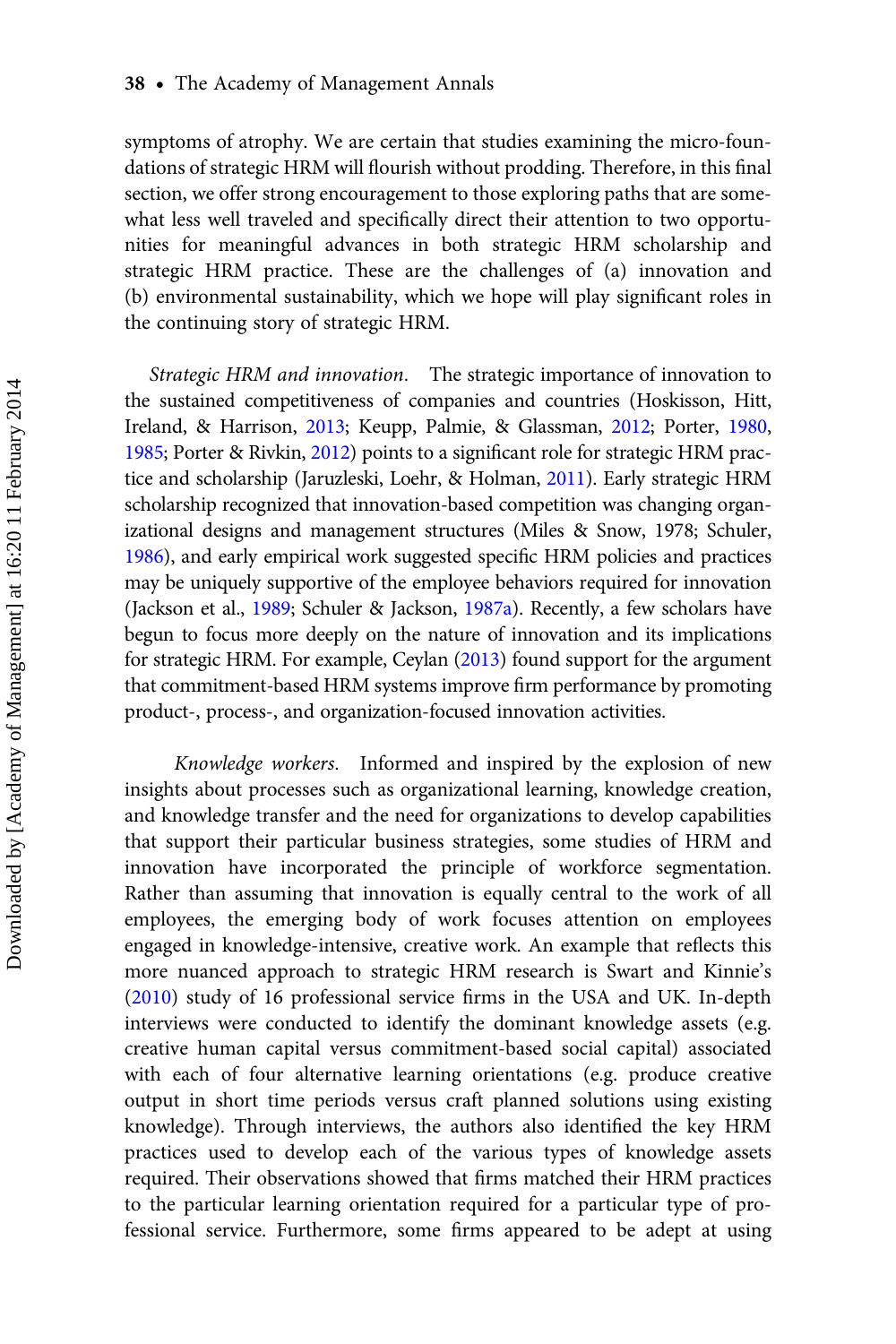symptoms of atrophy. We are certain that studies examining the micro-foundations of strategic HRM will flourish without prodding. Therefore, in this final section, we offer strong encouragement to those exploring paths that are somewhat less well traveled and specifically direct their attention to two opportunities for meaningful advances in both strategic HRM scholarship and strategic HRM practice. These are the challenges of (a) innovation and (b) environmental sustainability, which we hope will play significant roles in the continuing story of strategic HRM.

*Strategic HRM and innovation*. The strategic importance of innovation to the sustained competitiveness of companies and countries (Hoskisson, Hitt, Ireland, & Harrison, 2013; Keupp, Palmie, & Glassman, 2012; Porter, 1980, 1985; Porter & Rivkin, 2012) points to a significant role for strategic HRM practice and scholarship (Jaruzleski, Loehr, & Holman, 2011). Early strategic HRM scholarship recognized that innovation-based competition was changing organizational designs and management structures (Miles & Snow, 1978; Schuler, 1986), and early empirical work suggested specific HRM policies and practices may be uniquely supportive of the employee behaviors required for innovation (Jackson et al., 1989; Schuler & Jackson, 1987a). Recently, a few scholars have begun to focus more deeply on the nature of innovation and its implications for strategic HRM. For example, Ceylan (2013) found support for the argument that commitment-based HRM systems improve firm performance by promoting product-, process-, and organization-focused innovation activities.

*Knowledge workers*. Informed and inspired by the explosion of new insights about processes such as organizational learning, knowledge creation, and knowledge transfer and the need for organizations to develop capabilities that support their particular business strategies, some studies of HRM and innovation have incorporated the principle of workforce segmentation. Rather than assuming that innovation is equally central to the work of all employees, the emerging body of work focuses attention on employees engaged in knowledge-intensive, creative work. An example that reflects this more nuanced approach to strategic HRM research is Swart and Kinnie's (2010) study of 16 professional service firms in the USA and UK. In-depth interviews were conducted to identify the dominant knowledge assets (e.g. creative human capital versus commitment-based social capital) associated with each of four alternative learning orientations (e.g. produce creative output in short time periods versus craft planned solutions using existing knowledge). Through interviews, the authors also identified the key HRM practices used to develop each of the various types of knowledge assets required. Their observations showed that firms matched their HRM practices to the particular learning orientation required for a particular type of professional service. Furthermore, some firms appeared to be adept at using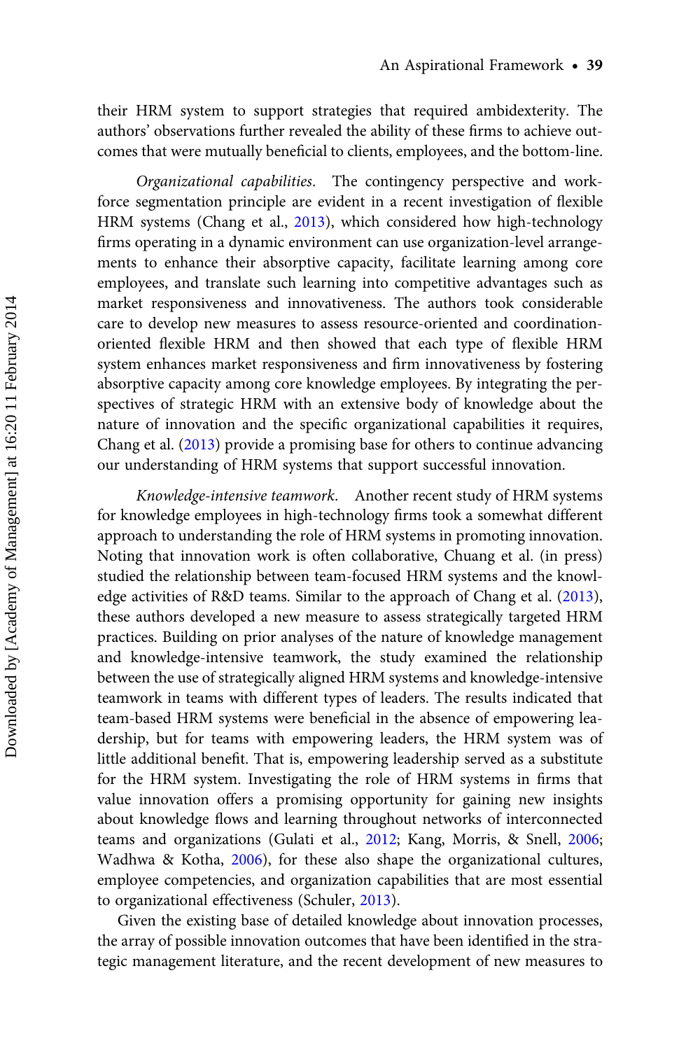their HRM system to support strategies that required ambidexterity. The authors' observations further revealed the ability of these firms to achieve outcomes that were mutually beneficial to clients, employees, and the bottom-line.

*Organizational capabilities*. The contingency perspective and workforce segmentation principle are evident in a recent investigation of flexible HRM systems (Chang et al., 2013), which considered how high-technology firms operating in a dynamic environment can use organization-level arrangements to enhance their absorptive capacity, facilitate learning among core employees, and translate such learning into competitive advantages such as market responsiveness and innovativeness. The authors took considerable care to develop new measures to assess resource-oriented and coordination-oriented flexible HRM and then showed that each type of flexible HRM system enhances market responsiveness and firm innovativeness by fostering absorptive capacity among core knowledge employees. By integrating the perspectives of strategic HRM with an extensive body of knowledge about the nature of innovation and the specific organizational capabilities it requires, Chang et al. (2013) provide a promising base for others to continue advancing our understanding of HRM systems that support successful innovation.

*Knowledge-intensive teamwork*. Another recent study of HRM systems for knowledge employees in high-technology firms took a somewhat different approach to understanding the role of HRM systems in promoting innovation. Noting that innovation work is often collaborative, Chuang et al. (in press) studied the relationship between team-focused HRM systems and the knowledge activities of R&D teams. Similar to the approach of Chang et al. (2013), these authors developed a new measure to assess strategically targeted HRM practices. Building on prior analyses of the nature of knowledge management and knowledge-intensive teamwork, the study examined the relationship between the use of strategically aligned HRM systems and knowledge-intensive teamwork in teams with different types of leaders. The results indicated that team-based HRM systems were beneficial in the absence of empowering leadership, but for teams with empowering leaders, the HRM system was of little additional benefit. That is, empowering leadership served as a substitute for the HRM system. Investigating the role of HRM systems in firms that value innovation offers a promising opportunity for gaining new insights about knowledge flows and learning throughout networks of interconnected teams and organizations (Gulati et al., 2012; Kang, Morris, & Snell, 2006; Wadhwa & Kotha, 2006), for these also shape the organizational cultures, employee competencies, and organization capabilities that are most essential to organizational effectiveness (Schuler, 2013).

Given the existing base of detailed knowledge about innovation processes, the array of possible innovation outcomes that have been identified in the strategic management literature, and the recent development of new measures to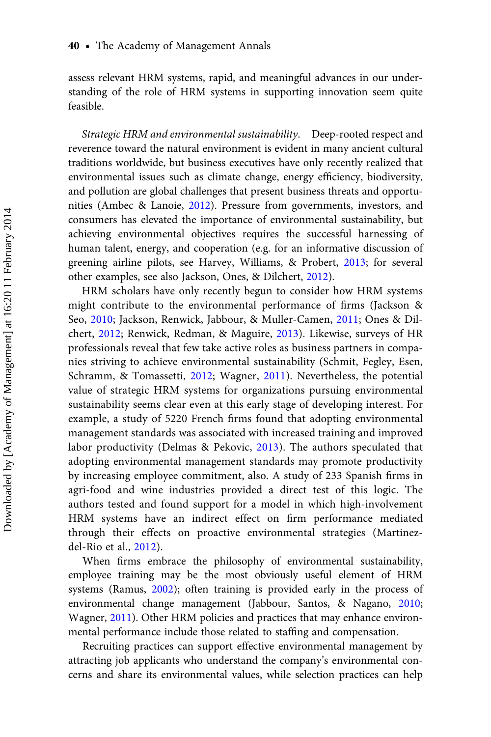assess relevant HRM systems, rapid, and meaningful advances in our understanding of the role of HRM systems in supporting innovation seem quite feasible.

*Strategic HRM and environmental sustainability.* Deep-rooted respect and reverence toward the natural environment is evident in many ancient cultural traditions worldwide, but business executives have only recently realized that environmental issues such as climate change, energy efficiency, biodiversity, and pollution are global challenges that present business threats and opportunities (Ambec & Lanoie, 2012). Pressure from governments, investors, and consumers has elevated the importance of environmental sustainability, but achieving environmental objectives requires the successful harnessing of human talent, energy, and cooperation (e.g. for an informative discussion of greening airline pilots, see Harvey, Williams, & Probert, 2013; for several other examples, see also Jackson, Ones, & Dilchert, 2012).

HRM scholars have only recently begun to consider how HRM systems might contribute to the environmental performance of firms (Jackson & Seo, 2010; Jackson, Renwick, Jabbour, & Muller-Camen, 2011; Ones & Dilchert, 2012; Renwick, Redman, & Maguire, 2013). Likewise, surveys of HR professionals reveal that few take active roles as business partners in companies striving to achieve environmental sustainability (Schmit, Fegley, Esen, Schramm, & Tomassetti, 2012; Wagner, 2011). Nevertheless, the potential value of strategic HRM systems for organizations pursuing environmental sustainability seems clear even at this early stage of developing interest. For example, a study of 5220 French firms found that adopting environmental management standards was associated with increased training and improved labor productivity (Delmas & Pekovic, 2013). The authors speculated that adopting environmental management standards may promote productivity by increasing employee commitment, also. A study of 233 Spanish firms in agri-food and wine industries provided a direct test of this logic. The authors tested and found support for a model in which high-involvement HRM systems have an indirect effect on firm performance mediated through their effects on proactive environmental strategies (Martinez-del-Rio et al., 2012).

When firms embrace the philosophy of environmental sustainability, employee training may be the most obviously useful element of HRM systems (Ramus, 2002); often training is provided early in the process of environmental change management (Jabbour, Santos, & Nagano, 2010; Wagner, 2011). Other HRM policies and practices that may enhance environmental performance include those related to staffing and compensation.

Recruiting practices can support effective environmental management by attracting job applicants who understand the company's environmental concerns and share its environmental values, while selection practices can help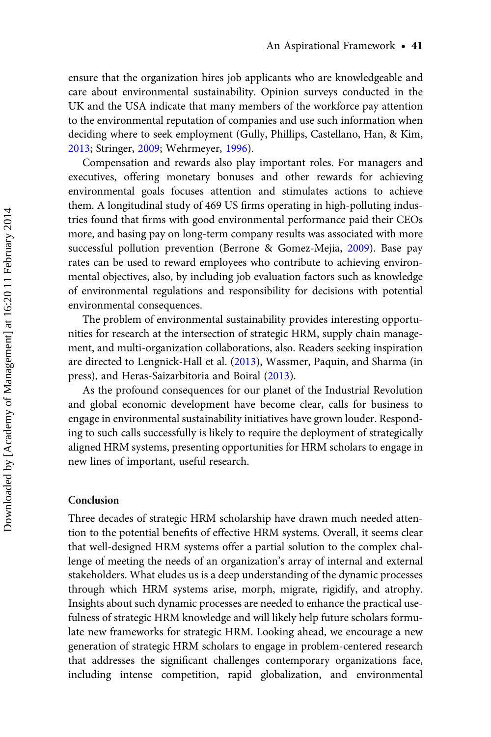ensure that the organization hires job applicants who are knowledgeable and care about environmental sustainability. Opinion surveys conducted in the UK and the USA indicate that many members of the workforce pay attention to the environmental reputation of companies and use such information when deciding where to seek employment (Gully, Phillips, Castellano, Han, & Kim, 2013; Stringer, 2009; Wehrmeyer, 1996).

Compensation and rewards also play important roles. For managers and executives, offering monetary bonuses and other rewards for achieving environmental goals focuses attention and stimulates actions to achieve them. A longitudinal study of 469 US firms operating in high-polluting industries found that firms with good environmental performance paid their CEOs more, and basing pay on long-term company results was associated with more successful pollution prevention (Berrone & Gomez-Mejia, 2009). Base pay rates can be used to reward employees who contribute to achieving environmental objectives, also, by including job evaluation factors such as knowledge of environmental regulations and responsibility for decisions with potential environmental consequences.

The problem of environmental sustainability provides interesting opportunities for research at the intersection of strategic HRM, supply chain management, and multi-organization collaborations, also. Readers seeking inspiration are directed to Lengnick-Hall et al. (2013), Wassmer, Paquin, and Sharma (in press), and Heras-Saizarbitoria and Boiral (2013).

As the profound consequences for our planet of the Industrial Revolution and global economic development have become clear, calls for business to engage in environmental sustainability initiatives have grown louder. Responding to such calls successfully is likely to require the deployment of strategically aligned HRM systems, presenting opportunities for HRM scholars to engage in new lines of important, useful research.

## Conclusion

Three decades of strategic HRM scholarship have drawn much needed attention to the potential benefits of effective HRM systems. Overall, it seems clear that well-designed HRM systems offer a partial solution to the complex challenge of meeting the needs of an organization's array of internal and external stakeholders. What eludes us is a deep understanding of the dynamic processes through which HRM systems arise, morph, migrate, rigidify, and atrophy. Insights about such dynamic processes are needed to enhance the practical usefulness of strategic HRM knowledge and will likely help future scholars formulate new frameworks for strategic HRM. Looking ahead, we encourage a new generation of strategic HRM scholars to engage in problem-centered research that addresses the significant challenges contemporary organizations face, including intense competition, rapid globalization, and environmental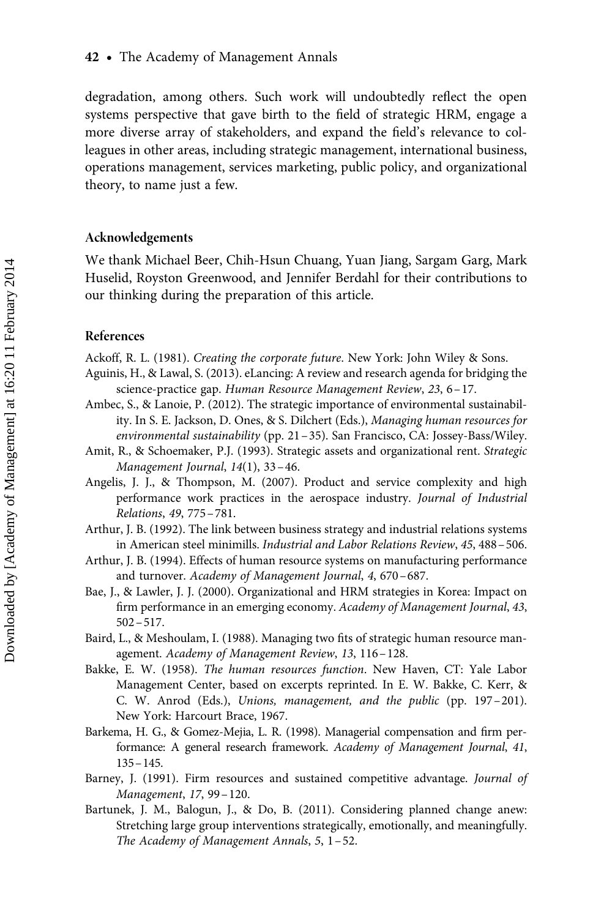degradation, among others. Such work will undoubtedly reflect the open systems perspective that gave birth to the field of strategic HRM, engage a more diverse array of stakeholders, and expand the field's relevance to colleagues in other areas, including strategic management, international business, operations management, services marketing, public policy, and organizational theory, to name just a few.

## Acknowledgements

We thank Michael Beer, Chih-Hsun Chuang, Yuan Jiang, Sargam Garg, Mark Huselid, Royston Greenwood, and Jennifer Berdahl for their contributions to our thinking during the preparation of this article.

## References

Ackoff, R. L. (1981). *Creating the corporate future*. New York: John Wiley & Sons.

Aguinis, H., & Lawal, S. (2013). eLancing: A review and research agenda for bridging the science-practice gap. *Human Resource Management Review*, *23*, 6–17.

Ambec, S., & Lanoie, P. (2012). The strategic importance of environmental sustainability. In S. E. Jackson, D. Ones, & S. Dilchert (Eds.), *Managing human resources for environmental sustainability* (pp. 21–35). San Francisco, CA: Jossey-Bass/Wiley.

Amit, R., & Schoemaker, P.J. (1993). Strategic assets and organizational rent. *Strategic Management Journal*, *14*(1), 33–46.

Angelis, J. J., & Thompson, M. (2007). Product and service complexity and high performance work practices in the aerospace industry. *Journal of Industrial Relations*, *49*, 775–781.

Arthur, J. B. (1992). The link between business strategy and industrial relations systems in American steel minimills. *Industrial and Labor Relations Review*, *45*, 488–506.

Arthur, J. B. (1994). Effects of human resource systems on manufacturing performance and turnover. *Academy of Management Journal*, *4*, 670–687.

Bae, J., & Lawler, J. J. (2000). Organizational and HRM strategies in Korea: Impact on firm performance in an emerging economy. *Academy of Management Journal*, *43*, 502–517.

Baird, L., & Meshoulam, I. (1988). Managing two fits of strategic human resource management. *Academy of Management Review*, *13*, 116–128.

Bakke, E. W. (1958). *The human resources function*. New Haven, CT: Yale Labor Management Center, based on excerpts reprinted. In E. W. Bakke, C. Kerr, & C. W. Anrod (Eds.), *Unions, management, and the public* (pp. 197–201). New York: Harcourt Brace, 1967.

Barkema, H. G., & Gomez-Mejia, L. R. (1998). Managerial compensation and firm performance: A general research framework. *Academy of Management Journal*, *41*, 135–145.

Barney, J. (1991). Firm resources and sustained competitive advantage. *Journal of Management*, *17*, 99–120.

Bartunek, J. M., Balogun, J., & Do, B. (2011). Considering planned change anew: Stretching large group interventions strategically, emotionally, and meaningfully. *The Academy of Management Annals*, *5*, 1–52.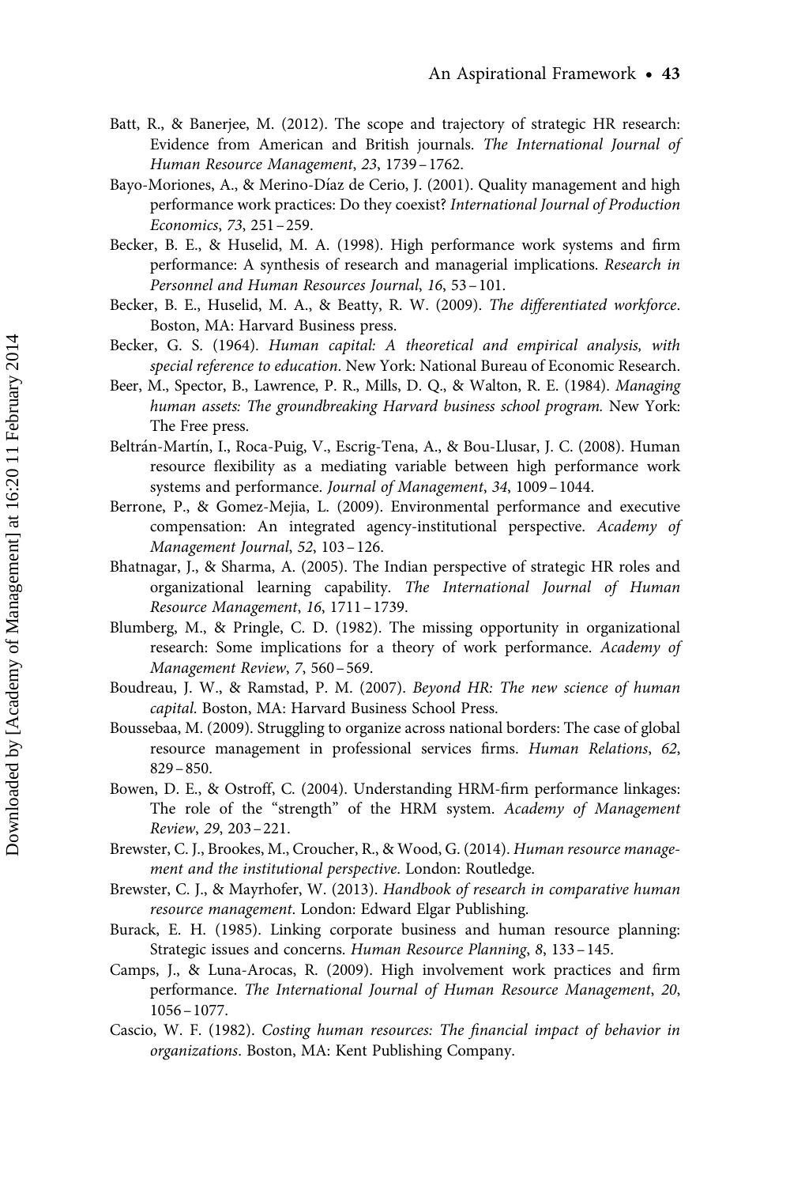Batt, R., & Banerjee, M. (2012). The scope and trajectory of strategic HR research: Evidence from American and British journals. *The International Journal of Human Resource Management*, *23*, 1739–1762.

Bayo-Moriones, A., & Merino-Díaz de Cerio, J. (2001). Quality management and high performance work practices: Do they coexist? *International Journal of Production Economics*, *73*, 251–259.

Becker, B. E., & Huselid, M. A. (1998). High performance work systems and firm performance: A synthesis of research and managerial implications. *Research in Personnel and Human Resources Journal*, *16*, 53–101.

Becker, B. E., Huselid, M. A., & Beatty, R. W. (2009). *The differentiated workforce*. Boston, MA: Harvard Business press.

Becker, G. S. (1964). *Human capital: A theoretical and empirical analysis, with special reference to education*. New York: National Bureau of Economic Research.

Beer, M., Spector, B., Lawrence, P. R., Mills, D. Q., & Walton, R. E. (1984). *Managing human assets: The groundbreaking Harvard business school program.* New York: The Free press.

Beltrán-Martín, I., Roca-Puig, V., Escrig-Tena, A., & Bou-Llusar, J. C. (2008). Human resource flexibility as a mediating variable between high performance work systems and performance. *Journal of Management*, *34*, 1009–1044.

Berrone, P., & Gomez-Mejia, L. (2009). Environmental performance and executive compensation: An integrated agency-institutional perspective. *Academy of Management Journal*, *52*, 103–126.

Bhatnagar, J., & Sharma, A. (2005). The Indian perspective of strategic HR roles and organizational learning capability. *The International Journal of Human Resource Management*, *16*, 1711–1739.

Blumberg, M., & Pringle, C. D. (1982). The missing opportunity in organizational research: Some implications for a theory of work performance. *Academy of Management Review*, *7*, 560–569.

Boudreau, J. W., & Ramstad, P. M. (2007). *Beyond HR: The new science of human capital*. Boston, MA: Harvard Business School Press.

Boussebaa, M. (2009). Struggling to organize across national borders: The case of global resource management in professional services firms. *Human Relations*, *62*, 829–850.

Bowen, D. E., & Ostroff, C. (2004). Understanding HRM-firm performance linkages: The role of the "strength" of the HRM system. *Academy of Management Review*, *29*, 203–221.

Brewster, C. J., Brookes, M., Croucher, R., & Wood, G. (2014). *Human resource management and the institutional perspective*. London: Routledge.

Brewster, C. J., & Mayrhofer, W. (2013). *Handbook of research in comparative human resource management*. London: Edward Elgar Publishing.

Burack, E. H. (1985). Linking corporate business and human resource planning: Strategic issues and concerns. *Human Resource Planning*, *8*, 133–145.

Camps, J., & Luna-Arocas, R. (2009). High involvement work practices and firm performance. *The International Journal of Human Resource Management*, *20*, 1056–1077.

Cascio, W. F. (1982). *Costing human resources: The financial impact of behavior in organizations*. Boston, MA: Kent Publishing Company.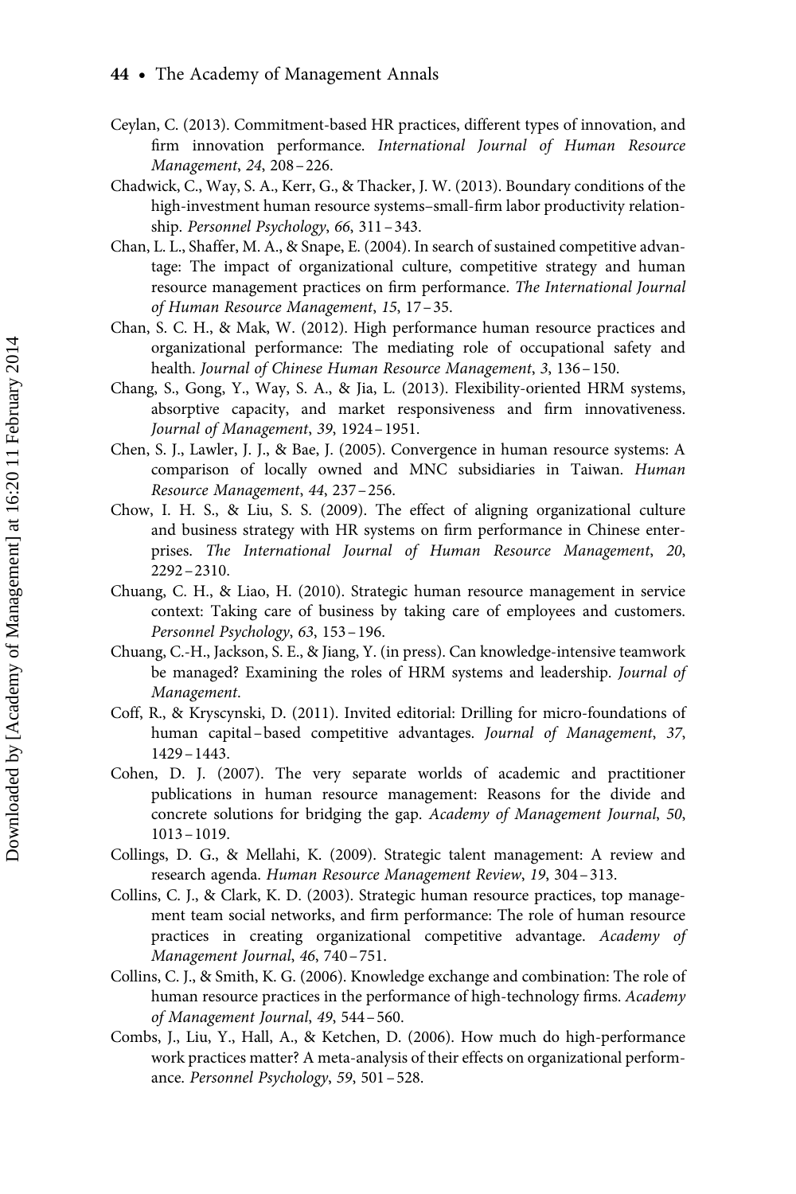Ceylan, C. (2013). Commitment-based HR practices, different types of innovation, and firm innovation performance. *International Journal of Human Resource Management*, *24*, 208–226.

Chadwick, C., Way, S. A., Kerr, G., & Thacker, J. W. (2013). Boundary conditions of the high-investment human resource systems–small-firm labor productivity relationship. *Personnel Psychology*, *66*, 311–343.

Chan, L. L., Shaffer, M. A., & Snape, E. (2004). In search of sustained competitive advantage: The impact of organizational culture, competitive strategy and human resource management practices on firm performance. *The International Journal of Human Resource Management*, *15*, 17–35.

Chan, S. C. H., & Mak, W. (2012). High performance human resource practices and organizational performance: The mediating role of occupational safety and health. *Journal of Chinese Human Resource Management*, *3*, 136–150.

Chang, S., Gong, Y., Way, S. A., & Jia, L. (2013). Flexibility-oriented HRM systems, absorptive capacity, and market responsiveness and firm innovativeness. *Journal of Management*, *39*, 1924–1951.

Chen, S. J., Lawler, J. J., & Bae, J. (2005). Convergence in human resource systems: A comparison of locally owned and MNC subsidiaries in Taiwan. *Human Resource Management*, *44*, 237–256.

Chow, I. H. S., & Liu, S. S. (2009). The effect of aligning organizational culture and business strategy with HR systems on firm performance in Chinese enterprises. *The International Journal of Human Resource Management*, *20*, 2292–2310.

Chuang, C. H., & Liao, H. (2010). Strategic human resource management in service context: Taking care of business by taking care of employees and customers. *Personnel Psychology*, *63*, 153–196.

Chuang, C.-H., Jackson, S. E., & Jiang, Y. (in press). Can knowledge-intensive teamwork be managed? Examining the roles of HRM systems and leadership. *Journal of Management*.

Coff, R., & Kryscynski, D. (2011). Invited editorial: Drilling for micro-foundations of human capital–based competitive advantages. *Journal of Management*, *37*, 1429–1443.

Cohen, D. J. (2007). The very separate worlds of academic and practitioner publications in human resource management: Reasons for the divide and concrete solutions for bridging the gap. *Academy of Management Journal*, *50*, 1013–1019.

Collings, D. G., & Mellahi, K. (2009). Strategic talent management: A review and research agenda. *Human Resource Management Review*, *19*, 304–313.

Collins, C. J., & Clark, K. D. (2003). Strategic human resource practices, top management team social networks, and firm performance: The role of human resource practices in creating organizational competitive advantage. *Academy of Management Journal*, *46*, 740–751.

Collins, C. J., & Smith, K. G. (2006). Knowledge exchange and combination: The role of human resource practices in the performance of high-technology firms. *Academy of Management Journal*, *49*, 544–560.

Combs, J., Liu, Y., Hall, A., & Ketchen, D. (2006). How much do high-performance work practices matter? A meta-analysis of their effects on organizational performance. *Personnel Psychology*, *59*, 501–528.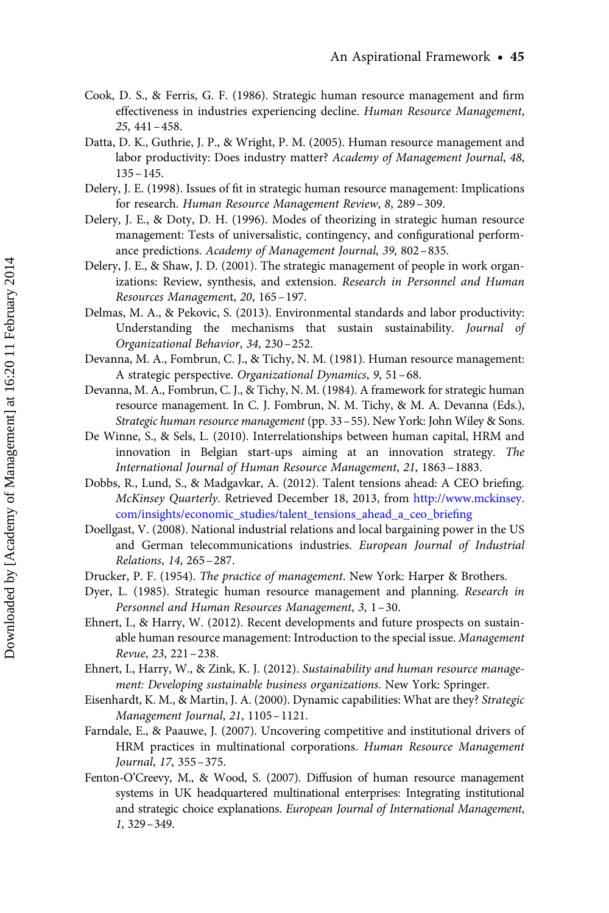Cook, D. S., & Ferris, G. F. (1986). Strategic human resource management and firm effectiveness in industries experiencing decline. *Human Resource Management*, *25*, 441–458.

Datta, D. K., Guthrie, J. P., & Wright, P. M. (2005). Human resource management and labor productivity: Does industry matter? *Academy of Management Journal*, *48*, 135–145.

Delery, J. E. (1998). Issues of fit in strategic human resource management: Implications for research. *Human Resource Management Review*, *8*, 289–309.

Delery, J. E., & Doty, D. H. (1996). Modes of theorizing in strategic human resource management: Tests of universalistic, contingency, and configurational performance predictions. *Academy of Management Journal*, *39*, 802–835.

Delery, J. E., & Shaw, J. D. (2001). The strategic management of people in work organizations: Review, synthesis, and extension. *Research in Personnel and Human Resources Management*, *20*, 165–197.

Delmas, M. A., & Pekovic, S. (2013). Environmental standards and labor productivity: Understanding the mechanisms that sustain sustainability. *Journal of Organizational Behavior*, *34*, 230–252.

Devanna, M. A., Fombrun, C. J., & Tichy, N. M. (1981). Human resource management: A strategic perspective. *Organizational Dynamics*, *9*, 51–68.

Devanna, M. A., Fombrun, C. J., & Tichy, N. M. (1984). A framework for strategic human resource management. In C. J. Fombrun, N. M. Tichy, & M. A. Devanna (Eds.), *Strategic human resource management* (pp. 33–55). New York: John Wiley & Sons.

De Winne, S., & Sels, L. (2010). Interrelationships between human capital, HRM and innovation in Belgian start-ups aiming at an innovation strategy. *The International Journal of Human Resource Management*, *21*, 1863–1883.

Dobbs, R., Lund, S., & Madgavkar, A. (2012). Talent tensions ahead: A CEO briefing. *McKinsey Quarterly*. Retrieved December 18, 2013, from http://www.mckinsey.com/insights/economic_studies/talent_tensions_ahead_a_ceo_briefing

Doellgast, V. (2008). National industrial relations and local bargaining power in the US and German telecommunications industries. *European Journal of Industrial Relations*, *14*, 265–287.

Drucker, P. F. (1954). *The practice of management*. New York: Harper & Brothers.

Dyer, L. (1985). Strategic human resource management and planning. *Research in Personnel and Human Resources Management*, *3*, 1–30.

Ehnert, I., & Harry, W. (2012). Recent developments and future prospects on sustainable human resource management: Introduction to the special issue. *Management Revue*, *23*, 221–238.

Ehnert, I., Harry, W., & Zink, K. J. (2012). *Sustainability and human resource management: Developing sustainable business organizations*. New York: Springer.

Eisenhardt, K. M., & Martin, J. A. (2000). Dynamic capabilities: What are they? *Strategic Management Journal*, *21*, 1105–1121.

Farndale, E., & Paauwe, J. (2007). Uncovering competitive and institutional drivers of HRM practices in multinational corporations. *Human Resource Management Journal*, *17*, 355–375.

Fenton-O'Creevy, M., & Wood, S. (2007). Diffusion of human resource management systems in UK headquartered multinational enterprises: Integrating institutional and strategic choice explanations. *European Journal of International Management*, *1*, 329–349.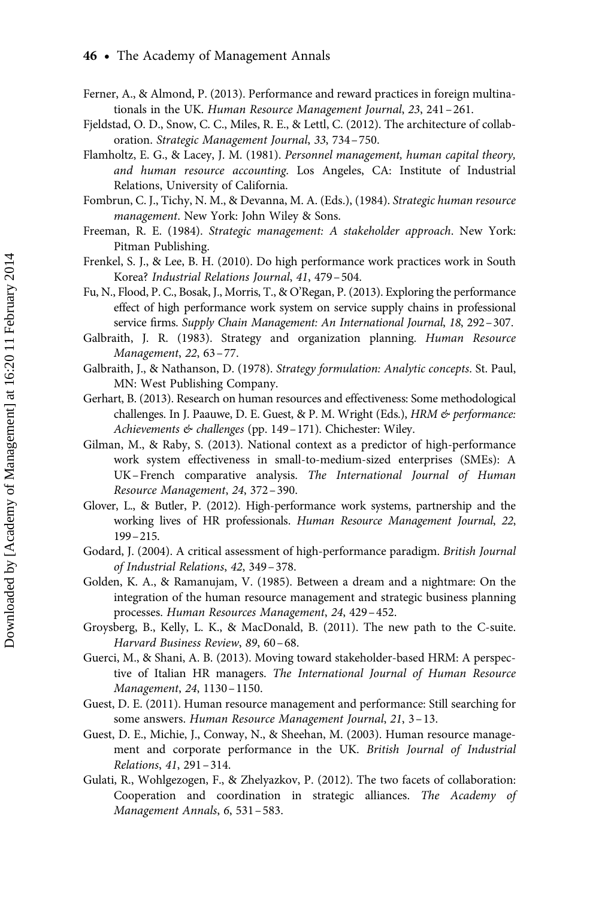Ferner, A., & Almond, P. (2013). Performance and reward practices in foreign multinationals in the UK. *Human Resource Management Journal*, *23*, 241–261.

Fjeldstad, O. D., Snow, C. C., Miles, R. E., & Lettl, C. (2012). The architecture of collaboration. *Strategic Management Journal*, *33*, 734–750.

Flamholtz, E. G., & Lacey, J. M. (1981). *Personnel management, human capital theory, and human resource accounting*. Los Angeles, CA: Institute of Industrial Relations, University of California.

Fombrun, C. J., Tichy, N. M., & Devanna, M. A. (Eds.), (1984). *Strategic human resource management*. New York: John Wiley & Sons.

Freeman, R. E. (1984). *Strategic management: A stakeholder approach*. New York: Pitman Publishing.

Frenkel, S. J., & Lee, B. H. (2010). Do high performance work practices work in South Korea? *Industrial Relations Journal*, *41*, 479–504.

Fu, N., Flood, P. C., Bosak, J., Morris, T., & O'Regan, P. (2013). Exploring the performance effect of high performance work system on service supply chains in professional service firms. *Supply Chain Management: An International Journal*, *18*, 292–307.

Galbraith, J. R. (1983). Strategy and organization planning. *Human Resource Management*, *22*, 63–77.

Galbraith, J., & Nathanson, D. (1978). *Strategy formulation: Analytic concepts*. St. Paul, MN: West Publishing Company.

Gerhart, B. (2013). Research on human resources and effectiveness: Some methodological challenges. In J. Paauwe, D. E. Guest, & P. M. Wright (Eds.), *HRM & performance: Achievements & challenges* (pp. 149–171). Chichester: Wiley.

Gilman, M., & Raby, S. (2013). National context as a predictor of high-performance work system effectiveness in small-to-medium-sized enterprises (SMEs): A UK–French comparative analysis. *The International Journal of Human Resource Management*, *24*, 372–390.

Glover, L., & Butler, P. (2012). High-performance work systems, partnership and the working lives of HR professionals. *Human Resource Management Journal*, *22*, 199–215.

Godard, J. (2004). A critical assessment of high-performance paradigm. *British Journal of Industrial Relations*, *42*, 349–378.

Golden, K. A., & Ramanujam, V. (1985). Between a dream and a nightmare: On the integration of the human resource management and strategic business planning processes. *Human Resources Management*, *24*, 429–452.

Groysberg, B., Kelly, L. K., & MacDonald, B. (2011). The new path to the C-suite. *Harvard Business Review*, *89*, 60–68.

Guerci, M., & Shani, A. B. (2013). Moving toward stakeholder-based HRM: A perspective of Italian HR managers. *The International Journal of Human Resource Management*, *24*, 1130–1150.

Guest, D. E. (2011). Human resource management and performance: Still searching for some answers. *Human Resource Management Journal*, *21*, 3–13.

Guest, D. E., Michie, J., Conway, N., & Sheehan, M. (2003). Human resource management and corporate performance in the UK. *British Journal of Industrial Relations*, *41*, 291–314.

Gulati, R., Wohlgezogen, F., & Zhelyazkov, P. (2012). The two facets of collaboration: Cooperation and coordination in strategic alliances. *The Academy of Management Annals*, *6*, 531–583.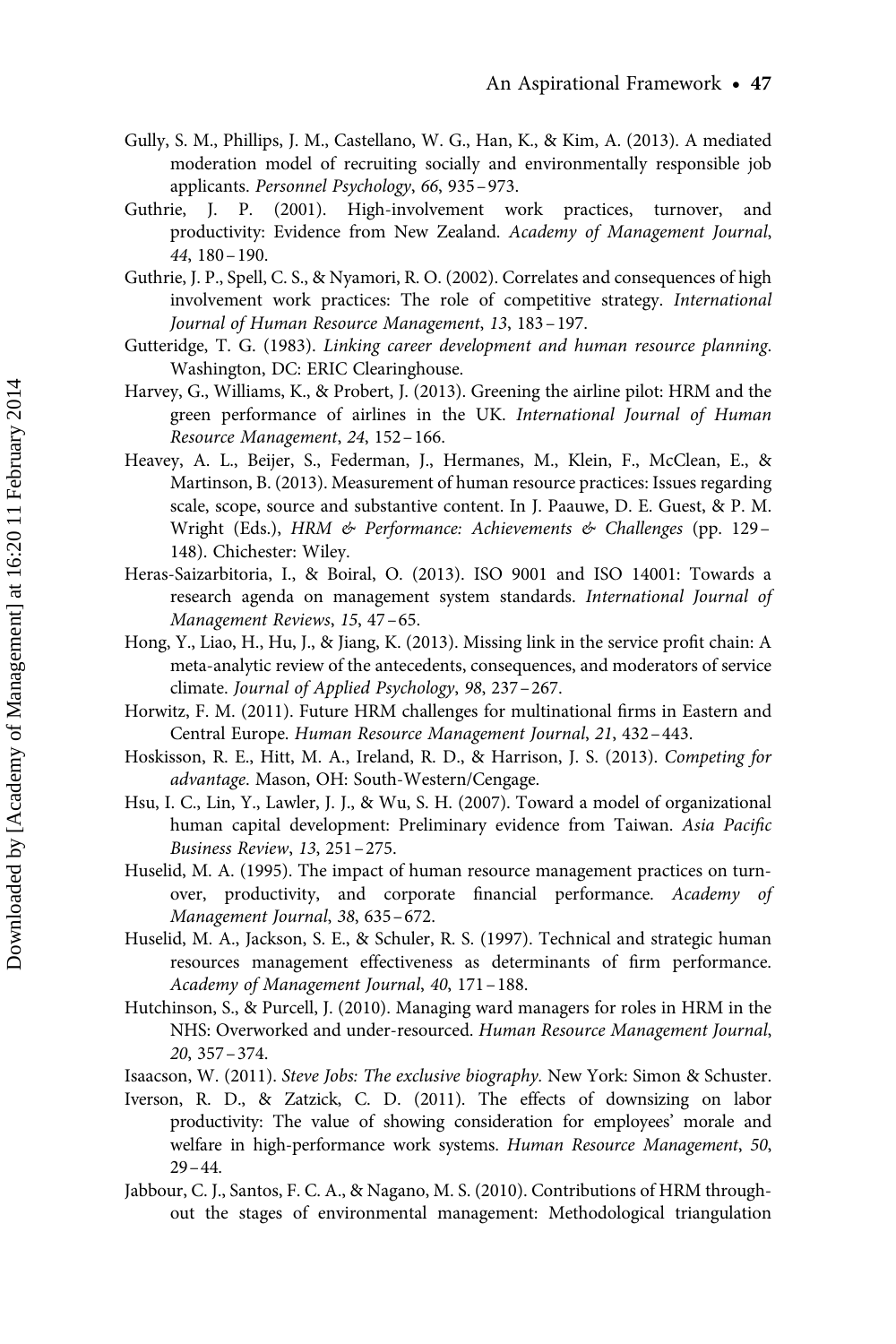Gully, S. M., Phillips, J. M., Castellano, W. G., Han, K., & Kim, A. (2013). A mediated moderation model of recruiting socially and environmentally responsible job applicants. *Personnel Psychology*, *66*, 935–973.

Guthrie, J. P. (2001). High-involvement work practices, turnover, and productivity: Evidence from New Zealand. *Academy of Management Journal*, *44*, 180–190.

Guthrie, J. P., Spell, C. S., & Nyamori, R. O. (2002). Correlates and consequences of high involvement work practices: The role of competitive strategy. *International Journal of Human Resource Management*, *13*, 183–197.

Gutteridge, T. G. (1983). *Linking career development and human resource planning*. Washington, DC: ERIC Clearinghouse.

Harvey, G., Williams, K., & Probert, J. (2013). Greening the airline pilot: HRM and the green performance of airlines in the UK. *International Journal of Human Resource Management*, *24*, 152–166.

Heavey, A. L., Beijer, S., Federman, J., Hermanes, M., Klein, F., McClean, E., & Martinson, B. (2013). Measurement of human resource practices: Issues regarding scale, scope, source and substantive content. In J. Paauwe, D. E. Guest, & P. M. Wright (Eds.), *HRM & Performance: Achievements & Challenges* (pp. 129–148). Chichester: Wiley.

Heras-Saizarbitoria, I., & Boiral, O. (2013). ISO 9001 and ISO 14001: Towards a research agenda on management system standards. *International Journal of Management Reviews*, *15*, 47–65.

Hong, Y., Liao, H., Hu, J., & Jiang, K. (2013). Missing link in the service profit chain: A meta-analytic review of the antecedents, consequences, and moderators of service climate. *Journal of Applied Psychology*, *98*, 237–267.

Horwitz, F. M. (2011). Future HRM challenges for multinational firms in Eastern and Central Europe. *Human Resource Management Journal*, *21*, 432–443.

Hoskisson, R. E., Hitt, M. A., Ireland, R. D., & Harrison, J. S. (2013). *Competing for advantage*. Mason, OH: South-Western/Cengage.

Hsu, I. C., Lin, Y., Lawler, J. J., & Wu, S. H. (2007). Toward a model of organizational human capital development: Preliminary evidence from Taiwan. *Asia Pacific Business Review*, *13*, 251–275.

Huselid, M. A. (1995). The impact of human resource management practices on turnover, productivity, and corporate financial performance. *Academy of Management Journal*, *38*, 635–672.

Huselid, M. A., Jackson, S. E., & Schuler, R. S. (1997). Technical and strategic human resources management effectiveness as determinants of firm performance. *Academy of Management Journal*, *40*, 171–188.

Hutchinson, S., & Purcell, J. (2010). Managing ward managers for roles in HRM in the NHS: Overworked and under-resourced. *Human Resource Management Journal*, *20*, 357–374.

Isaacson, W. (2011). *Steve Jobs: The exclusive biography*. New York: Simon & Schuster.

Iverson, R. D., & Zatzick, C. D. (2011). The effects of downsizing on labor productivity: The value of showing consideration for employees' morale and welfare in high-performance work systems. *Human Resource Management*, *50*, 29–44.

Jabbour, C. J., Santos, F. C. A., & Nagano, M. S. (2010). Contributions of HRM throughout the stages of environmental management: Methodological triangulation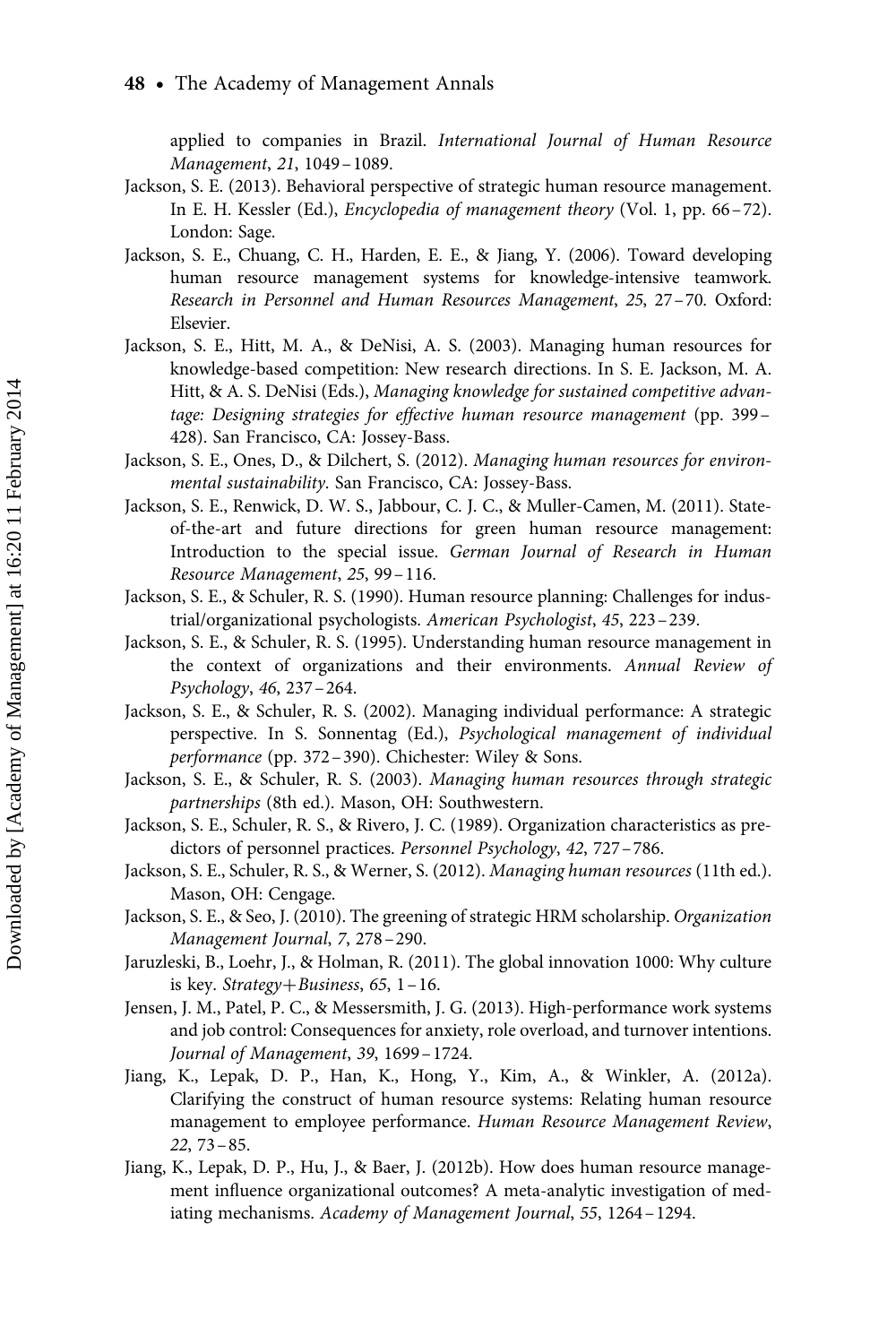applied to companies in Brazil. *International Journal of Human Resource Management*, *21*, 1049–1089.

Jackson, S. E. (2013). Behavioral perspective of strategic human resource management. In E. H. Kessler (Ed.), *Encyclopedia of management theory* (Vol. 1, pp. 66–72). London: Sage.

Jackson, S. E., Chuang, C. H., Harden, E. E., & Jiang, Y. (2006). Toward developing human resource management systems for knowledge-intensive teamwork. *Research in Personnel and Human Resources Management*, *25*, 27–70. Oxford: Elsevier.

Jackson, S. E., Hitt, M. A., & DeNisi, A. S. (2003). Managing human resources for knowledge-based competition: New research directions. In S. E. Jackson, M. A. Hitt, & A. S. DeNisi (Eds.), *Managing knowledge for sustained competitive advantage: Designing strategies for effective human resource management* (pp. 399–428). San Francisco, CA: Jossey-Bass.

Jackson, S. E., Ones, D., & Dilchert, S. (2012). *Managing human resources for environmental sustainability*. San Francisco, CA: Jossey-Bass.

Jackson, S. E., Renwick, D. W. S., Jabbour, C. J. C., & Muller-Camen, M. (2011). State-of-the-art and future directions for green human resource management: Introduction to the special issue. *German Journal of Research in Human Resource Management*, *25*, 99–116.

Jackson, S. E., & Schuler, R. S. (1990). Human resource planning: Challenges for industrial/organizational psychologists. *American Psychologist*, *45*, 223–239.

Jackson, S. E., & Schuler, R. S. (1995). Understanding human resource management in the context of organizations and their environments. *Annual Review of Psychology*, *46*, 237–264.

Jackson, S. E., & Schuler, R. S. (2002). Managing individual performance: A strategic perspective. In S. Sonnentag (Ed.), *Psychological management of individual performance* (pp. 372–390). Chichester: Wiley & Sons.

Jackson, S. E., & Schuler, R. S. (2003). *Managing human resources through strategic partnerships* (8th ed.). Mason, OH: Southwestern.

Jackson, S. E., Schuler, R. S., & Rivero, J. C. (1989). Organization characteristics as predictors of personnel practices. *Personnel Psychology*, *42*, 727–786.

Jackson, S. E., Schuler, R. S., & Werner, S. (2012). *Managing human resources* (11th ed.). Mason, OH: Cengage.

Jackson, S. E., & Seo, J. (2010). The greening of strategic HRM scholarship. *Organization Management Journal*, *7*, 278–290.

Jaruzleski, B., Loehr, J., & Holman, R. (2011). The global innovation 1000: Why culture is key. *Strategy+Business*, *65*, 1–16.

Jensen, J. M., Patel, P. C., & Messersmith, J. G. (2013). High-performance work systems and job control: Consequences for anxiety, role overload, and turnover intentions. *Journal of Management*, *39*, 1699–1724.

Jiang, K., Lepak, D. P., Han, K., Hong, Y., Kim, A., & Winkler, A. (2012a). Clarifying the construct of human resource systems: Relating human resource management to employee performance. *Human Resource Management Review*, *22*, 73–85.

Jiang, K., Lepak, D. P., Hu, J., & Baer, J. (2012b). How does human resource management influence organizational outcomes? A meta-analytic investigation of mediating mechanisms. *Academy of Management Journal*, *55*, 1264–1294.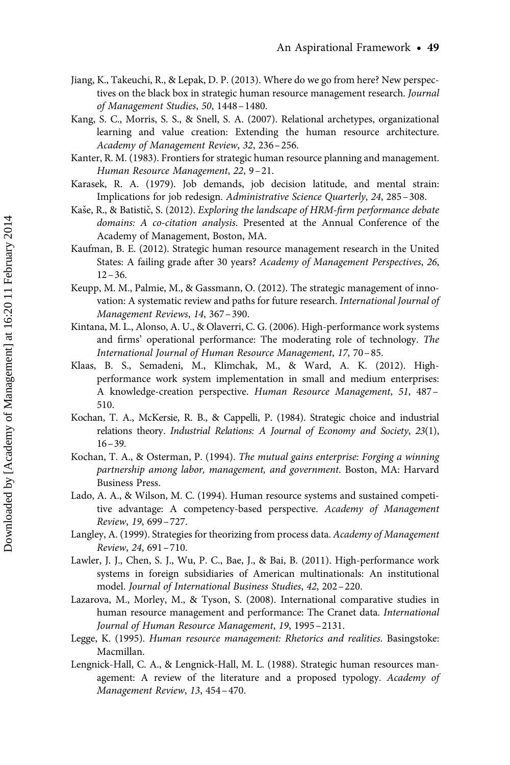Jiang, K., Takeuchi, R., & Lepak, D. P. (2013). Where do we go from here? New perspectives on the black box in strategic human resource management research. *Journal of Management Studies*, *50*, 1448–1480.

Kang, S. C., Morris, S. S., & Snell, S. A. (2007). Relational archetypes, organizational learning and value creation: Extending the human resource architecture. *Academy of Management Review*, *32*, 236–256.

Kanter, R. M. (1983). Frontiers for strategic human resource planning and management. *Human Resource Management*, *22*, 9–21.

Karasek, R. A. (1979). Job demands, job decision latitude, and mental strain: Implications for job redesign. *Administrative Science Quarterly*, *24*, 285–308.

Kaše, R., & Batistič, S. (2012). *Exploring the landscape of HRM-firm performance debate domains: A co-citation analysis*. Presented at the Annual Conference of the Academy of Management, Boston, MA.

Kaufman, B. E. (2012). Strategic human resource management research in the United States: A failing grade after 30 years? *Academy of Management Perspectives*, *26*, 12–36.

Keupp, M. M., Palmie, M., & Gassmann, O. (2012). The strategic management of innovation: A systematic review and paths for future research. *International Journal of Management Reviews*, *14*, 367–390.

Kintana, M. L., Alonso, A. U., & Olaverri, C. G. (2006). High-performance work systems and firms' operational performance: The moderating role of technology. *The International Journal of Human Resource Management*, *17*, 70–85.

Klaas, B. S., Semadeni, M., Klimchak, M., & Ward, A. K. (2012). High-performance work system implementation in small and medium enterprises: A knowledge-creation perspective. *Human Resource Management*, *51*, 487–510.

Kochan, T. A., McKersie, R. B., & Cappelli, P. (1984). Strategic choice and industrial relations theory. *Industrial Relations: A Journal of Economy and Society*, *23*(1), 16–39.

Kochan, T. A., & Osterman, P. (1994). *The mutual gains enterprise: Forging a winning partnership among labor, management, and government*. Boston, MA: Harvard Business Press.

Lado, A. A., & Wilson, M. C. (1994). Human resource systems and sustained competitive advantage: A competency-based perspective. *Academy of Management Review*, *19*, 699–727.

Langley, A. (1999). Strategies for theorizing from process data. *Academy of Management Review*, *24*, 691–710.

Lawler, J. J., Chen, S. J., Wu, P. C., Bae, J., & Bai, B. (2011). High-performance work systems in foreign subsidiaries of American multinationals: An institutional model. *Journal of International Business Studies*, *42*, 202–220.

Lazarova, M., Morley, M., & Tyson, S. (2008). International comparative studies in human resource management and performance: The Cranet data. *International Journal of Human Resource Management*, *19*, 1995–2131.

Legge, K. (1995). *Human resource management: Rhetorics and realities*. Basingstoke: Macmillan.

Lengnick-Hall, C. A., & Lengnick-Hall, M. L. (1988). Strategic human resources management: A review of the literature and a proposed typology. *Academy of Management Review*, *13*, 454–470.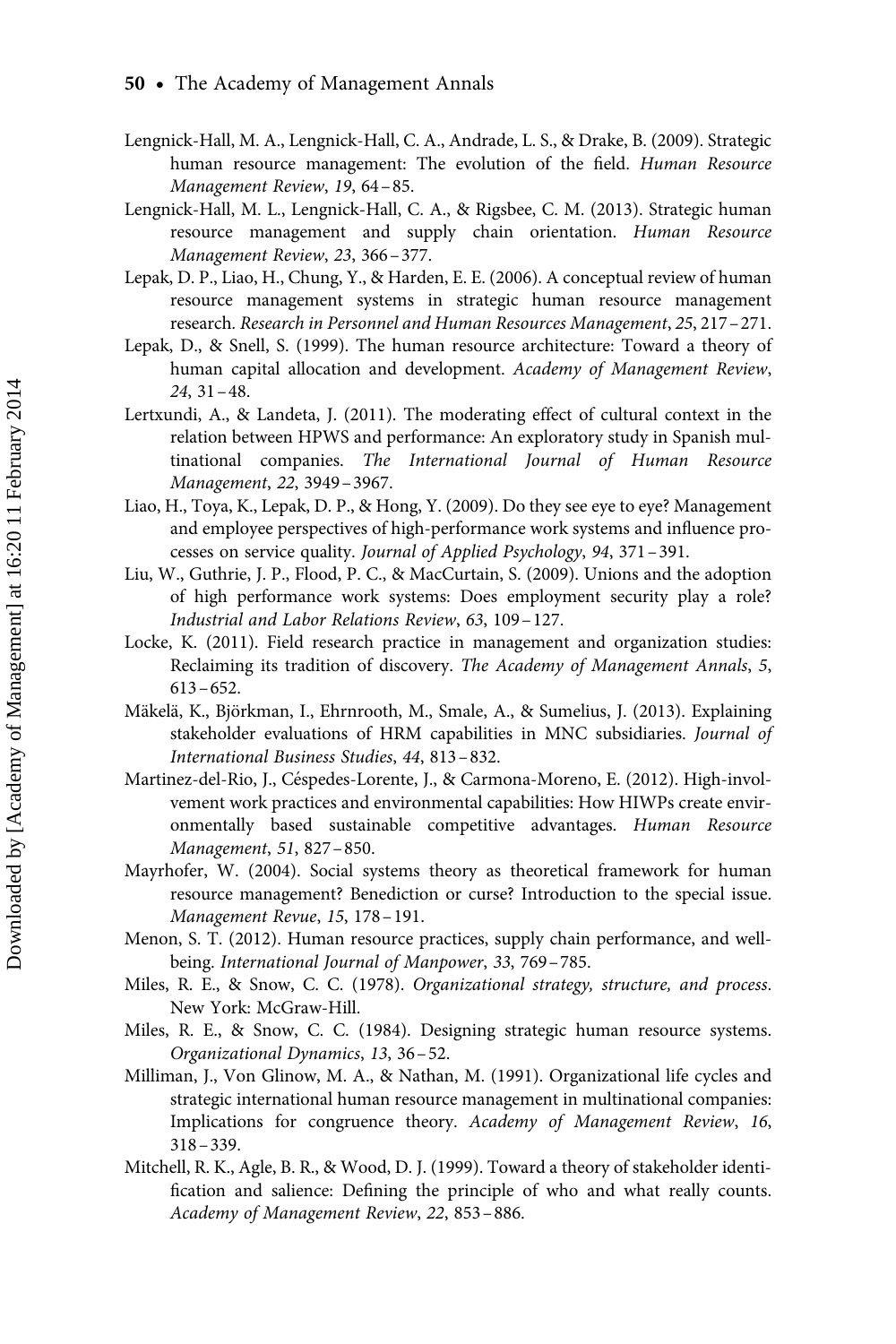Lengnick-Hall, M. A., Lengnick-Hall, C. A., Andrade, L. S., & Drake, B. (2009). Strategic human resource management: The evolution of the field. *Human Resource Management Review*, *19*, 64–85.

Lengnick-Hall, M. L., Lengnick-Hall, C. A., & Rigsbee, C. M. (2013). Strategic human resource management and supply chain orientation. *Human Resource Management Review*, *23*, 366–377.

Lepak, D. P., Liao, H., Chung, Y., & Harden, E. E. (2006). A conceptual review of human resource management systems in strategic human resource management research. *Research in Personnel and Human Resources Management*, *25*, 217–271.

Lepak, D., & Snell, S. (1999). The human resource architecture: Toward a theory of human capital allocation and development. *Academy of Management Review*, *24*, 31–48.

Lertxundi, A., & Landeta, J. (2011). The moderating effect of cultural context in the relation between HPWS and performance: An exploratory study in Spanish multinational companies. *The International Journal of Human Resource Management*, *22*, 3949–3967.

Liao, H., Toya, K., Lepak, D. P., & Hong, Y. (2009). Do they see eye to eye? Management and employee perspectives of high-performance work systems and influence processes on service quality. *Journal of Applied Psychology*, *94*, 371–391.

Liu, W., Guthrie, J. P., Flood, P. C., & MacCurtain, S. (2009). Unions and the adoption of high performance work systems: Does employment security play a role? *Industrial and Labor Relations Review*, *63*, 109–127.

Locke, K. (2011). Field research practice in management and organization studies: Reclaiming its tradition of discovery. *The Academy of Management Annals*, *5*, 613–652.

Mäkelä, K., Björkman, I., Ehrnrooth, M., Smale, A., & Sumelius, J. (2013). Explaining stakeholder evaluations of HRM capabilities in MNC subsidiaries. *Journal of International Business Studies*, *44*, 813–832.

Martinez-del-Rio, J., Céspedes-Lorente, J., & Carmona-Moreno, E. (2012). High-involvement work practices and environmental capabilities: How HIWPs create environmentally based sustainable competitive advantages. *Human Resource Management*, *51*, 827–850.

Mayrhofer, W. (2004). Social systems theory as theoretical framework for human resource management? Benediction or curse? Introduction to the special issue. *Management Revue*, *15*, 178–191.

Menon, S. T. (2012). Human resource practices, supply chain performance, and wellbeing. *International Journal of Manpower*, *33*, 769–785.

Miles, R. E., & Snow, C. C. (1978). *Organizational strategy, structure, and process*. New York: McGraw-Hill.

Miles, R. E., & Snow, C. C. (1984). Designing strategic human resource systems. *Organizational Dynamics*, *13*, 36–52.

Milliman, J., Von Glinow, M. A., & Nathan, M. (1991). Organizational life cycles and strategic international human resource management in multinational companies: Implications for congruence theory. *Academy of Management Review*, *16*, 318–339.

Mitchell, R. K., Agle, B. R., & Wood, D. J. (1999). Toward a theory of stakeholder identification and salience: Defining the principle of who and what really counts. *Academy of Management Review*, *22*, 853–886.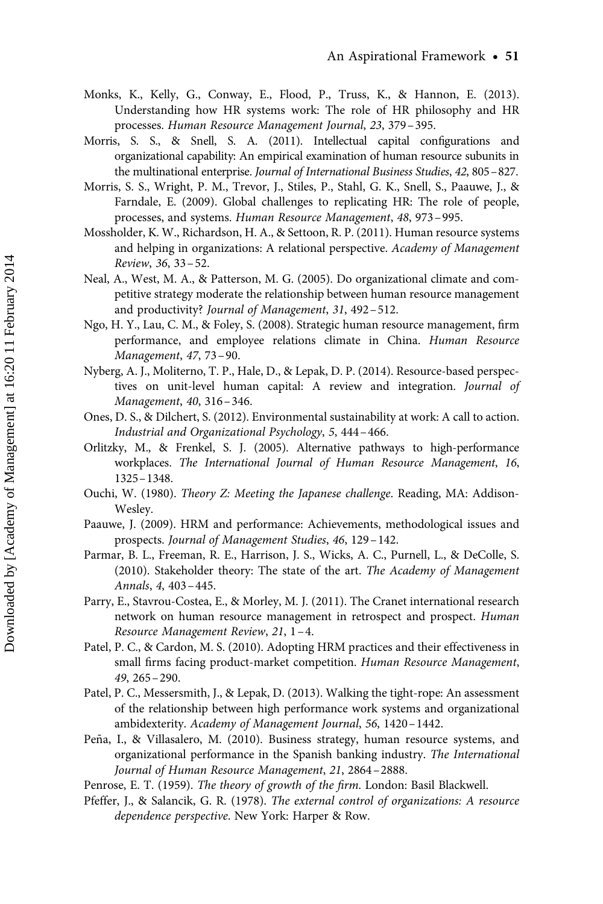Monks, K., Kelly, G., Conway, E., Flood, P., Truss, K., & Hannon, E. (2013). Understanding how HR systems work: The role of HR philosophy and HR processes. *Human Resource Management Journal*, *23*, 379–395.

Morris, S. S., & Snell, S. A. (2011). Intellectual capital configurations and organizational capability: An empirical examination of human resource subunits in the multinational enterprise. *Journal of International Business Studies*, *42*, 805–827.

Morris, S. S., Wright, P. M., Trevor, J., Stiles, P., Stahl, G. K., Snell, S., Paauwe, J., & Farndale, E. (2009). Global challenges to replicating HR: The role of people, processes, and systems. *Human Resource Management*, *48*, 973–995.

Mossholder, K. W., Richardson, H. A., & Settoon, R. P. (2011). Human resource systems and helping in organizations: A relational perspective. *Academy of Management Review*, *36*, 33–52.

Neal, A., West, M. A., & Patterson, M. G. (2005). Do organizational climate and competitive strategy moderate the relationship between human resource management and productivity? *Journal of Management*, *31*, 492–512.

Ngo, H. Y., Lau, C. M., & Foley, S. (2008). Strategic human resource management, firm performance, and employee relations climate in China. *Human Resource Management*, *47*, 73–90.

Nyberg, A. J., Moliterno, T. P., Hale, D., & Lepak, D. P. (2014). Resource-based perspectives on unit-level human capital: A review and integration. *Journal of Management*, *40*, 316–346.

Ones, D. S., & Dilchert, S. (2012). Environmental sustainability at work: A call to action. *Industrial and Organizational Psychology*, *5*, 444–466.

Orlitzky, M., & Frenkel, S. J. (2005). Alternative pathways to high-performance workplaces. *The International Journal of Human Resource Management*, *16*, 1325–1348.

Ouchi, W. (1980). *Theory Z: Meeting the Japanese challenge*. Reading, MA: Addison-Wesley.

Paauwe, J. (2009). HRM and performance: Achievements, methodological issues and prospects. *Journal of Management Studies*, *46*, 129–142.

Parmar, B. L., Freeman, R. E., Harrison, J. S., Wicks, A. C., Purnell, L., & DeColle, S. (2010). Stakeholder theory: The state of the art. *The Academy of Management Annals*, *4*, 403–445.

Parry, E., Stavrou-Costea, E., & Morley, M. J. (2011). The Cranet international research network on human resource management in retrospect and prospect. *Human Resource Management Review*, *21*, 1–4.

Patel, P. C., & Cardon, M. S. (2010). Adopting HRM practices and their effectiveness in small firms facing product-market competition. *Human Resource Management*, *49*, 265–290.

Patel, P. C., Messersmith, J., & Lepak, D. (2013). Walking the tight-rope: An assessment of the relationship between high performance work systems and organizational ambidexterity. *Academy of Management Journal*, *56*, 1420–1442.

Peña, I., & Villasalero, M. (2010). Business strategy, human resource systems, and organizational performance in the Spanish banking industry. *The International Journal of Human Resource Management*, *21*, 2864–2888.

Penrose, E. T. (1959). *The theory of growth of the firm*. London: Basil Blackwell.

Pfeffer, J., & Salancik, G. R. (1978). *The external control of organizations: A resource dependence perspective*. New York: Harper & Row.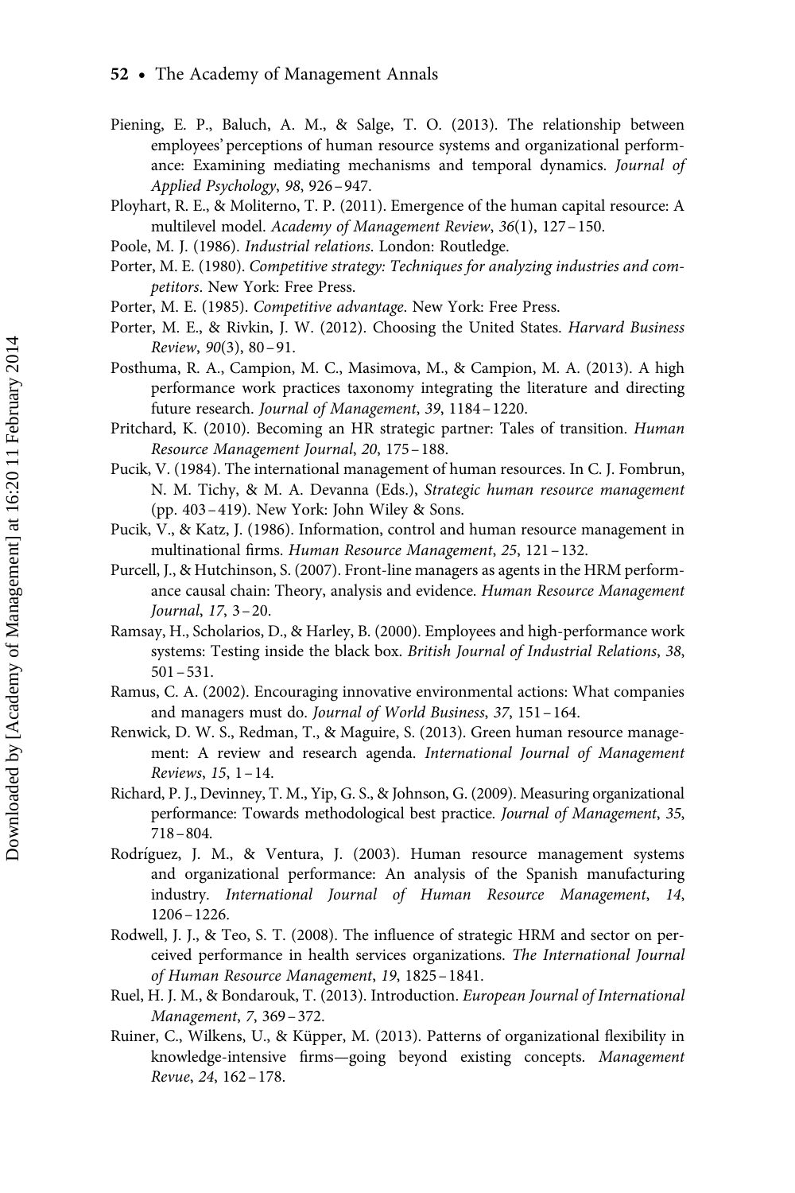Piening, E. P., Baluch, A. M., & Salge, T. O. (2013). The relationship between employees' perceptions of human resource systems and organizational performance: Examining mediating mechanisms and temporal dynamics. *Journal of Applied Psychology*, *98*, 926–947.

Ployhart, R. E., & Moliterno, T. P. (2011). Emergence of the human capital resource: A multilevel model. *Academy of Management Review*, *36*(1), 127–150.

Poole, M. J. (1986). *Industrial relations*. London: Routledge.

Porter, M. E. (1980). *Competitive strategy: Techniques for analyzing industries and competitors*. New York: Free Press.

Porter, M. E. (1985). *Competitive advantage*. New York: Free Press.

Porter, M. E., & Rivkin, J. W. (2012). Choosing the United States. *Harvard Business Review*, *90*(3), 80–91.

Posthuma, R. A., Campion, M. C., Masimova, M., & Campion, M. A. (2013). A high performance work practices taxonomy integrating the literature and directing future research. *Journal of Management*, *39*, 1184–1220.

Pritchard, K. (2010). Becoming an HR strategic partner: Tales of transition. *Human Resource Management Journal*, *20*, 175–188.

Pucik, V. (1984). The international management of human resources. In C. J. Fombrun, N. M. Tichy, & M. A. Devanna (Eds.), *Strategic human resource management* (pp. 403–419). New York: John Wiley & Sons.

Pucik, V., & Katz, J. (1986). Information, control and human resource management in multinational firms. *Human Resource Management*, *25*, 121–132.

Purcell, J., & Hutchinson, S. (2007). Front-line managers as agents in the HRM performance causal chain: Theory, analysis and evidence. *Human Resource Management Journal*, *17*, 3–20.

Ramsay, H., Scholarios, D., & Harley, B. (2000). Employees and high-performance work systems: Testing inside the black box. *British Journal of Industrial Relations*, *38*, 501–531.

Ramus, C. A. (2002). Encouraging innovative environmental actions: What companies and managers must do. *Journal of World Business*, *37*, 151–164.

Renwick, D. W. S., Redman, T., & Maguire, S. (2013). Green human resource management: A review and research agenda. *International Journal of Management Reviews*, *15*, 1–14.

Richard, P. J., Devinney, T. M., Yip, G. S., & Johnson, G. (2009). Measuring organizational performance: Towards methodological best practice. *Journal of Management*, *35*, 718–804.

Rodríguez, J. M., & Ventura, J. (2003). Human resource management systems and organizational performance: An analysis of the Spanish manufacturing industry. *International Journal of Human Resource Management*, *14*, 1206–1226.

Rodwell, J. J., & Teo, S. T. (2008). The influence of strategic HRM and sector on perceived performance in health services organizations. *The International Journal of Human Resource Management*, *19*, 1825–1841.

Ruel, H. J. M., & Bondarouk, T. (2013). Introduction. *European Journal of International Management*, *7*, 369–372.

Ruiner, C., Wilkens, U., & Küpper, M. (2013). Patterns of organizational flexibility in knowledge-intensive firms—going beyond existing concepts. *Management Revue*, *24*, 162–178.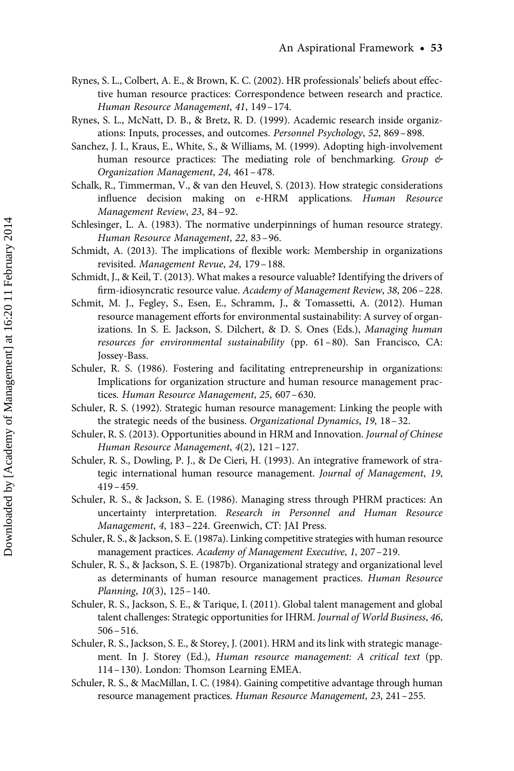Rynes, S. L., Colbert, A. E., & Brown, K. C. (2002). HR professionals' beliefs about effective human resource practices: Correspondence between research and practice. *Human Resource Management*, *41*, 149 – 174.

Rynes, S. L., McNatt, D. B., & Bretz, R. D. (1999). Academic research inside organizations: Inputs, processes, and outcomes. *Personnel Psychology*, *52*, 869 – 898.

Sanchez, J. I., Kraus, E., White, S., & Williams, M. (1999). Adopting high-involvement human resource practices: The mediating role of benchmarking. *Group & Organization Management*, *24*, 461 – 478.

Schalk, R., Timmerman, V., & van den Heuvel, S. (2013). How strategic considerations influence decision making on e-HRM applications. *Human Resource Management Review*, *23*, 84 – 92.

Schlesinger, L. A. (1983). The normative underpinnings of human resource strategy. *Human Resource Management*, *22*, 83 – 96.

Schmidt, A. (2013). The implications of flexible work: Membership in organizations revisited. *Management Revue*, *24*, 179 – 188.

Schmidt, J., & Keil, T. (2013). What makes a resource valuable? Identifying the drivers of firm-idiosyncratic resource value. *Academy of Management Review*, *38*, 206 – 228.

Schmit, M. J., Fegley, S., Esen, E., Schramm, J., & Tomassetti, A. (2012). Human resource management efforts for environmental sustainability: A survey of organizations. In S. E. Jackson, S. Dilchert, & D. S. Ones (Eds.), *Managing human resources for environmental sustainability* (pp. 61 – 80). San Francisco, CA: Jossey-Bass.

Schuler, R. S. (1986). Fostering and facilitating entrepreneurship in organizations: Implications for organization structure and human resource management practices. *Human Resource Management*, *25*, 607 – 630.

Schuler, R. S. (1992). Strategic human resource management: Linking the people with the strategic needs of the business. *Organizational Dynamics*, *19*, 18 – 32.

Schuler, R. S. (2013). Opportunities abound in HRM and Innovation. *Journal of Chinese Human Resource Management*, *4*(2), 121 – 127.

Schuler, R. S., Dowling, P. J., & De Cieri, H. (1993). An integrative framework of strategic international human resource management. *Journal of Management*, *19*, 419 – 459.

Schuler, R. S., & Jackson, S. E. (1986). Managing stress through PHRM practices: An uncertainty interpretation. *Research in Personnel and Human Resource Management*, *4*, 183 – 224. Greenwich, CT: JAI Press.

Schuler, R. S., & Jackson, S. E. (1987a). Linking competitive strategies with human resource management practices. *Academy of Management Executive*, *1*, 207 – 219.

Schuler, R. S., & Jackson, S. E. (1987b). Organizational strategy and organizational level as determinants of human resource management practices. *Human Resource Planning*, *10*(3), 125 – 140.

Schuler, R. S., Jackson, S. E., & Tarique, I. (2011). Global talent management and global talent challenges: Strategic opportunities for IHRM. *Journal of World Business*, *46*, 506 – 516.

Schuler, R. S., Jackson, S. E., & Storey, J. (2001). HRM and its link with strategic management. In J. Storey (Ed.), *Human resource management: A critical text* (pp. 114 – 130). London: Thomson Learning EMEA.

Schuler, R. S., & MacMillan, I. C. (1984). Gaining competitive advantage through human resource management practices. *Human Resource Management*, *23*, 241 – 255.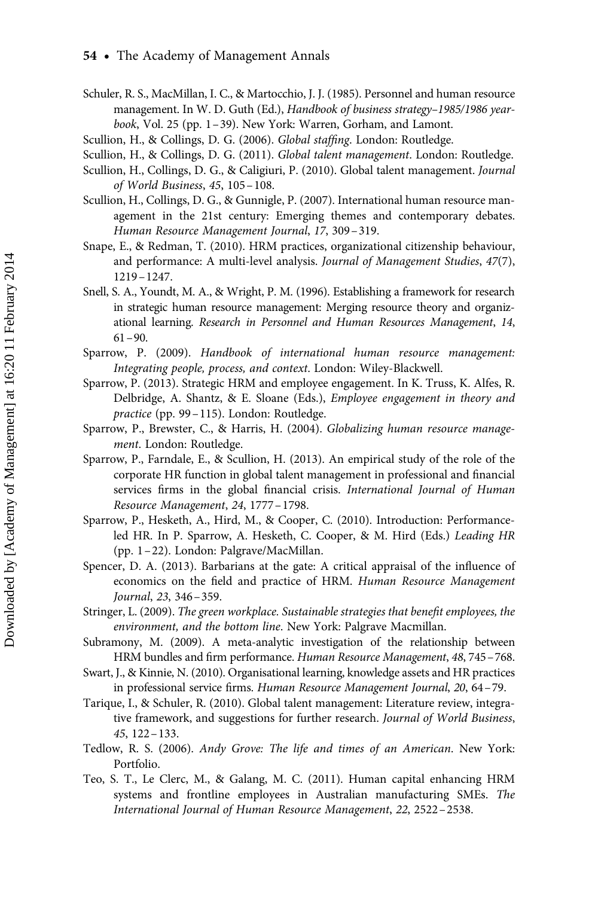Schuler, R. S., MacMillan, I. C., & Martocchio, J. J. (1985). Personnel and human resource management. In W. D. Guth (Ed.), *Handbook of business strategy–1985/1986 yearbook*, Vol. 25 (pp. 1–39). New York: Warren, Gorham, and Lamont.

Scullion, H., & Collings, D. G. (2006). *Global staffing*. London: Routledge.

Scullion, H., & Collings, D. G. (2011). *Global talent management*. London: Routledge.

Scullion, H., Collings, D. G., & Caligiuri, P. (2010). Global talent management. *Journal of World Business*, *45*, 105–108.

Scullion, H., Collings, D. G., & Gunnigle, P. (2007). International human resource management in the 21st century: Emerging themes and contemporary debates. *Human Resource Management Journal*, *17*, 309–319.

Snape, E., & Redman, T. (2010). HRM practices, organizational citizenship behaviour, and performance: A multi-level analysis. *Journal of Management Studies*, *47*(7), 1219–1247.

Snell, S. A., Youndt, M. A., & Wright, P. M. (1996). Establishing a framework for research in strategic human resource management: Merging resource theory and organizational learning. *Research in Personnel and Human Resources Management*, *14*, 61–90.

Sparrow, P. (2009). *Handbook of international human resource management: Integrating people, process, and context*. London: Wiley-Blackwell.

Sparrow, P. (2013). Strategic HRM and employee engagement. In K. Truss, K. Alfes, R. Delbridge, A. Shantz, & E. Sloane (Eds.), *Employee engagement in theory and practice* (pp. 99–115). London: Routledge.

Sparrow, P., Brewster, C., & Harris, H. (2004). *Globalizing human resource management*. London: Routledge.

Sparrow, P., Farndale, E., & Scullion, H. (2013). An empirical study of the role of the corporate HR function in global talent management in professional and financial services firms in the global financial crisis. *International Journal of Human Resource Management*, *24*, 1777–1798.

Sparrow, P., Hesketh, A., Hird, M., & Cooper, C. (2010). Introduction: Performance-led HR. In P. Sparrow, A. Hesketh, C. Cooper, & M. Hird (Eds.) *Leading HR* (pp. 1–22). London: Palgrave/MacMillan.

Spencer, D. A. (2013). Barbarians at the gate: A critical appraisal of the influence of economics on the field and practice of HRM. *Human Resource Management Journal*, *23*, 346–359.

Stringer, L. (2009). *The green workplace. Sustainable strategies that benefit employees, the environment, and the bottom line*. New York: Palgrave Macmillan.

Subramony, M. (2009). A meta-analytic investigation of the relationship between HRM bundles and firm performance. *Human Resource Management*, *48*, 745–768.

Swart, J., & Kinnie, N. (2010). Organisational learning, knowledge assets and HR practices in professional service firms. *Human Resource Management Journal*, *20*, 64–79.

Tarique, I., & Schuler, R. (2010). Global talent management: Literature review, integrative framework, and suggestions for further research. *Journal of World Business*, *45*, 122–133.

Tedlow, R. S. (2006). *Andy Grove: The life and times of an American*. New York: Portfolio.

Teo, S. T., Le Clerc, M., & Galang, M. C. (2011). Human capital enhancing HRM systems and frontline employees in Australian manufacturing SMEs. *The International Journal of Human Resource Management*, *22*, 2522–2538.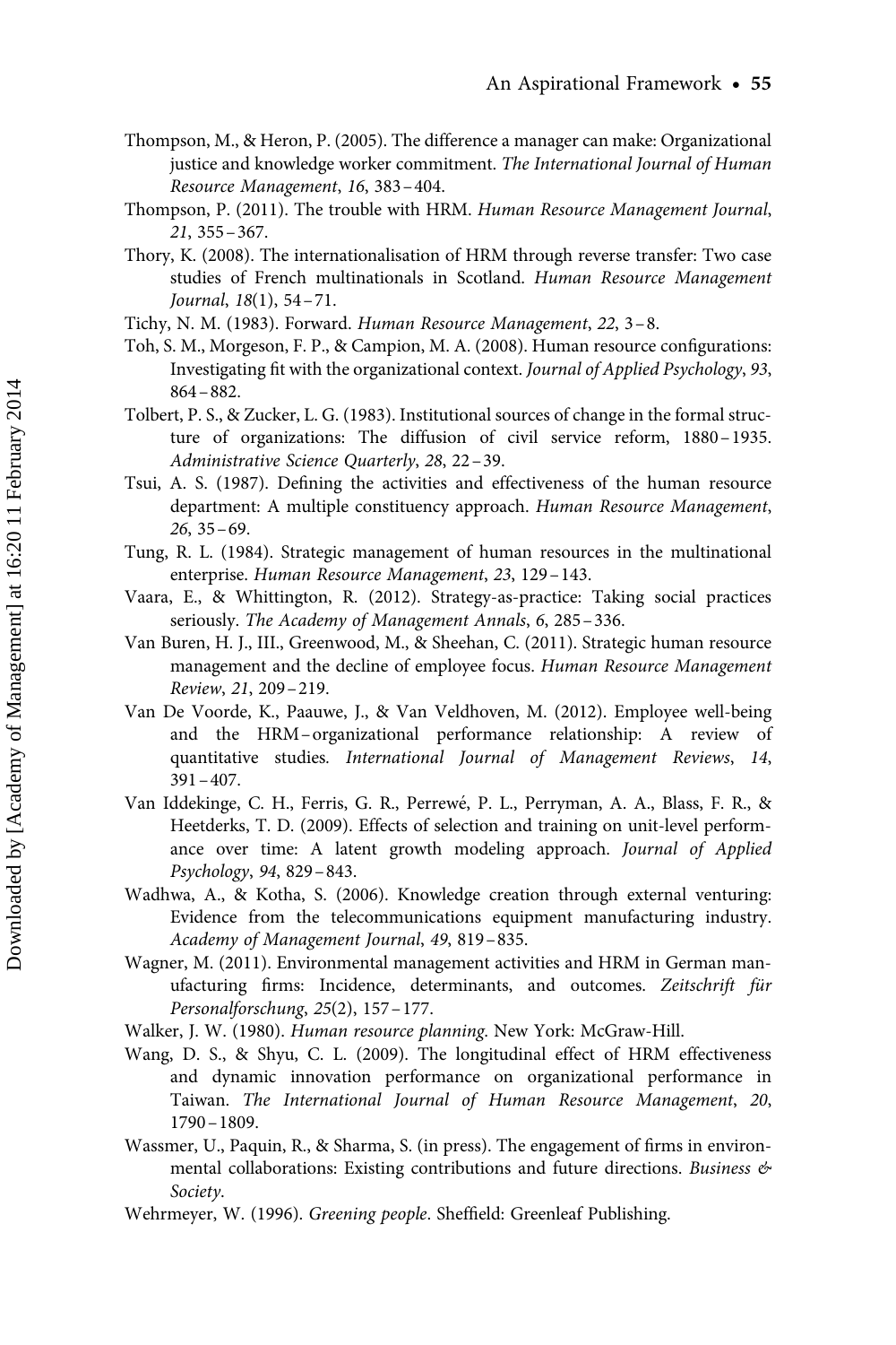Thompson, M., & Heron, P. (2005). The difference a manager can make: Organizational justice and knowledge worker commitment. *The International Journal of Human Resource Management*, *16*, 383 – 404.

Thompson, P. (2011). The trouble with HRM. *Human Resource Management Journal*, *21*, 355 – 367.

Thory, K. (2008). The internationalisation of HRM through reverse transfer: Two case studies of French multinationals in Scotland. *Human Resource Management Journal*, *18*(1), 54 – 71.

Tichy, N. M. (1983). Forward. *Human Resource Management*, *22*, 3 – 8.

Toh, S. M., Morgeson, F. P., & Campion, M. A. (2008). Human resource configurations: Investigating fit with the organizational context. *Journal of Applied Psychology*, *93*, 864 – 882.

Tolbert, P. S., & Zucker, L. G. (1983). Institutional sources of change in the formal structure of organizations: The diffusion of civil service reform, 1880 – 1935. *Administrative Science Quarterly*, *28*, 22 – 39.

Tsui, A. S. (1987). Defining the activities and effectiveness of the human resource department: A multiple constituency approach. *Human Resource Management*, *26*, 35 – 69.

Tung, R. L. (1984). Strategic management of human resources in the multinational enterprise. *Human Resource Management*, *23*, 129 – 143.

Vaara, E., & Whittington, R. (2012). Strategy-as-practice: Taking social practices seriously. *The Academy of Management Annals*, *6*, 285 – 336.

Van Buren, H. J., III., Greenwood, M., & Sheehan, C. (2011). Strategic human resource management and the decline of employee focus. *Human Resource Management Review*, *21*, 209 – 219.

Van De Voorde, K., Paauwe, J., & Van Veldhoven, M. (2012). Employee well-being and the HRM – organizational performance relationship: A review of quantitative studies. *International Journal of Management Reviews*, *14*, 391 – 407.

Van Iddekinge, C. H., Ferris, G. R., Perrewé, P. L., Perryman, A. A., Blass, F. R., & Heetderks, T. D. (2009). Effects of selection and training on unit-level performance over time: A latent growth modeling approach. *Journal of Applied Psychology*, *94*, 829 – 843.

Wadhwa, A., & Kotha, S. (2006). Knowledge creation through external venturing: Evidence from the telecommunications equipment manufacturing industry. *Academy of Management Journal*, *49*, 819 – 835.

Wagner, M. (2011). Environmental management activities and HRM in German manufacturing firms: Incidence, determinants, and outcomes. *Zeitschrift für Personalforschung*, *25*(2), 157 – 177.

Walker, J. W. (1980). *Human resource planning*. New York: McGraw-Hill.

Wang, D. S., & Shyu, C. L. (2009). The longitudinal effect of HRM effectiveness and dynamic innovation performance on organizational performance in Taiwan. *The International Journal of Human Resource Management*, *20*, 1790 – 1809.

Wassmer, U., Paquin, R., & Sharma, S. (in press). The engagement of firms in environmental collaborations: Existing contributions and future directions. *Business & Society*.

Wehrmeyer, W. (1996). *Greening people*. Sheffield: Greenleaf Publishing.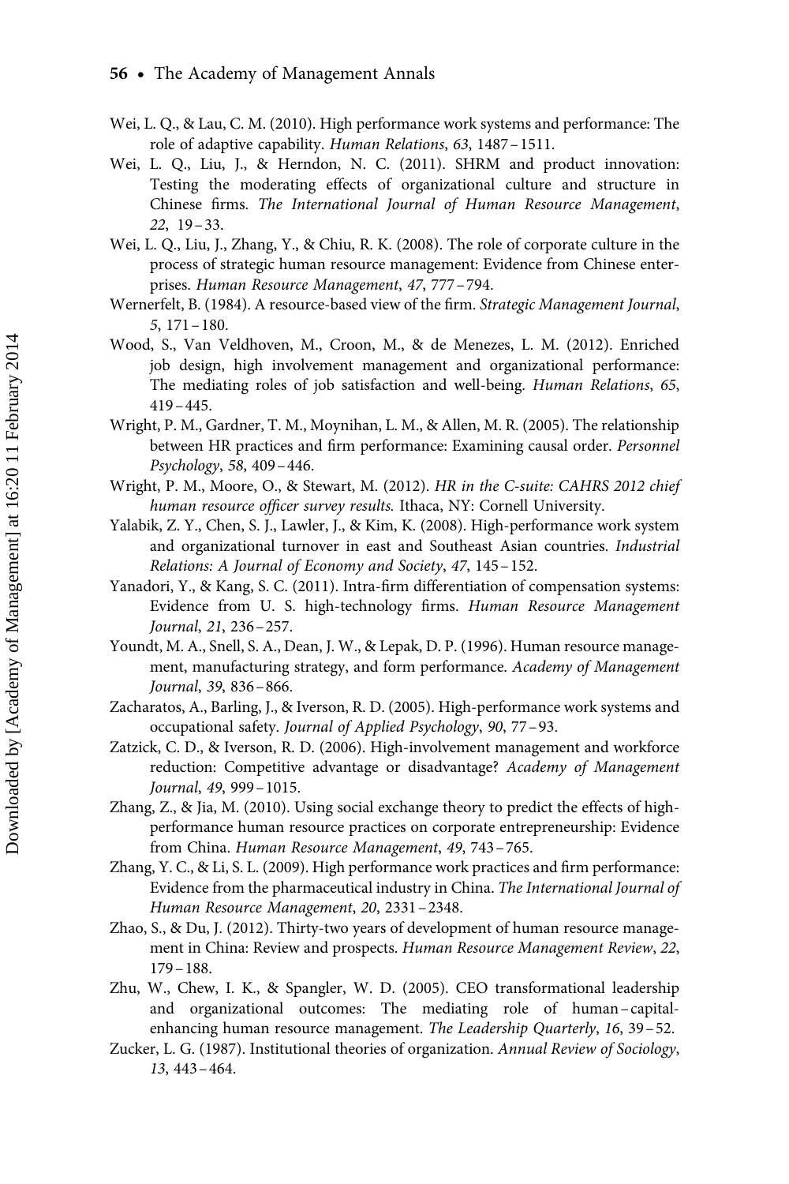Wei, L. Q., & Lau, C. M. (2010). High performance work systems and performance: The role of adaptive capability. *Human Relations*, *63*, 1487–1511.

Wei, L. Q., Liu, J., & Herndon, N. C. (2011). SHRM and product innovation: Testing the moderating effects of organizational culture and structure in Chinese firms. *The International Journal of Human Resource Management*, *22*, 19–33.

Wei, L. Q., Liu, J., Zhang, Y., & Chiu, R. K. (2008). The role of corporate culture in the process of strategic human resource management: Evidence from Chinese enterprises. *Human Resource Management*, *47*, 777–794.

Wernerfelt, B. (1984). A resource-based view of the firm. *Strategic Management Journal*, *5*, 171–180.

Wood, S., Van Veldhoven, M., Croon, M., & de Menezes, L. M. (2012). Enriched job design, high involvement management and organizational performance: The mediating roles of job satisfaction and well-being. *Human Relations*, *65*, 419–445.

Wright, P. M., Gardner, T. M., Moynihan, L. M., & Allen, M. R. (2005). The relationship between HR practices and firm performance: Examining causal order. *Personnel Psychology*, *58*, 409–446.

Wright, P. M., Moore, O., & Stewart, M. (2012). *HR in the C-suite: CAHRS 2012 chief human resource officer survey results.* Ithaca, NY: Cornell University.

Yalabik, Z. Y., Chen, S. J., Lawler, J., & Kim, K. (2008). High-performance work system and organizational turnover in east and Southeast Asian countries. *Industrial Relations: A Journal of Economy and Society*, *47*, 145–152.

Yanadori, Y., & Kang, S. C. (2011). Intra-firm differentiation of compensation systems: Evidence from U. S. high-technology firms. *Human Resource Management Journal*, *21*, 236–257.

Youndt, M. A., Snell, S. A., Dean, J. W., & Lepak, D. P. (1996). Human resource management, manufacturing strategy, and form performance. *Academy of Management Journal*, *39*, 836–866.

Zacharatos, A., Barling, J., & Iverson, R. D. (2005). High-performance work systems and occupational safety. *Journal of Applied Psychology*, *90*, 77–93.

Zatzick, C. D., & Iverson, R. D. (2006). High-involvement management and workforce reduction: Competitive advantage or disadvantage? *Academy of Management Journal*, *49*, 999–1015.

Zhang, Z., & Jia, M. (2010). Using social exchange theory to predict the effects of high-performance human resource practices on corporate entrepreneurship: Evidence from China. *Human Resource Management*, *49*, 743–765.

Zhang, Y. C., & Li, S. L. (2009). High performance work practices and firm performance: Evidence from the pharmaceutical industry in China. *The International Journal of Human Resource Management*, *20*, 2331–2348.

Zhao, S., & Du, J. (2012). Thirty-two years of development of human resource management in China: Review and prospects. *Human Resource Management Review*, *22*, 179–188.

Zhu, W., Chew, I. K., & Spangler, W. D. (2005). CEO transformational leadership and organizational outcomes: The mediating role of human–capital-enhancing human resource management. *The Leadership Quarterly*, *16*, 39–52.

Zucker, L. G. (1987). Institutional theories of organization. *Annual Review of Sociology*, *13*, 443–464.